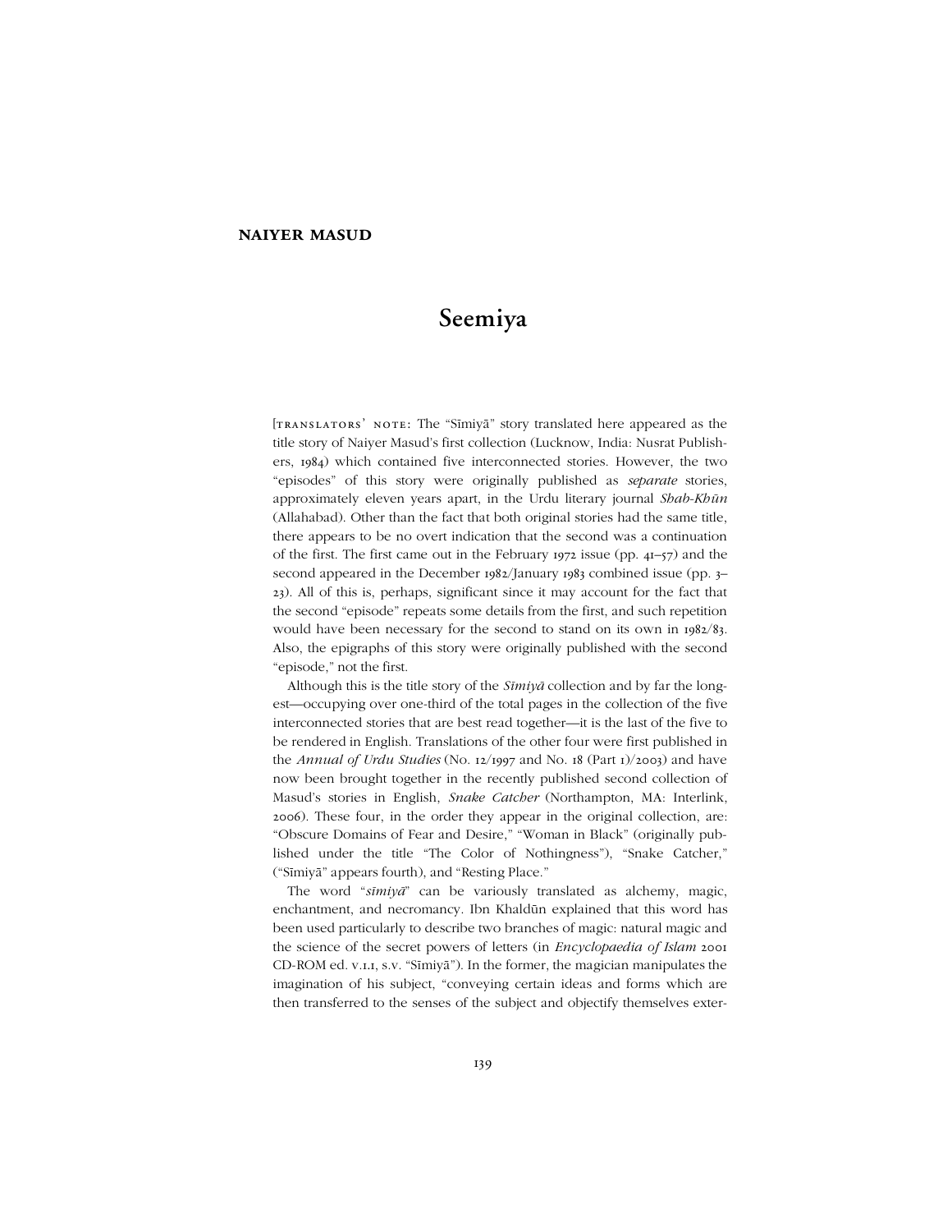**NAIYER MASUD**

# Seemiya

[TRANSLATORS' NOTE: The "Sīmiyā" story translated here appeared as the title story of Naiyer Masud's first collection (Lucknow, India: Nusrat Publishers, 1984) which contained five interconnected stories. However, the two "episodes" of this story were originally published as *separate* stories, approximately eleven years apart, in the Urdu literary journal *Shab-Khūn* (Allahabad). Other than the fact that both original stories had the same title, there appears to be no overt indication that the second was a continuation of the first. The first came out in the February 1972 issue (pp. 41–57) and the second appeared in the December 1982/January 1983 combined issue (pp. 3–23). All of this is, perhaps, significant since it may account for the fact that the second "episode" repeats some details from the first, and such repetition would have been necessary for the second to stand on its own in 1982/83. Also, the epigraphs of this story were originally published with the second "episode," not the first.

Although this is the title story of the *Sīmiyā* collection and by far the longest—occupying over one-third of the total pages in the collection of the five interconnected stories that are best read together—it is the last of the five to be rendered in English. Translations of the other four were first published in the *Annual of Urdu Studies* (No. 12/1997 and No. 18 (Part 1)/2003) and have now been brought together in the recently published second collection of Masud's stories in English, *Snake Catcher* (Northampton, MA: Interlink, 2006). These four, in the order they appear in the original collection, are: "Obscure Domains of Fear and Desire," "Woman in Black" (originally published under the title "The Color of Nothingness"), "Snake Catcher," ("Sīmiyā" appears fourth), and "Resting Place."

The word "*sīmiyā*" can be variously translated as alchemy, magic, enchantment, and necromancy. Ibn Khaldūn explained that this word has been used particularly to describe two branches of magic: natural magic and the science of the secret powers of letters (in *Encyclopaedia of Islam* 2001 CD-ROM ed. v.1.1, s.v. "Sīmiyā"). In the former, the magician manipulates the imagination of his subject, "conveying certain ideas and forms which are then transferred to the senses of the subject and objectify themselves exter-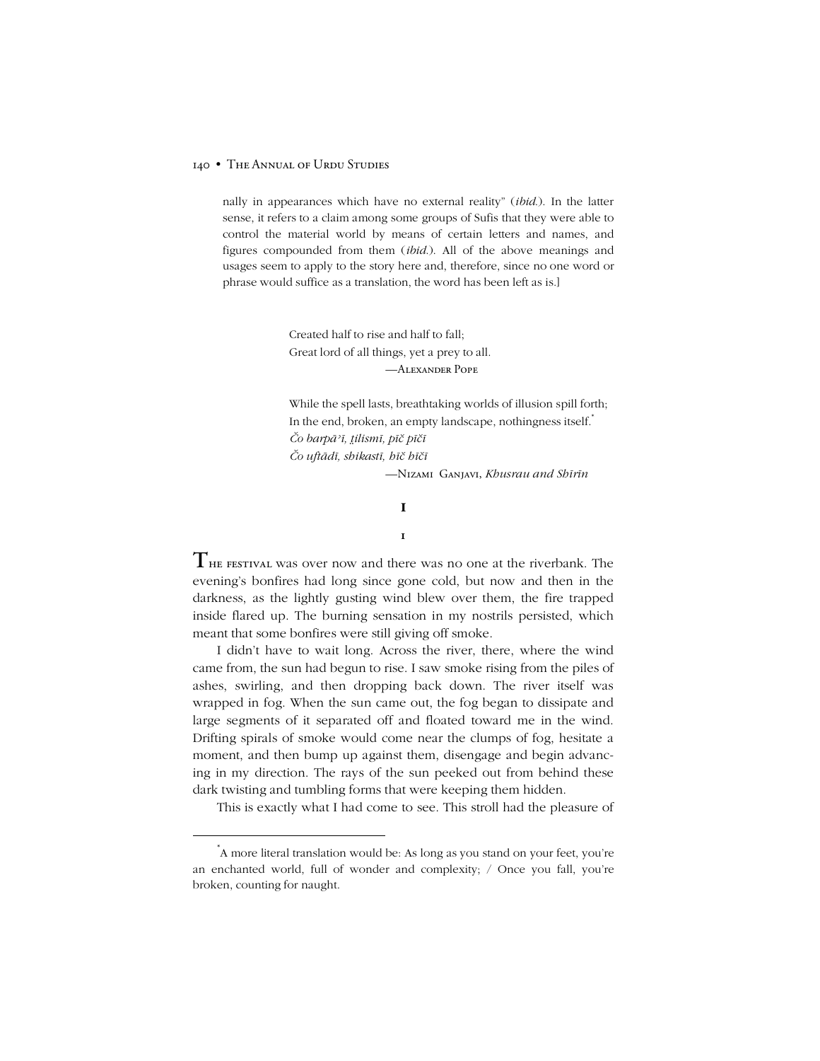nally in appearances which have no external reality" (*ibid.*). In the latter sense, it refers to a claim among some groups of Sufis that they were able to control the material world by means of certain letters and names, and figures compounded from them (*ibid.*). All of the above meanings and usages seem to apply to the story here and, therefore, since no one word or phrase would suffice as a translation, the word has been left as is.]

> Created half to rise and half to fall;
> Great lord of all things, yet a prey to all.
> —Alexander Pope

> While the spell lasts, breathtaking worlds of illusion spill forth;
> In the end, broken, an empty landscape, nothingness itself.*
> *Čo barpā'ī, ṭilismī, pīč pīčī*
> *Čo uftādī, shikastī, hīč hīčī*
> —Nizami Ganjavi, *Khusrau and Shīrīn*

## I

### 1

The festival was over now and there was no one at the riverbank. The evening's bonfires had long since gone cold, but now and then in the darkness, as the lightly gusting wind blew over them, the fire trapped inside flared up. The burning sensation in my nostrils persisted, which meant that some bonfires were still giving off smoke.

I didn't have to wait long. Across the river, there, where the wind came from, the sun had begun to rise. I saw smoke rising from the piles of ashes, swirling, and then dropping back down. The river itself was wrapped in fog. When the sun came out, the fog began to dissipate and large segments of it separated off and floated toward me in the wind. Drifting spirals of smoke would come near the clumps of fog, hesitate a moment, and then bump up against them, disengage and begin advancing in my direction. The rays of the sun peeked out from behind these dark twisting and tumbling forms that were keeping them hidden.

This is exactly what I had come to see. This stroll had the pleasure of

---

*A more literal translation would be: As long as you stand on your feet, you're an enchanted world, full of wonder and complexity; / Once you fall, you're broken, counting for naught.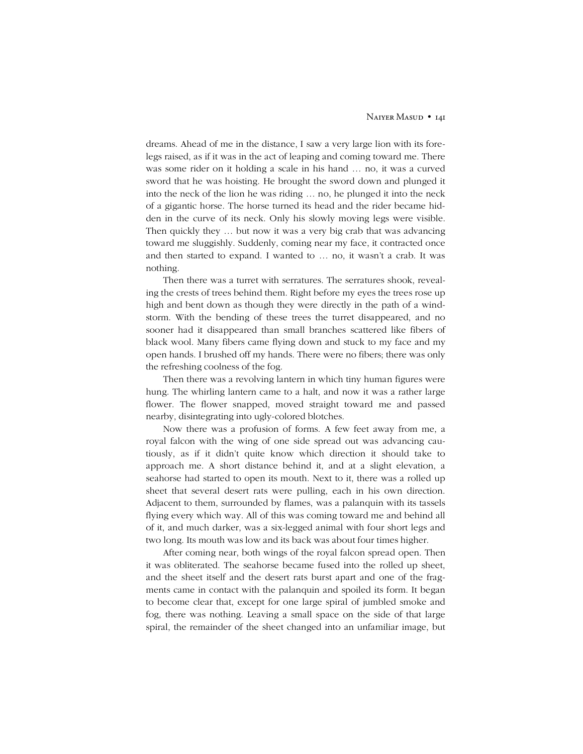dreams. Ahead of me in the distance, I saw a very large lion with its forelegs raised, as if it was in the act of leaping and coming toward me. There was some rider on it holding a scale in his hand … no, it was a curved sword that he was hoisting. He brought the sword down and plunged it into the neck of the lion he was riding … no, he plunged it into the neck of a gigantic horse. The horse turned its head and the rider became hidden in the curve of its neck. Only his slowly moving legs were visible. Then quickly they … but now it was a very big crab that was advancing toward me sluggishly. Suddenly, coming near my face, it contracted once and then started to expand. I wanted to … no, it wasn't a crab. It was nothing.

Then there was a turret with serratures. The serratures shook, revealing the crests of trees behind them. Right before my eyes the trees rose up high and bent down as though they were directly in the path of a windstorm. With the bending of these trees the turret disappeared, and no sooner had it disappeared than small branches scattered like fibers of black wool. Many fibers came flying down and stuck to my face and my open hands. I brushed off my hands. There were no fibers; there was only the refreshing coolness of the fog.

Then there was a revolving lantern in which tiny human figures were hung. The whirling lantern came to a halt, and now it was a rather large flower. The flower snapped, moved straight toward me and passed nearby, disintegrating into ugly-colored blotches.

Now there was a profusion of forms. A few feet away from me, a royal falcon with the wing of one side spread out was advancing cautiously, as if it didn't quite know which direction it should take to approach me. A short distance behind it, and at a slight elevation, a seahorse had started to open its mouth. Next to it, there was a rolled up sheet that several desert rats were pulling, each in his own direction. Adjacent to them, surrounded by flames, was a palanquin with its tassels flying every which way. All of this was coming toward me and behind all of it, and much darker, was a six-legged animal with four short legs and two long. Its mouth was low and its back was about four times higher.

After coming near, both wings of the royal falcon spread open. Then it was obliterated. The seahorse became fused into the rolled up sheet, and the sheet itself and the desert rats burst apart and one of the fragments came in contact with the palanquin and spoiled its form. It began to become clear that, except for one large spiral of jumbled smoke and fog, there was nothing. Leaving a small space on the side of that large spiral, the remainder of the sheet changed into an unfamiliar image, but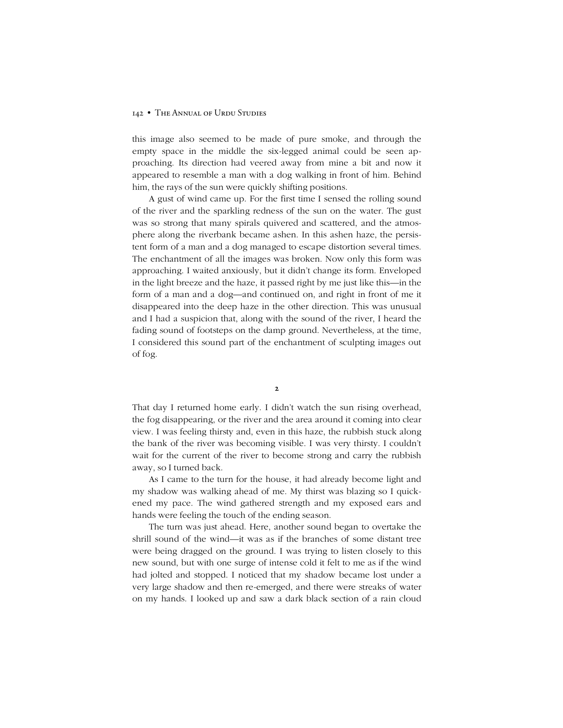this image also seemed to be made of pure smoke, and through the empty space in the middle the six-legged animal could be seen approaching. Its direction had veered away from mine a bit and now it appeared to resemble a man with a dog walking in front of him. Behind him, the rays of the sun were quickly shifting positions.

A gust of wind came up. For the first time I sensed the rolling sound of the river and the sparkling redness of the sun on the water. The gust was so strong that many spirals quivered and scattered, and the atmosphere along the riverbank became ashen. In this ashen haze, the persistent form of a man and a dog managed to escape distortion several times. The enchantment of all the images was broken. Now only this form was approaching. I waited anxiously, but it didn't change its form. Enveloped in the light breeze and the haze, it passed right by me just like this—in the form of a man and a dog—and continued on, and right in front of me it disappeared into the deep haze in the other direction. This was unusual and I had a suspicion that, along with the sound of the river, I heard the fading sound of footsteps on the damp ground. Nevertheless, at the time, I considered this sound part of the enchantment of sculpting images out of fog.

## 2

That day I returned home early. I didn't watch the sun rising overhead, the fog disappearing, or the river and the area around it coming into clear view. I was feeling thirsty and, even in this haze, the rubbish stuck along the bank of the river was becoming visible. I was very thirsty. I couldn't wait for the current of the river to become strong and carry the rubbish away, so I turned back.

As I came to the turn for the house, it had already become light and my shadow was walking ahead of me. My thirst was blazing so I quickened my pace. The wind gathered strength and my exposed ears and hands were feeling the touch of the ending season.

The turn was just ahead. Here, another sound began to overtake the shrill sound of the wind—it was as if the branches of some distant tree were being dragged on the ground. I was trying to listen closely to this new sound, but with one surge of intense cold it felt to me as if the wind had jolted and stopped. I noticed that my shadow became lost under a very large shadow and then re-emerged, and there were streaks of water on my hands. I looked up and saw a dark black section of a rain cloud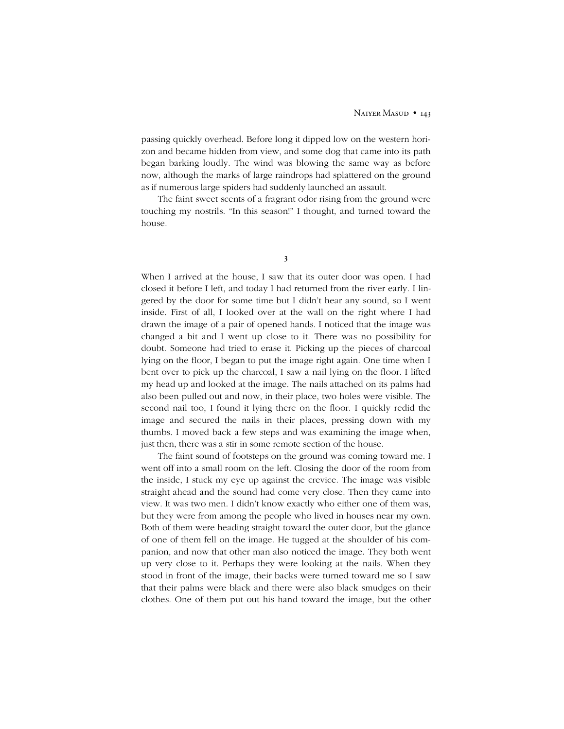passing quickly overhead. Before long it dipped low on the western horizon and became hidden from view, and some dog that came into its path began barking loudly. The wind was blowing the same way as before now, although the marks of large raindrops had splattered on the ground as if numerous large spiders had suddenly launched an assault.

The faint sweet scents of a fragrant odor rising from the ground were touching my nostrils. "In this season!" I thought, and turned toward the house.

## 3

When I arrived at the house, I saw that its outer door was open. I had closed it before I left, and today I had returned from the river early. I lingered by the door for some time but I didn't hear any sound, so I went inside. First of all, I looked over at the wall on the right where I had drawn the image of a pair of opened hands. I noticed that the image was changed a bit and I went up close to it. There was no possibility for doubt. Someone had tried to erase it. Picking up the pieces of charcoal lying on the floor, I began to put the image right again. One time when I bent over to pick up the charcoal, I saw a nail lying on the floor. I lifted my head up and looked at the image. The nails attached on its palms had also been pulled out and now, in their place, two holes were visible. The second nail too, I found it lying there on the floor. I quickly redid the image and secured the nails in their places, pressing down with my thumbs. I moved back a few steps and was examining the image when, just then, there was a stir in some remote section of the house.

The faint sound of footsteps on the ground was coming toward me. I went off into a small room on the left. Closing the door of the room from the inside, I stuck my eye up against the crevice. The image was visible straight ahead and the sound had come very close. Then they came into view. It was two men. I didn't know exactly who either one of them was, but they were from among the people who lived in houses near my own. Both of them were heading straight toward the outer door, but the glance of one of them fell on the image. He tugged at the shoulder of his companion, and now that other man also noticed the image. They both went up very close to it. Perhaps they were looking at the nails. When they stood in front of the image, their backs were turned toward me so I saw that their palms were black and there were also black smudges on their clothes. One of them put out his hand toward the image, but the other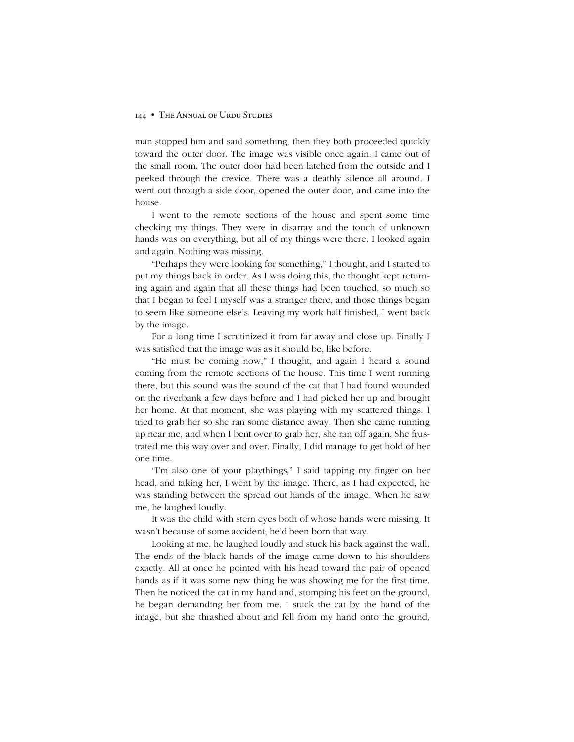man stopped him and said something, then they both proceeded quickly toward the outer door. The image was visible once again. I came out of the small room. The outer door had been latched from the outside and I peeked through the crevice. There was a deathly silence all around. I went out through a side door, opened the outer door, and came into the house.

I went to the remote sections of the house and spent some time checking my things. They were in disarray and the touch of unknown hands was on everything, but all of my things were there. I looked again and again. Nothing was missing.

"Perhaps they were looking for something," I thought, and I started to put my things back in order. As I was doing this, the thought kept returning again and again that all these things had been touched, so much so that I began to feel I myself was a stranger there, and those things began to seem like someone else's. Leaving my work half finished, I went back by the image.

For a long time I scrutinized it from far away and close up. Finally I was satisfied that the image was as it should be, like before.

"He must be coming now," I thought, and again I heard a sound coming from the remote sections of the house. This time I went running there, but this sound was the sound of the cat that I had found wounded on the riverbank a few days before and I had picked her up and brought her home. At that moment, she was playing with my scattered things. I tried to grab her so she ran some distance away. Then she came running up near me, and when I bent over to grab her, she ran off again. She frustrated me this way over and over. Finally, I did manage to get hold of her one time.

"I'm also one of your playthings," I said tapping my finger on her head, and taking her, I went by the image. There, as I had expected, he was standing between the spread out hands of the image. When he saw me, he laughed loudly.

It was the child with stern eyes both of whose hands were missing. It wasn't because of some accident; he'd been born that way.

Looking at me, he laughed loudly and stuck his back against the wall. The ends of the black hands of the image came down to his shoulders exactly. All at once he pointed with his head toward the pair of opened hands as if it was some new thing he was showing me for the first time. Then he noticed the cat in my hand and, stomping his feet on the ground, he began demanding her from me. I stuck the cat by the hand of the image, but she thrashed about and fell from my hand onto the ground,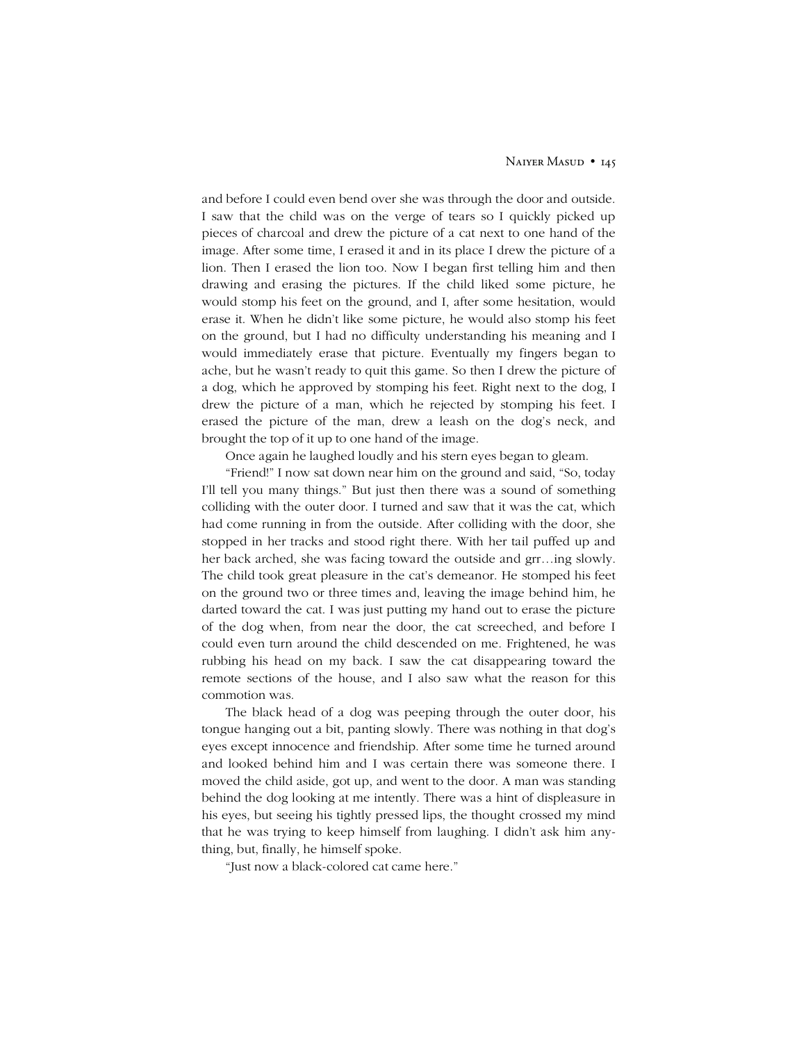and before I could even bend over she was through the door and outside. I saw that the child was on the verge of tears so I quickly picked up pieces of charcoal and drew the picture of a cat next to one hand of the image. After some time, I erased it and in its place I drew the picture of a lion. Then I erased the lion too. Now I began first telling him and then drawing and erasing the pictures. If the child liked some picture, he would stomp his feet on the ground, and I, after some hesitation, would erase it. When he didn't like some picture, he would also stomp his feet on the ground, but I had no difficulty understanding his meaning and I would immediately erase that picture. Eventually my fingers began to ache, but he wasn't ready to quit this game. So then I drew the picture of a dog, which he approved by stomping his feet. Right next to the dog, I drew the picture of a man, which he rejected by stomping his feet. I erased the picture of the man, drew a leash on the dog's neck, and brought the top of it up to one hand of the image.

Once again he laughed loudly and his stern eyes began to gleam.

"Friend!" I now sat down near him on the ground and said, "So, today I'll tell you many things." But just then there was a sound of something colliding with the outer door. I turned and saw that it was the cat, which had come running in from the outside. After colliding with the door, she stopped in her tracks and stood right there. With her tail puffed up and her back arched, she was facing toward the outside and grr…ing slowly. The child took great pleasure in the cat's demeanor. He stomped his feet on the ground two or three times and, leaving the image behind him, he darted toward the cat. I was just putting my hand out to erase the picture of the dog when, from near the door, the cat screeched, and before I could even turn around the child descended on me. Frightened, he was rubbing his head on my back. I saw the cat disappearing toward the remote sections of the house, and I also saw what the reason for this commotion was.

The black head of a dog was peeping through the outer door, his tongue hanging out a bit, panting slowly. There was nothing in that dog's eyes except innocence and friendship. After some time he turned around and looked behind him and I was certain there was someone there. I moved the child aside, got up, and went to the door. A man was standing behind the dog looking at me intently. There was a hint of displeasure in his eyes, but seeing his tightly pressed lips, the thought crossed my mind that he was trying to keep himself from laughing. I didn't ask him anything, but, finally, he himself spoke.

"Just now a black-colored cat came here."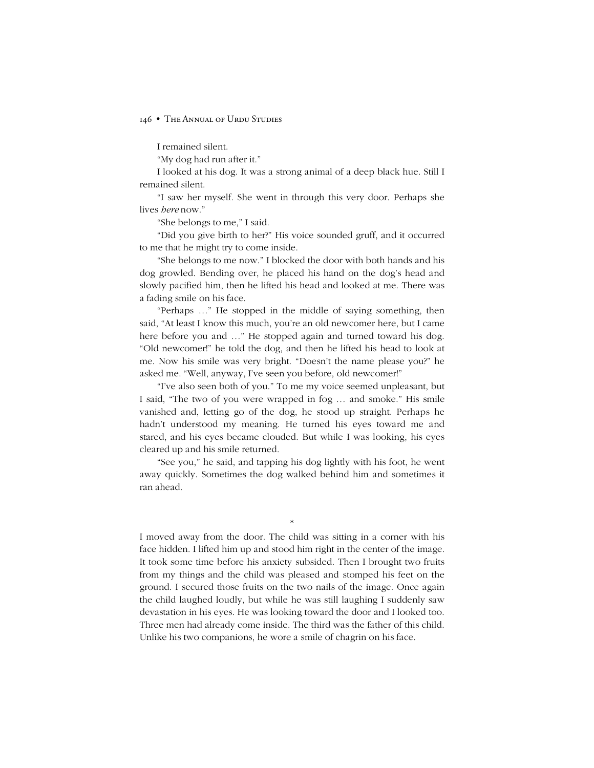I remained silent.

"My dog had run after it."

I looked at his dog. It was a strong animal of a deep black hue. Still I remained silent.

"I saw her myself. She went in through this very door. Perhaps she lives *here* now."

"She belongs to me," I said.

"Did you give birth to her?" His voice sounded gruff, and it occurred to me that he might try to come inside.

"She belongs to me now." I blocked the door with both hands and his dog growled. Bending over, he placed his hand on the dog's head and slowly pacified him, then he lifted his head and looked at me. There was a fading smile on his face.

"Perhaps …" He stopped in the middle of saying something, then said, "At least I know this much, you're an old newcomer here, but I came here before you and …" He stopped again and turned toward his dog. "Old newcomer!" he told the dog, and then he lifted his head to look at me. Now his smile was very bright. "Doesn't the name please you?" he asked me. "Well, anyway, I've seen you before, old newcomer!"

"I've also seen both of you." To me my voice seemed unpleasant, but I said, "The two of you were wrapped in fog … and smoke." His smile vanished and, letting go of the dog, he stood up straight. Perhaps he hadn't understood my meaning. He turned his eyes toward me and stared, and his eyes became clouded. But while I was looking, his eyes cleared up and his smile returned.

"See you," he said, and tapping his dog lightly with his foot, he went away quickly. Sometimes the dog walked behind him and sometimes it ran ahead.

*

I moved away from the door. The child was sitting in a corner with his face hidden. I lifted him up and stood him right in the center of the image. It took some time before his anxiety subsided. Then I brought two fruits from my things and the child was pleased and stomped his feet on the ground. I secured those fruits on the two nails of the image. Once again the child laughed loudly, but while he was still laughing I suddenly saw devastation in his eyes. He was looking toward the door and I looked too. Three men had already come inside. The third was the father of this child. Unlike his two companions, he wore a smile of chagrin on his face.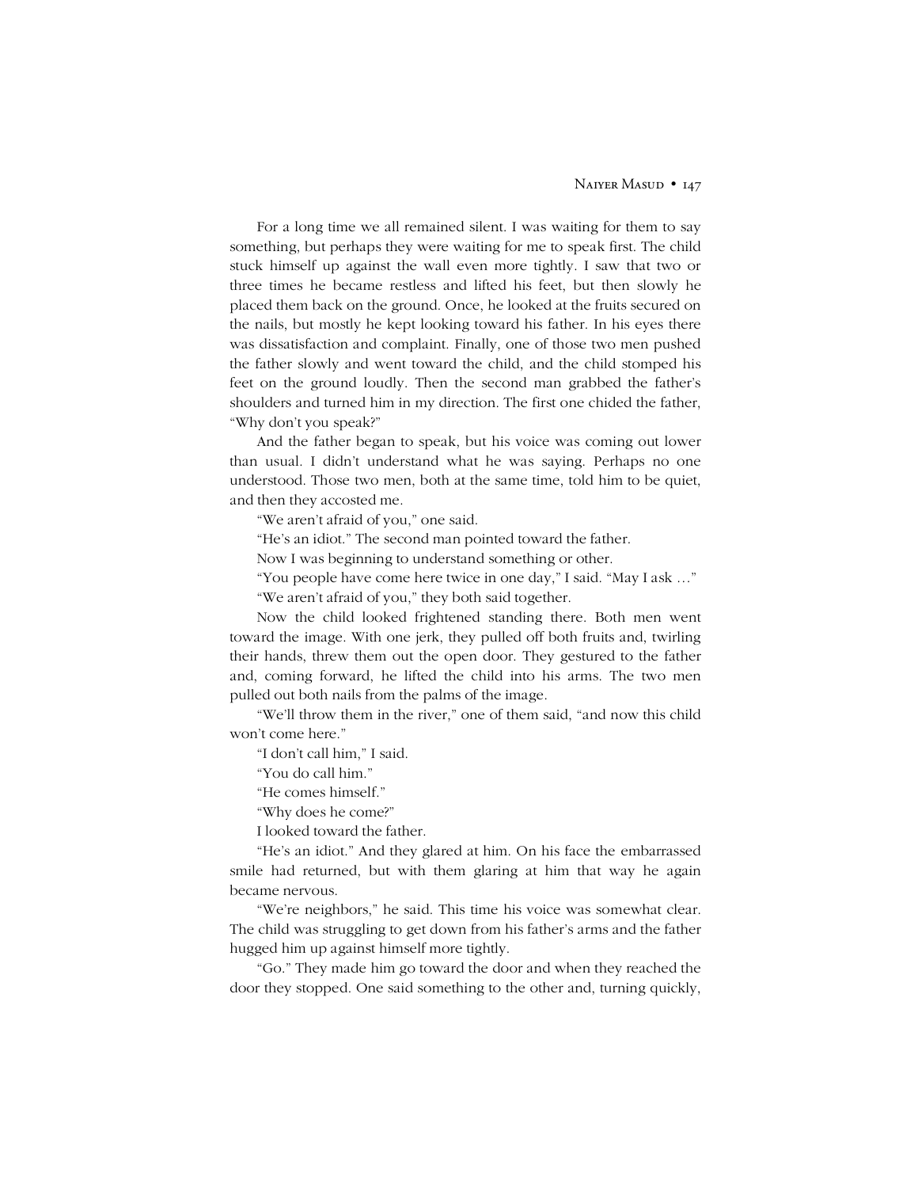For a long time we all remained silent. I was waiting for them to say something, but perhaps they were waiting for me to speak first. The child stuck himself up against the wall even more tightly. I saw that two or three times he became restless and lifted his feet, but then slowly he placed them back on the ground. Once, he looked at the fruits secured on the nails, but mostly he kept looking toward his father. In his eyes there was dissatisfaction and complaint. Finally, one of those two men pushed the father slowly and went toward the child, and the child stomped his feet on the ground loudly. Then the second man grabbed the father's shoulders and turned him in my direction. The first one chided the father, "Why don't you speak?"

And the father began to speak, but his voice was coming out lower than usual. I didn't understand what he was saying. Perhaps no one understood. Those two men, both at the same time, told him to be quiet, and then they accosted me.

"We aren't afraid of you," one said.

"He's an idiot." The second man pointed toward the father.

Now I was beginning to understand something or other.

"You people have come here twice in one day," I said. "May I ask …"

"We aren't afraid of you," they both said together.

Now the child looked frightened standing there. Both men went toward the image. With one jerk, they pulled off both fruits and, twirling their hands, threw them out the open door. They gestured to the father and, coming forward, he lifted the child into his arms. The two men pulled out both nails from the palms of the image.

"We'll throw them in the river," one of them said, "and now this child won't come here."

"I don't call him," I said.

"You do call him."

"He comes himself."

"Why does he come?"

I looked toward the father.

"He's an idiot." And they glared at him. On his face the embarrassed smile had returned, but with them glaring at him that way he again became nervous.

"We're neighbors," he said. This time his voice was somewhat clear. The child was struggling to get down from his father's arms and the father hugged him up against himself more tightly.

"Go." They made him go toward the door and when they reached the door they stopped. One said something to the other and, turning quickly,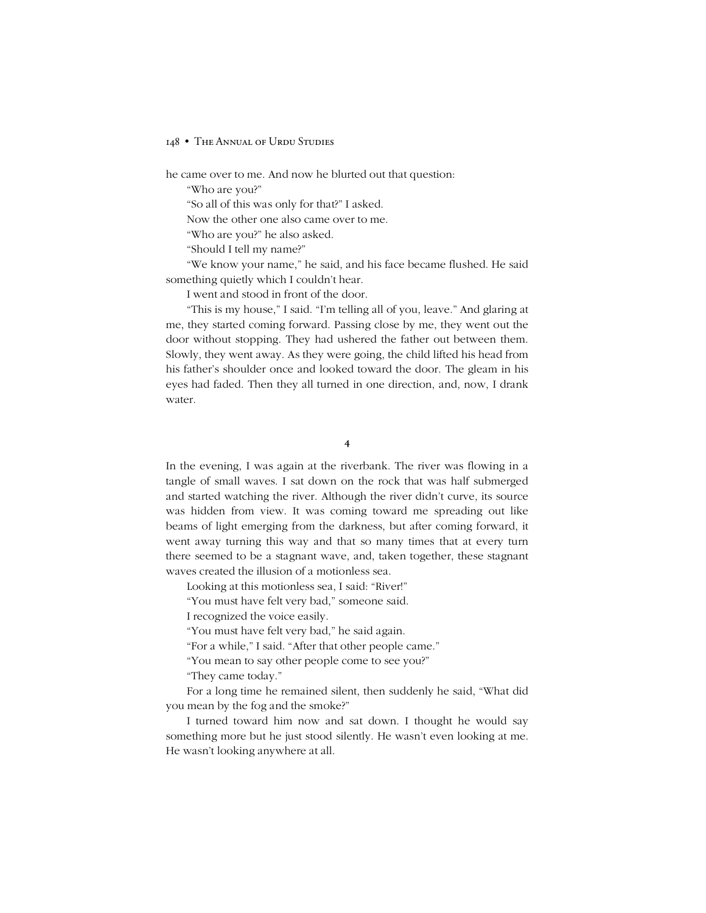he came over to me. And now he blurted out that question:

"Who are you?"

"So all of this was only for that?" I asked.

Now the other one also came over to me.

"Who are you?" he also asked.

"Should I tell my name?"

"We know your name," he said, and his face became flushed. He said something quietly which I couldn't hear.

I went and stood in front of the door.

"This is my house," I said. "I'm telling all of you, leave." And glaring at me, they started coming forward. Passing close by me, they went out the door without stopping. They had ushered the father out between them. Slowly, they went away. As they were going, the child lifted his head from his father's shoulder once and looked toward the door. The gleam in his eyes had faded. Then they all turned in one direction, and, now, I drank water.

## 4

In the evening, I was again at the riverbank. The river was flowing in a tangle of small waves. I sat down on the rock that was half submerged and started watching the river. Although the river didn't curve, its source was hidden from view. It was coming toward me spreading out like beams of light emerging from the darkness, but after coming forward, it went away turning this way and that so many times that at every turn there seemed to be a stagnant wave, and, taken together, these stagnant waves created the illusion of a motionless sea.

Looking at this motionless sea, I said: "River!"

"You must have felt very bad," someone said.

I recognized the voice easily.

"You must have felt very bad," he said again.

"For a while," I said. "After that other people came."

"You mean to say other people come to see you?"

"They came today."

For a long time he remained silent, then suddenly he said, "What did you mean by the fog and the smoke?"

I turned toward him now and sat down. I thought he would say something more but he just stood silently. He wasn't even looking at me. He wasn't looking anywhere at all.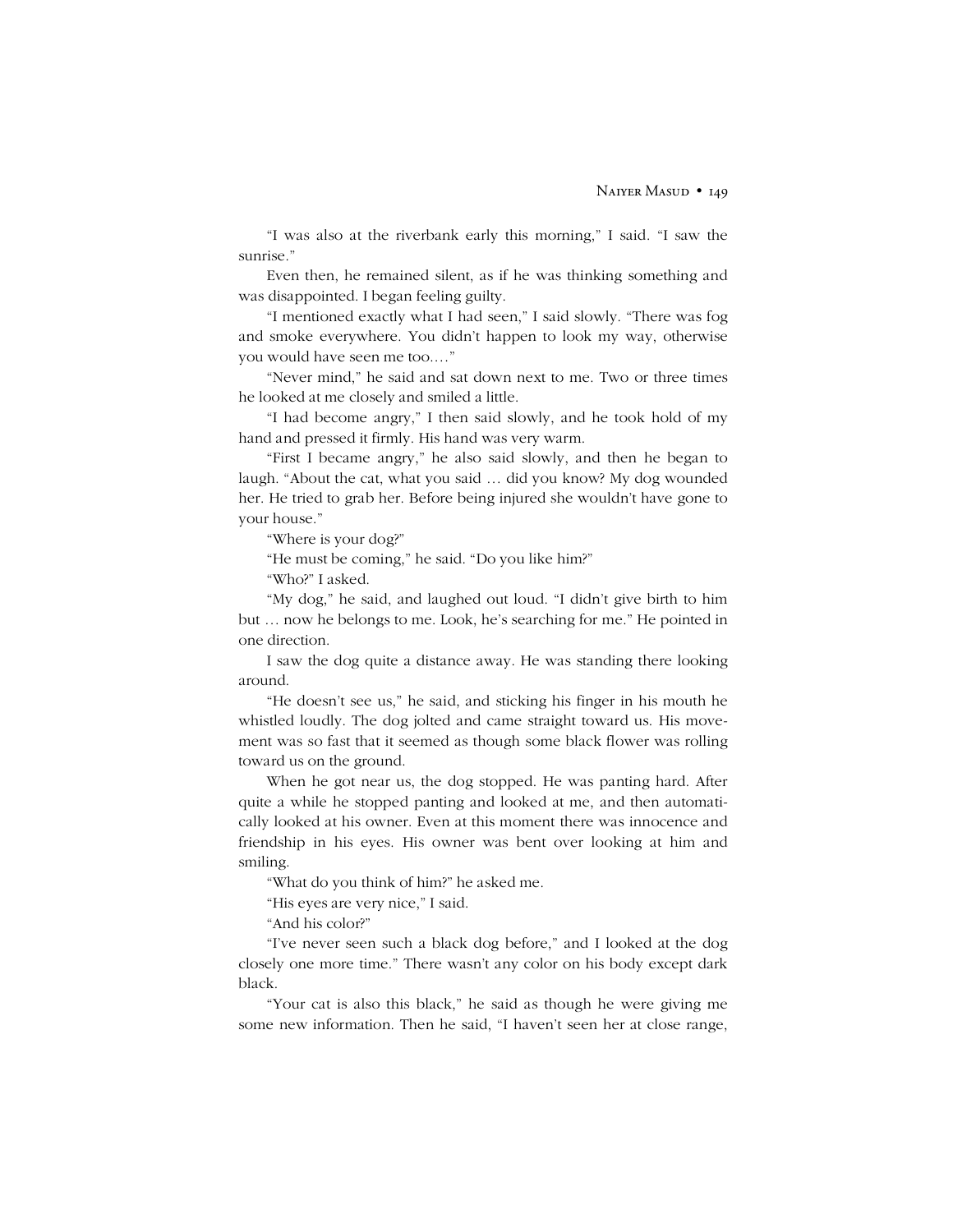"I was also at the riverbank early this morning," I said. "I saw the sunrise."

Even then, he remained silent, as if he was thinking something and was disappointed. I began feeling guilty.

"I mentioned exactly what I had seen," I said slowly. "There was fog and smoke everywhere. You didn't happen to look my way, otherwise you would have seen me too...."

"Never mind," he said and sat down next to me. Two or three times he looked at me closely and smiled a little.

"I had become angry," I then said slowly, and he took hold of my hand and pressed it firmly. His hand was very warm.

"First I became angry," he also said slowly, and then he began to laugh. "About the cat, what you said ... did you know? My dog wounded her. He tried to grab her. Before being injured she wouldn't have gone to your house."

"Where is your dog?"

"He must be coming," he said. "Do you like him?"

"Who?" I asked.

"My dog," he said, and laughed out loud. "I didn't give birth to him but ... now he belongs to me. Look, he's searching for me." He pointed in one direction.

I saw the dog quite a distance away. He was standing there looking around.

"He doesn't see us," he said, and sticking his finger in his mouth he whistled loudly. The dog jolted and came straight toward us. His movement was so fast that it seemed as though some black flower was rolling toward us on the ground.

When he got near us, the dog stopped. He was panting hard. After quite a while he stopped panting and looked at me, and then automatically looked at his owner. Even at this moment there was innocence and friendship in his eyes. His owner was bent over looking at him and smiling.

"What do you think of him?" he asked me.

"His eyes are very nice," I said.

"And his color?"

"I've never seen such a black dog before," and I looked at the dog closely one more time." There wasn't any color on his body except dark black.

"Your cat is also this black," he said as though he were giving me some new information. Then he said, "I haven't seen her at close range,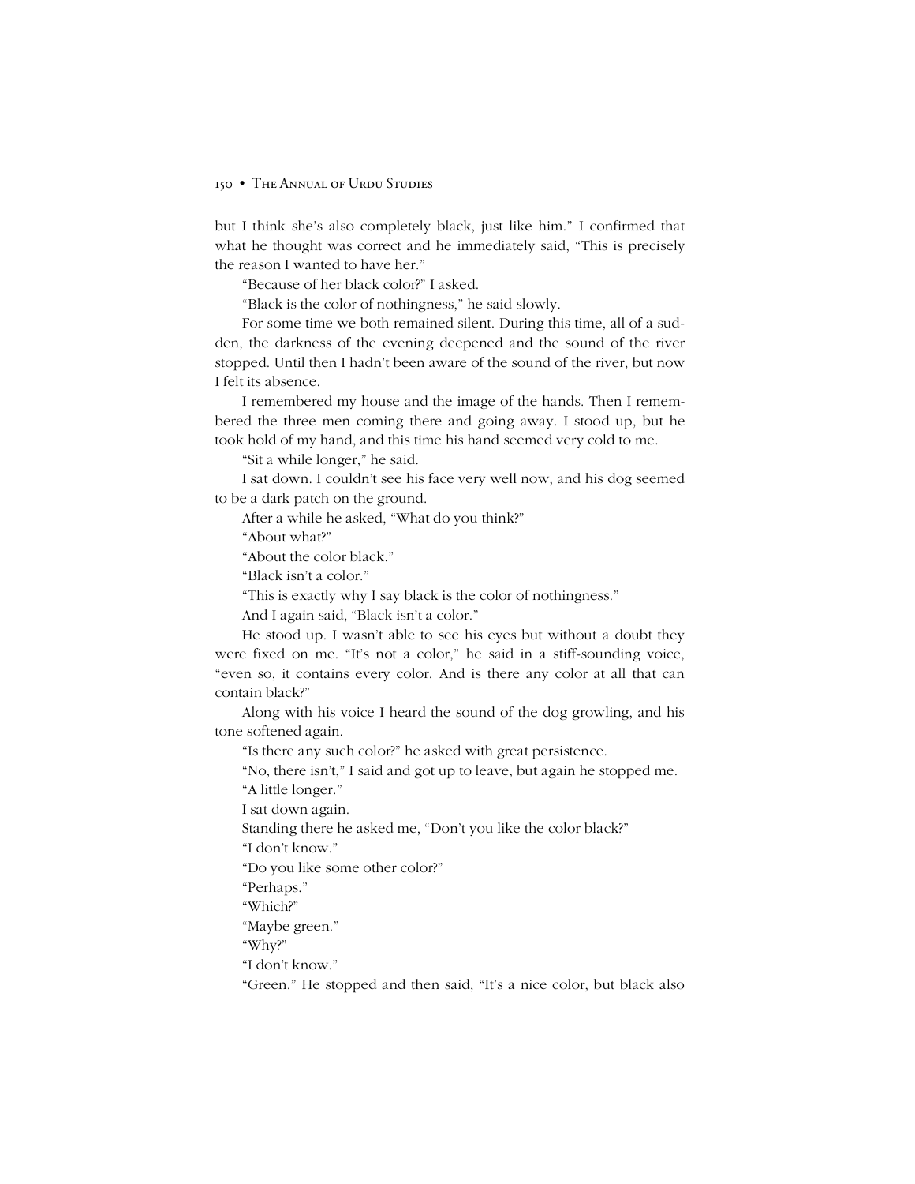but I think she's also completely black, just like him." I confirmed that what he thought was correct and he immediately said, "This is precisely the reason I wanted to have her."

"Because of her black color?" I asked.

"Black is the color of nothingness," he said slowly.

For some time we both remained silent. During this time, all of a sudden, the darkness of the evening deepened and the sound of the river stopped. Until then I hadn't been aware of the sound of the river, but now I felt its absence.

I remembered my house and the image of the hands. Then I remembered the three men coming there and going away. I stood up, but he took hold of my hand, and this time his hand seemed very cold to me.

"Sit a while longer," he said.

I sat down. I couldn't see his face very well now, and his dog seemed to be a dark patch on the ground.

After a while he asked, "What do you think?"

"About what?"

"About the color black."

"Black isn't a color."

"This is exactly why I say black is the color of nothingness."

And I again said, "Black isn't a color."

He stood up. I wasn't able to see his eyes but without a doubt they were fixed on me. "It's not a color," he said in a stiff-sounding voice, "even so, it contains every color. And is there any color at all that can contain black?"

Along with his voice I heard the sound of the dog growling, and his tone softened again.

"Is there any such color?" he asked with great persistence.

"No, there isn't," I said and got up to leave, but again he stopped me.

"A little longer."

I sat down again.

Standing there he asked me, "Don't you like the color black?"

"I don't know."

"Do you like some other color?"

"Perhaps."

"Which?"

"Maybe green."

"Why?"

"I don't know."

"Green." He stopped and then said, "It's a nice color, but black also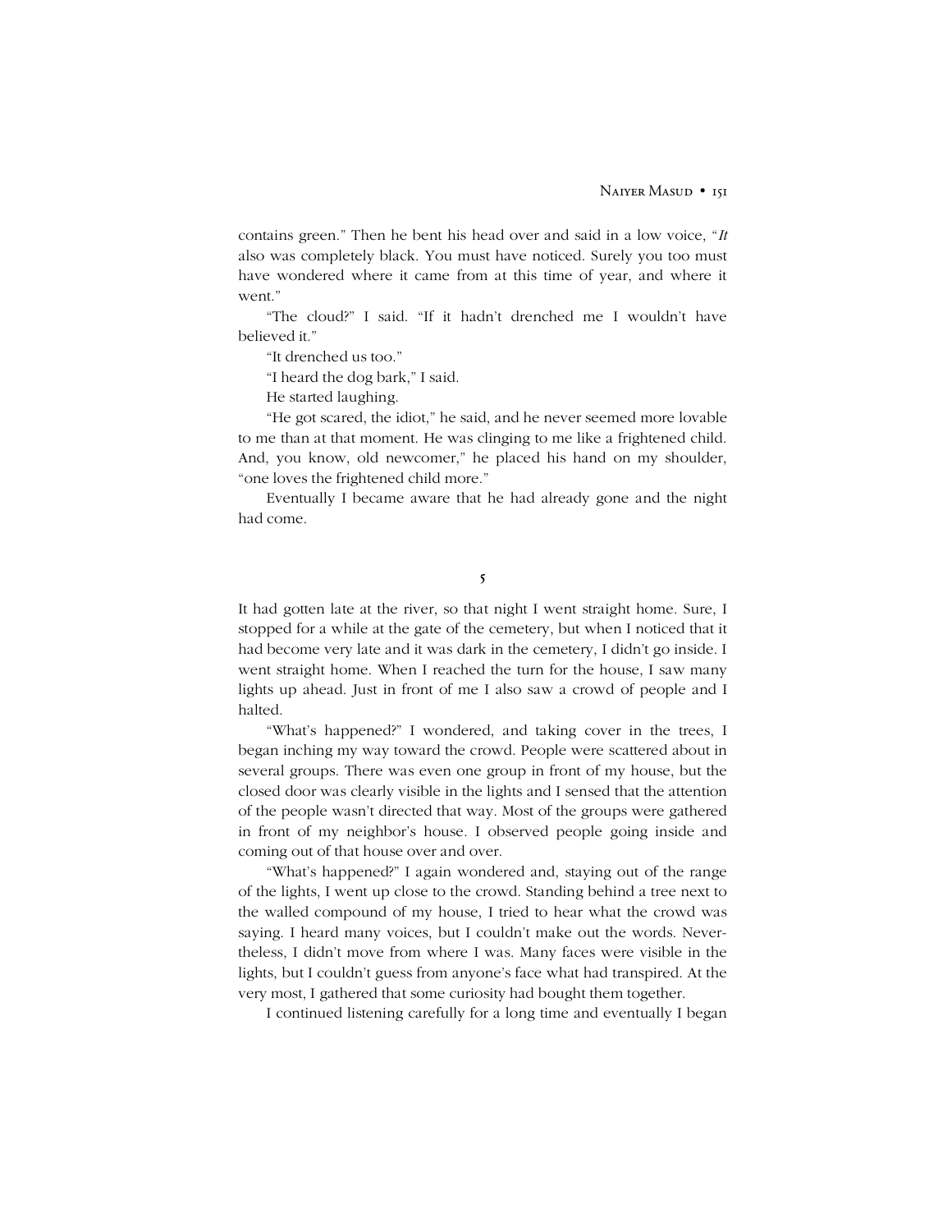contains green." Then he bent his head over and said in a low voice, "*It* also was completely black. You must have noticed. Surely you too must have wondered where it came from at this time of year, and where it went."

"The cloud?" I said. "If it hadn't drenched me I wouldn't have believed it."

"It drenched us too."

"I heard the dog bark," I said.

He started laughing.

"He got scared, the idiot," he said, and he never seemed more lovable to me than at that moment. He was clinging to me like a frightened child. And, you know, old newcomer," he placed his hand on my shoulder, "one loves the frightened child more."

Eventually I became aware that he had already gone and the night had come.

## 5

It had gotten late at the river, so that night I went straight home. Sure, I stopped for a while at the gate of the cemetery, but when I noticed that it had become very late and it was dark in the cemetery, I didn't go inside. I went straight home. When I reached the turn for the house, I saw many lights up ahead. Just in front of me I also saw a crowd of people and I halted.

"What's happened?" I wondered, and taking cover in the trees, I began inching my way toward the crowd. People were scattered about in several groups. There was even one group in front of my house, but the closed door was clearly visible in the lights and I sensed that the attention of the people wasn't directed that way. Most of the groups were gathered in front of my neighbor's house. I observed people going inside and coming out of that house over and over.

"What's happened?" I again wondered and, staying out of the range of the lights, I went up close to the crowd. Standing behind a tree next to the walled compound of my house, I tried to hear what the crowd was saying. I heard many voices, but I couldn't make out the words. Nevertheless, I didn't move from where I was. Many faces were visible in the lights, but I couldn't guess from anyone's face what had transpired. At the very most, I gathered that some curiosity had bought them together.

I continued listening carefully for a long time and eventually I began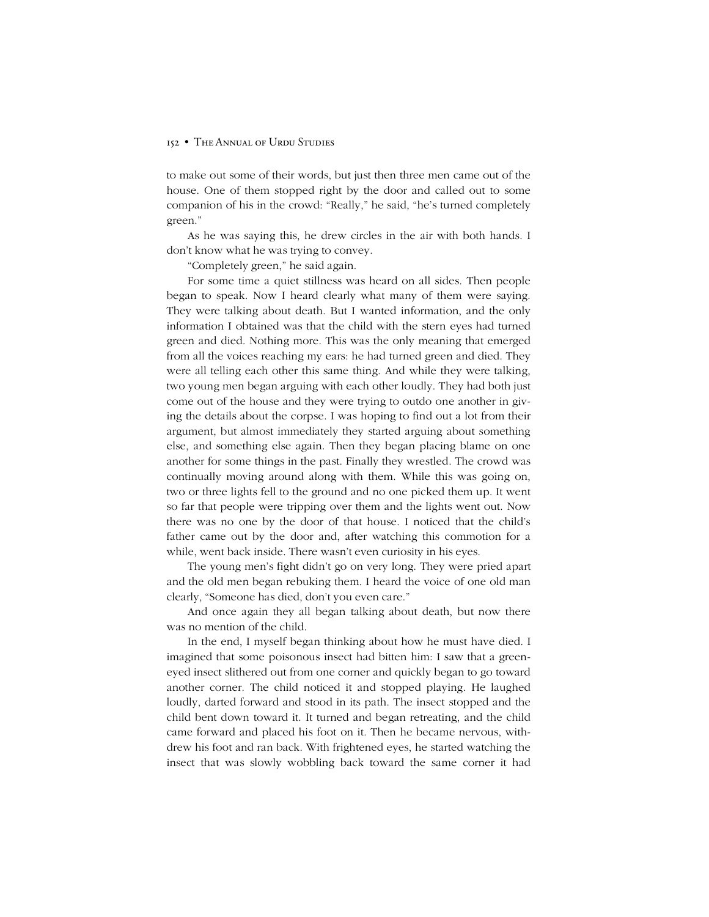to make out some of their words, but just then three men came out of the house. One of them stopped right by the door and called out to some companion of his in the crowd: "Really," he said, "he's turned completely green."

As he was saying this, he drew circles in the air with both hands. I don't know what he was trying to convey.

"Completely green," he said again.

For some time a quiet stillness was heard on all sides. Then people began to speak. Now I heard clearly what many of them were saying. They were talking about death. But I wanted information, and the only information I obtained was that the child with the stern eyes had turned green and died. Nothing more. This was the only meaning that emerged from all the voices reaching my ears: he had turned green and died. They were all telling each other this same thing. And while they were talking, two young men began arguing with each other loudly. They had both just come out of the house and they were trying to outdo one another in giving the details about the corpse. I was hoping to find out a lot from their argument, but almost immediately they started arguing about something else, and something else again. Then they began placing blame on one another for some things in the past. Finally they wrestled. The crowd was continually moving around along with them. While this was going on, two or three lights fell to the ground and no one picked them up. It went so far that people were tripping over them and the lights went out. Now there was no one by the door of that house. I noticed that the child's father came out by the door and, after watching this commotion for a while, went back inside. There wasn't even curiosity in his eyes.

The young men's fight didn't go on very long. They were pried apart and the old men began rebuking them. I heard the voice of one old man clearly, "Someone has died, don't you even care."

And once again they all began talking about death, but now there was no mention of the child.

In the end, I myself began thinking about how he must have died. I imagined that some poisonous insect had bitten him: I saw that a green-eyed insect slithered out from one corner and quickly began to go toward another corner. The child noticed it and stopped playing. He laughed loudly, darted forward and stood in its path. The insect stopped and the child bent down toward it. It turned and began retreating, and the child came forward and placed his foot on it. Then he became nervous, withdrew his foot and ran back. With frightened eyes, he started watching the insect that was slowly wobbling back toward the same corner it had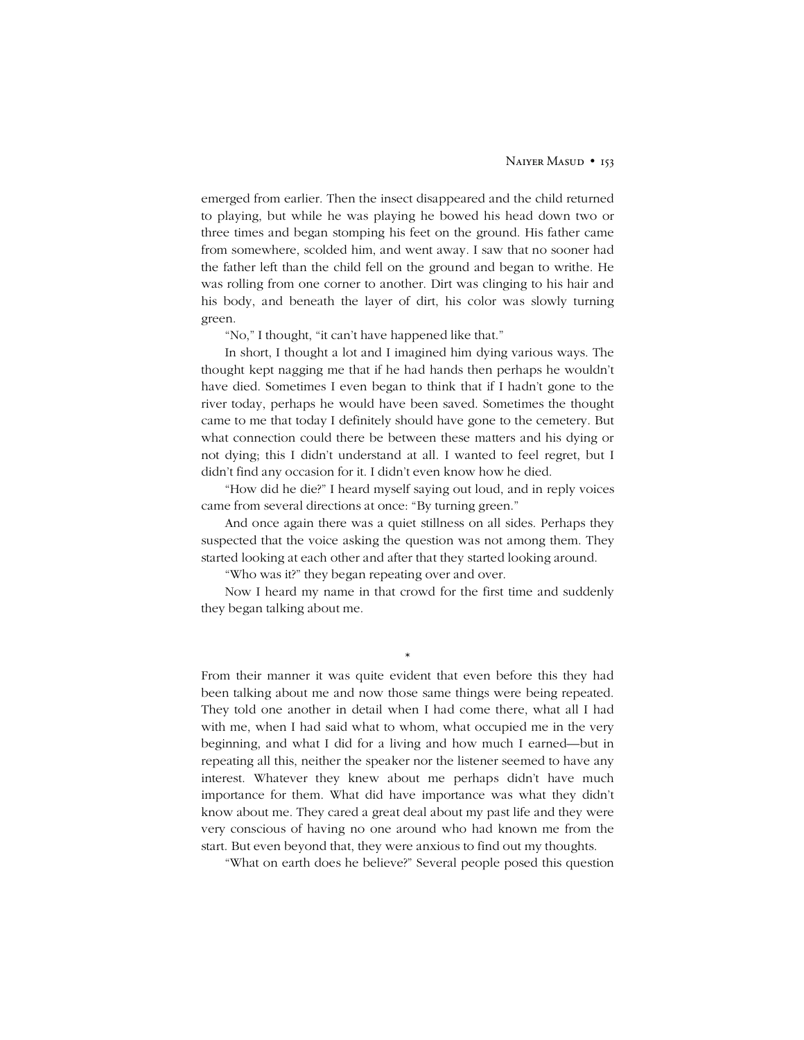emerged from earlier. Then the insect disappeared and the child returned to playing, but while he was playing he bowed his head down two or three times and began stomping his feet on the ground. His father came from somewhere, scolded him, and went away. I saw that no sooner had the father left than the child fell on the ground and began to writhe. He was rolling from one corner to another. Dirt was clinging to his hair and his body, and beneath the layer of dirt, his color was slowly turning green.

"No," I thought, "it can't have happened like that."

In short, I thought a lot and I imagined him dying various ways. The thought kept nagging me that if he had hands then perhaps he wouldn't have died. Sometimes I even began to think that if I hadn't gone to the river today, perhaps he would have been saved. Sometimes the thought came to me that today I definitely should have gone to the cemetery. But what connection could there be between these matters and his dying or not dying; this I didn't understand at all. I wanted to feel regret, but I didn't find any occasion for it. I didn't even know how he died.

"How did he die?" I heard myself saying out loud, and in reply voices came from several directions at once: "By turning green."

And once again there was a quiet stillness on all sides. Perhaps they suspected that the voice asking the question was not among them. They started looking at each other and after that they started looking around.

"Who was it?" they began repeating over and over.

Now I heard my name in that crowd for the first time and suddenly they began talking about me.

*

From their manner it was quite evident that even before this they had been talking about me and now those same things were being repeated. They told one another in detail when I had come there, what all I had with me, when I had said what to whom, what occupied me in the very beginning, and what I did for a living and how much I earned—but in repeating all this, neither the speaker nor the listener seemed to have any interest. Whatever they knew about me perhaps didn't have much importance for them. What did have importance was what they didn't know about me. They cared a great deal about my past life and they were very conscious of having no one around who had known me from the start. But even beyond that, they were anxious to find out my thoughts.

"What on earth does he believe?" Several people posed this question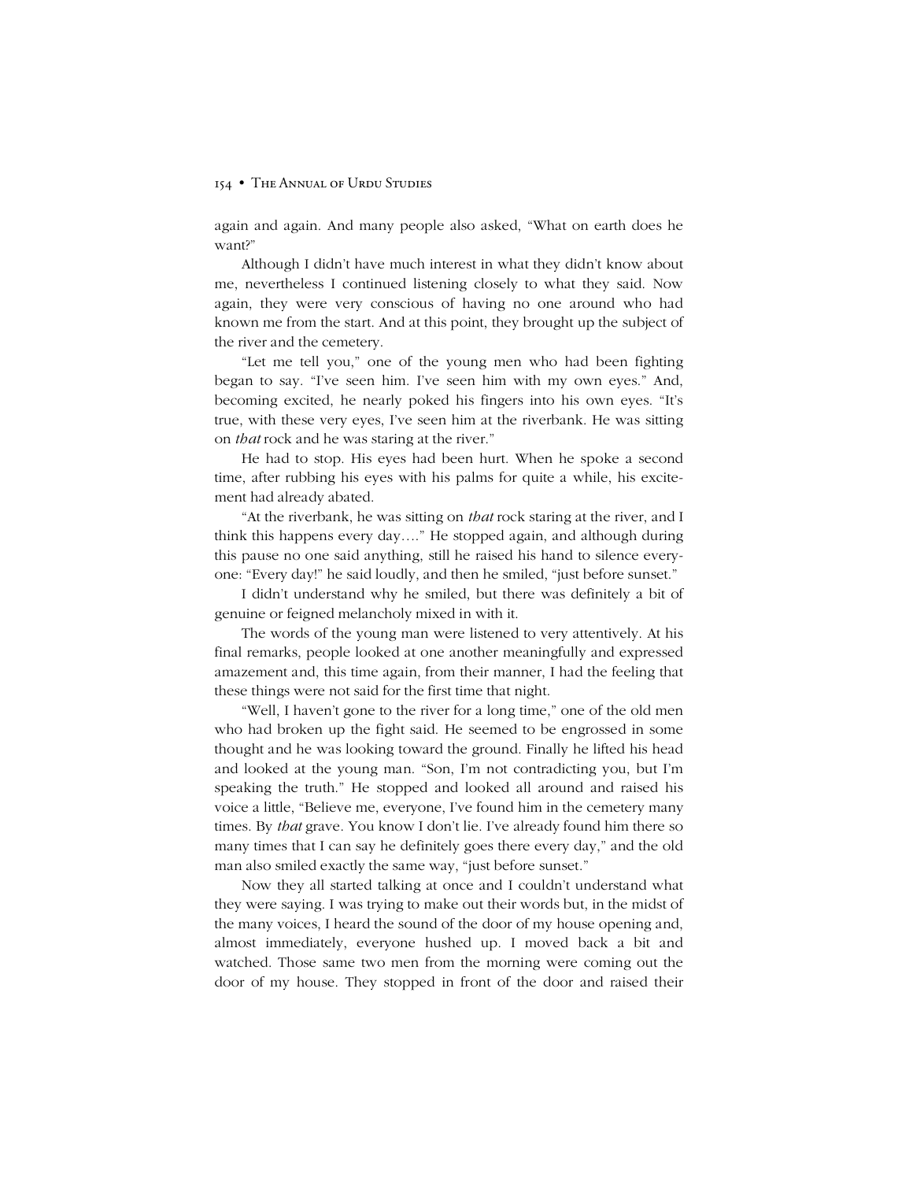again and again. And many people also asked, "What on earth does he want?"

Although I didn't have much interest in what they didn't know about me, nevertheless I continued listening closely to what they said. Now again, they were very conscious of having no one around who had known me from the start. And at this point, they brought up the subject of the river and the cemetery.

"Let me tell you," one of the young men who had been fighting began to say. "I've seen him. I've seen him with my own eyes." And, becoming excited, he nearly poked his fingers into his own eyes. "It's true, with these very eyes, I've seen him at the riverbank. He was sitting on *that* rock and he was staring at the river."

He had to stop. His eyes had been hurt. When he spoke a second time, after rubbing his eyes with his palms for quite a while, his excitement had already abated.

"At the riverbank, he was sitting on *that* rock staring at the river, and I think this happens every day…." He stopped again, and although during this pause no one said anything, still he raised his hand to silence everyone: "Every day!" he said loudly, and then he smiled, "just before sunset."

I didn't understand why he smiled, but there was definitely a bit of genuine or feigned melancholy mixed in with it.

The words of the young man were listened to very attentively. At his final remarks, people looked at one another meaningfully and expressed amazement and, this time again, from their manner, I had the feeling that these things were not said for the first time that night.

"Well, I haven't gone to the river for a long time," one of the old men who had broken up the fight said. He seemed to be engrossed in some thought and he was looking toward the ground. Finally he lifted his head and looked at the young man. "Son, I'm not contradicting you, but I'm speaking the truth." He stopped and looked all around and raised his voice a little, "Believe me, everyone, I've found him in the cemetery many times. By *that* grave. You know I don't lie. I've already found him there so many times that I can say he definitely goes there every day," and the old man also smiled exactly the same way, "just before sunset."

Now they all started talking at once and I couldn't understand what they were saying. I was trying to make out their words but, in the midst of the many voices, I heard the sound of the door of my house opening and, almost immediately, everyone hushed up. I moved back a bit and watched. Those same two men from the morning were coming out the door of my house. They stopped in front of the door and raised their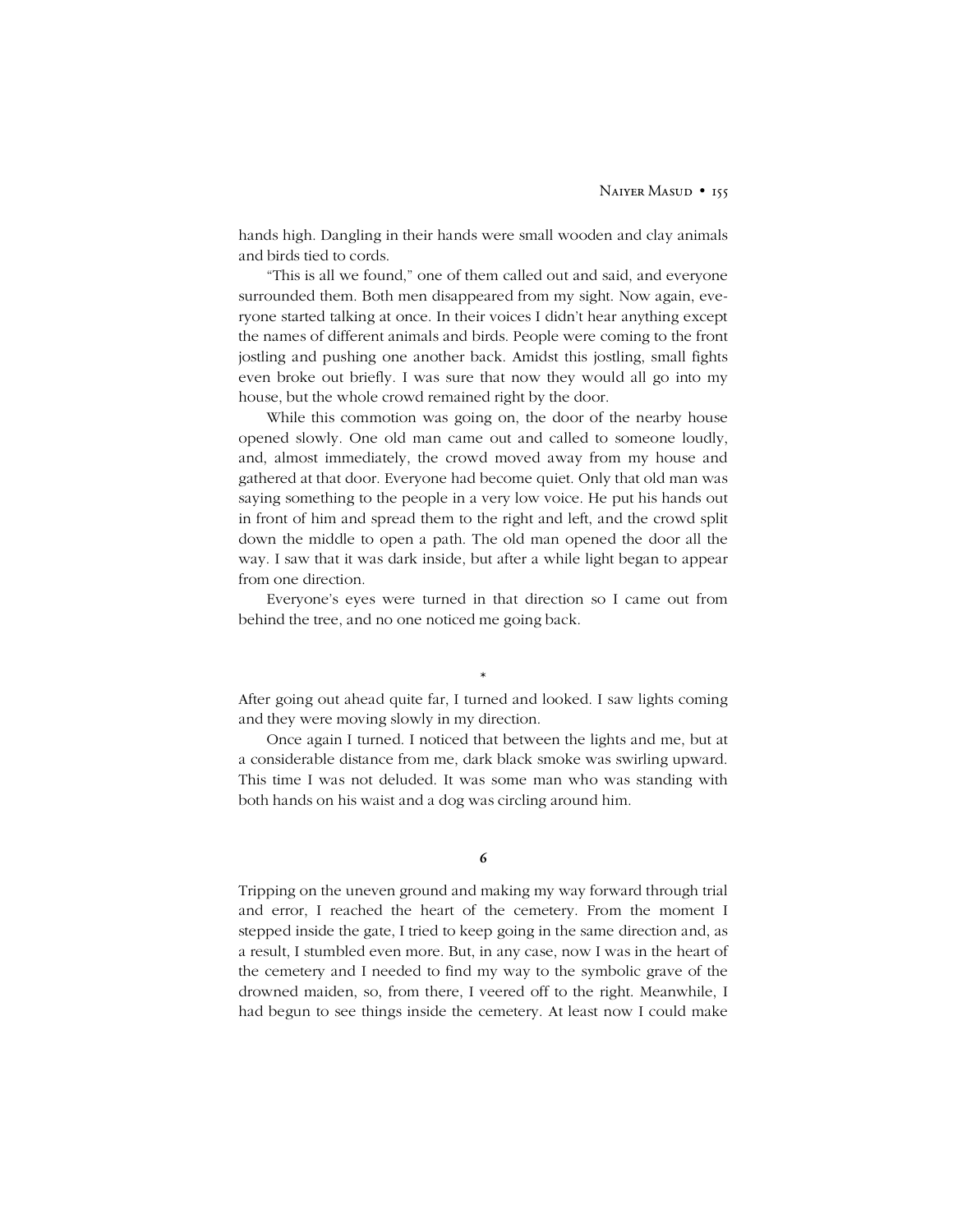hands high. Dangling in their hands were small wooden and clay animals and birds tied to cords.

"This is all we found," one of them called out and said, and everyone surrounded them. Both men disappeared from my sight. Now again, everyone started talking at once. In their voices I didn't hear anything except the names of different animals and birds. People were coming to the front jostling and pushing one another back. Amidst this jostling, small fights even broke out briefly. I was sure that now they would all go into my house, but the whole crowd remained right by the door.

While this commotion was going on, the door of the nearby house opened slowly. One old man came out and called to someone loudly, and, almost immediately, the crowd moved away from my house and gathered at that door. Everyone had become quiet. Only that old man was saying something to the people in a very low voice. He put his hands out in front of him and spread them to the right and left, and the crowd split down the middle to open a path. The old man opened the door all the way. I saw that it was dark inside, but after a while light began to appear from one direction.

Everyone's eyes were turned in that direction so I came out from behind the tree, and no one noticed me going back.

*

After going out ahead quite far, I turned and looked. I saw lights coming and they were moving slowly in my direction.

Once again I turned. I noticed that between the lights and me, but at a considerable distance from me, dark black smoke was swirling upward. This time I was not deluded. It was some man who was standing with both hands on his waist and a dog was circling around him.

## 6

Tripping on the uneven ground and making my way forward through trial and error, I reached the heart of the cemetery. From the moment I stepped inside the gate, I tried to keep going in the same direction and, as a result, I stumbled even more. But, in any case, now I was in the heart of the cemetery and I needed to find my way to the symbolic grave of the drowned maiden, so, from there, I veered off to the right. Meanwhile, I had begun to see things inside the cemetery. At least now I could make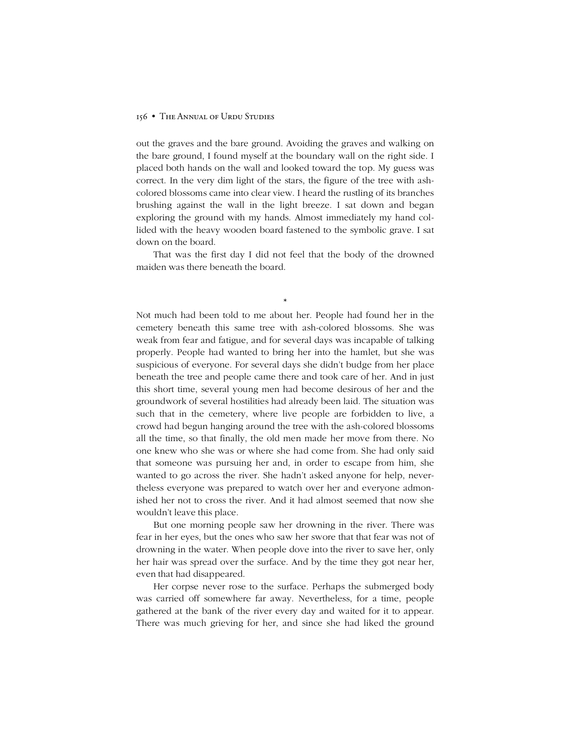out the graves and the bare ground. Avoiding the graves and walking on the bare ground, I found myself at the boundary wall on the right side. I placed both hands on the wall and looked toward the top. My guess was correct. In the very dim light of the stars, the figure of the tree with ash-colored blossoms came into clear view. I heard the rustling of its branches brushing against the wall in the light breeze. I sat down and began exploring the ground with my hands. Almost immediately my hand collided with the heavy wooden board fastened to the symbolic grave. I sat down on the board.

That was the first day I did not feel that the body of the drowned maiden was there beneath the board.

*

Not much had been told to me about her. People had found her in the cemetery beneath this same tree with ash-colored blossoms. She was weak from fear and fatigue, and for several days was incapable of talking properly. People had wanted to bring her into the hamlet, but she was suspicious of everyone. For several days she didn't budge from her place beneath the tree and people came there and took care of her. And in just this short time, several young men had become desirous of her and the groundwork of several hostilities had already been laid. The situation was such that in the cemetery, where live people are forbidden to live, a crowd had begun hanging around the tree with the ash-colored blossoms all the time, so that finally, the old men made her move from there. No one knew who she was or where she had come from. She had only said that someone was pursuing her and, in order to escape from him, she wanted to go across the river. She hadn't asked anyone for help, nevertheless everyone was prepared to watch over her and everyone admonished her not to cross the river. And it had almost seemed that now she wouldn't leave this place.

But one morning people saw her drowning in the river. There was fear in her eyes, but the ones who saw her swore that that fear was not of drowning in the water. When people dove into the river to save her, only her hair was spread over the surface. And by the time they got near her, even that had disappeared.

Her corpse never rose to the surface. Perhaps the submerged body was carried off somewhere far away. Nevertheless, for a time, people gathered at the bank of the river every day and waited for it to appear. There was much grieving for her, and since she had liked the ground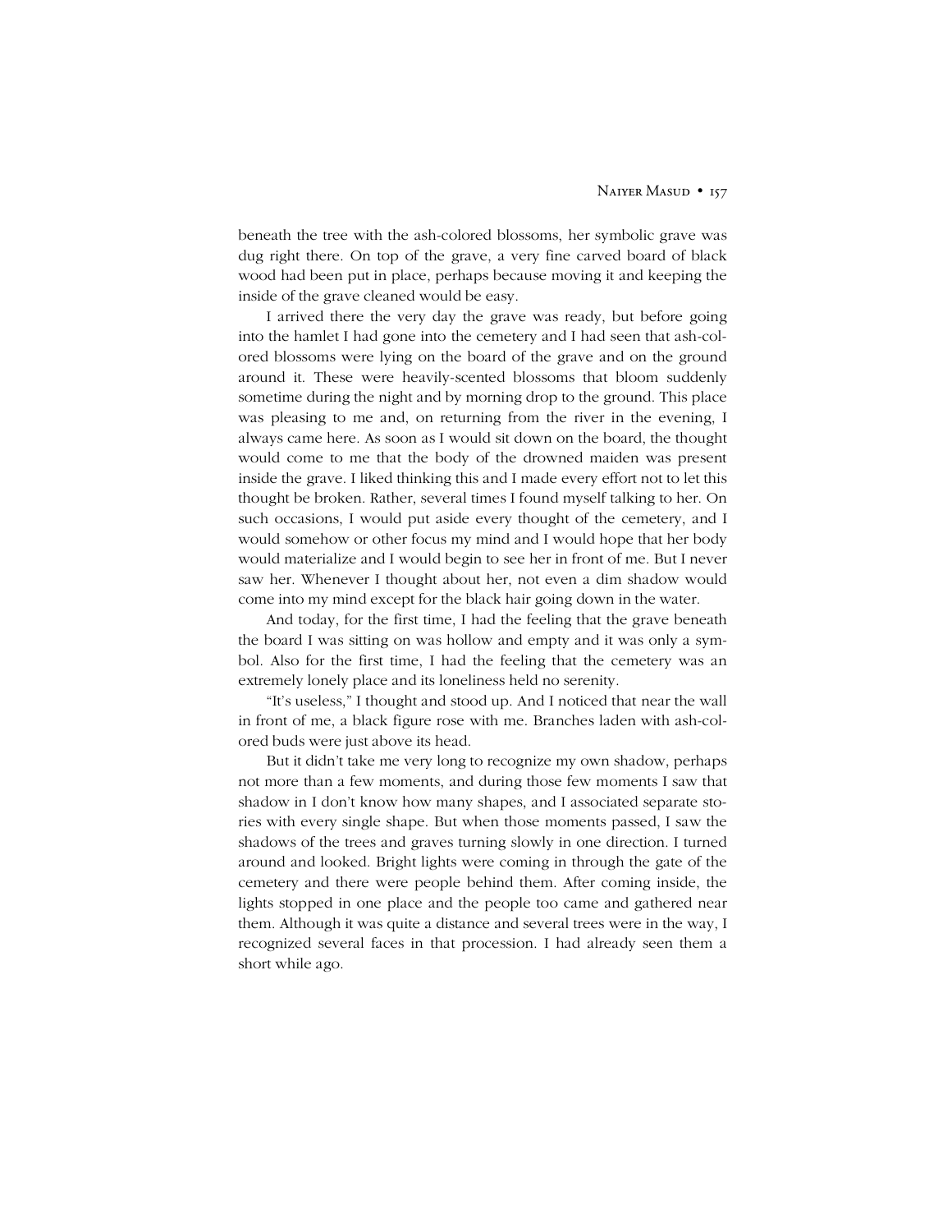beneath the tree with the ash-colored blossoms, her symbolic grave was dug right there. On top of the grave, a very fine carved board of black wood had been put in place, perhaps because moving it and keeping the inside of the grave cleaned would be easy.

I arrived there the very day the grave was ready, but before going into the hamlet I had gone into the cemetery and I had seen that ash-colored blossoms were lying on the board of the grave and on the ground around it. These were heavily-scented blossoms that bloom suddenly sometime during the night and by morning drop to the ground. This place was pleasing to me and, on returning from the river in the evening, I always came here. As soon as I would sit down on the board, the thought would come to me that the body of the drowned maiden was present inside the grave. I liked thinking this and I made every effort not to let this thought be broken. Rather, several times I found myself talking to her. On such occasions, I would put aside every thought of the cemetery, and I would somehow or other focus my mind and I would hope that her body would materialize and I would begin to see her in front of me. But I never saw her. Whenever I thought about her, not even a dim shadow would come into my mind except for the black hair going down in the water.

And today, for the first time, I had the feeling that the grave beneath the board I was sitting on was hollow and empty and it was only a symbol. Also for the first time, I had the feeling that the cemetery was an extremely lonely place and its loneliness held no serenity.

"It's useless," I thought and stood up. And I noticed that near the wall in front of me, a black figure rose with me. Branches laden with ash-colored buds were just above its head.

But it didn't take me very long to recognize my own shadow, perhaps not more than a few moments, and during those few moments I saw that shadow in I don't know how many shapes, and I associated separate stories with every single shape. But when those moments passed, I saw the shadows of the trees and graves turning slowly in one direction. I turned around and looked. Bright lights were coming in through the gate of the cemetery and there were people behind them. After coming inside, the lights stopped in one place and the people too came and gathered near them. Although it was quite a distance and several trees were in the way, I recognized several faces in that procession. I had already seen them a short while ago.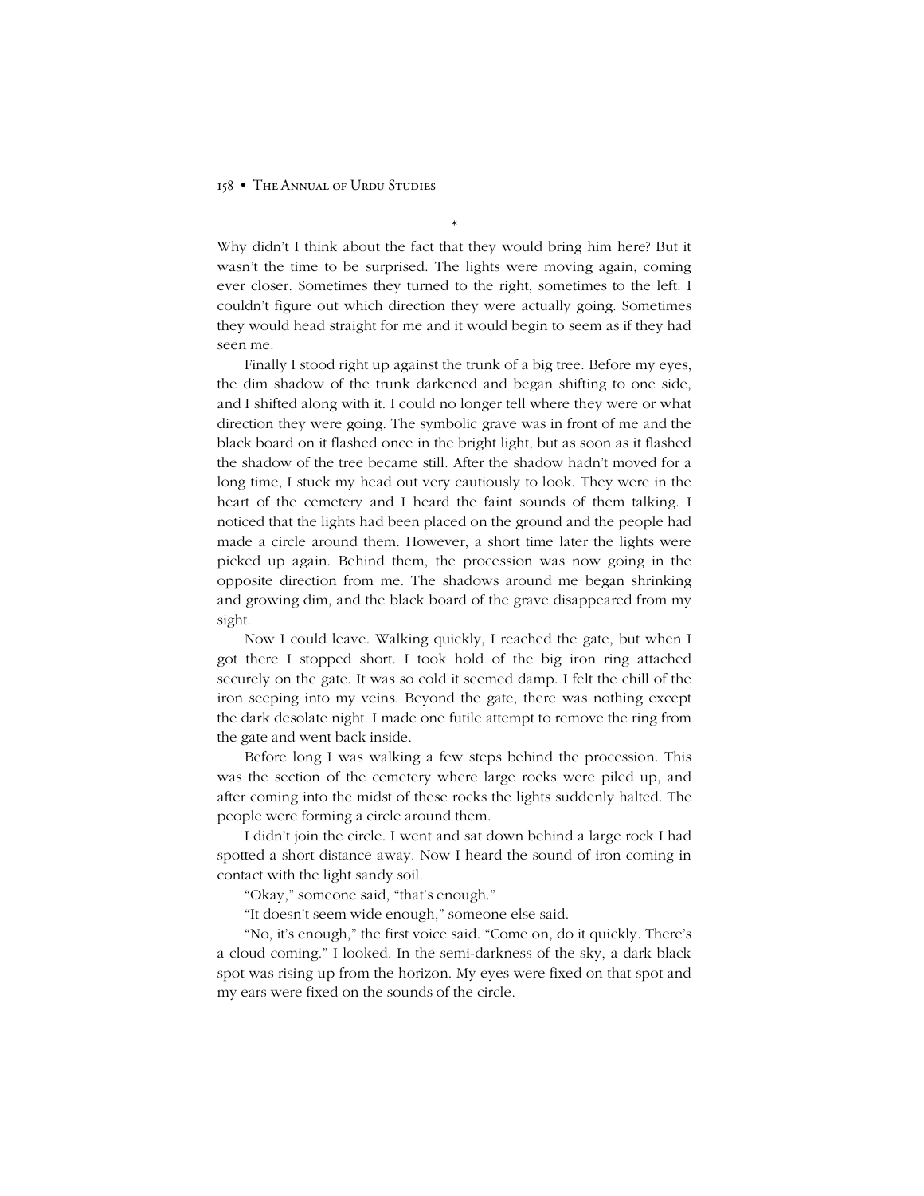\*

Why didn't I think about the fact that they would bring him here? But it wasn't the time to be surprised. The lights were moving again, coming ever closer. Sometimes they turned to the right, sometimes to the left. I couldn't figure out which direction they were actually going. Sometimes they would head straight for me and it would begin to seem as if they had seen me.

Finally I stood right up against the trunk of a big tree. Before my eyes, the dim shadow of the trunk darkened and began shifting to one side, and I shifted along with it. I could no longer tell where they were or what direction they were going. The symbolic grave was in front of me and the black board on it flashed once in the bright light, but as soon as it flashed the shadow of the tree became still. After the shadow hadn't moved for a long time, I stuck my head out very cautiously to look. They were in the heart of the cemetery and I heard the faint sounds of them talking. I noticed that the lights had been placed on the ground and the people had made a circle around them. However, a short time later the lights were picked up again. Behind them, the procession was now going in the opposite direction from me. The shadows around me began shrinking and growing dim, and the black board of the grave disappeared from my sight.

Now I could leave. Walking quickly, I reached the gate, but when I got there I stopped short. I took hold of the big iron ring attached securely on the gate. It was so cold it seemed damp. I felt the chill of the iron seeping into my veins. Beyond the gate, there was nothing except the dark desolate night. I made one futile attempt to remove the ring from the gate and went back inside.

Before long I was walking a few steps behind the procession. This was the section of the cemetery where large rocks were piled up, and after coming into the midst of these rocks the lights suddenly halted. The people were forming a circle around them.

I didn't join the circle. I went and sat down behind a large rock I had spotted a short distance away. Now I heard the sound of iron coming in contact with the light sandy soil.

"Okay," someone said, "that's enough."

"It doesn't seem wide enough," someone else said.

"No, it's enough," the first voice said. "Come on, do it quickly. There's a cloud coming." I looked. In the semi-darkness of the sky, a dark black spot was rising up from the horizon. My eyes were fixed on that spot and my ears were fixed on the sounds of the circle.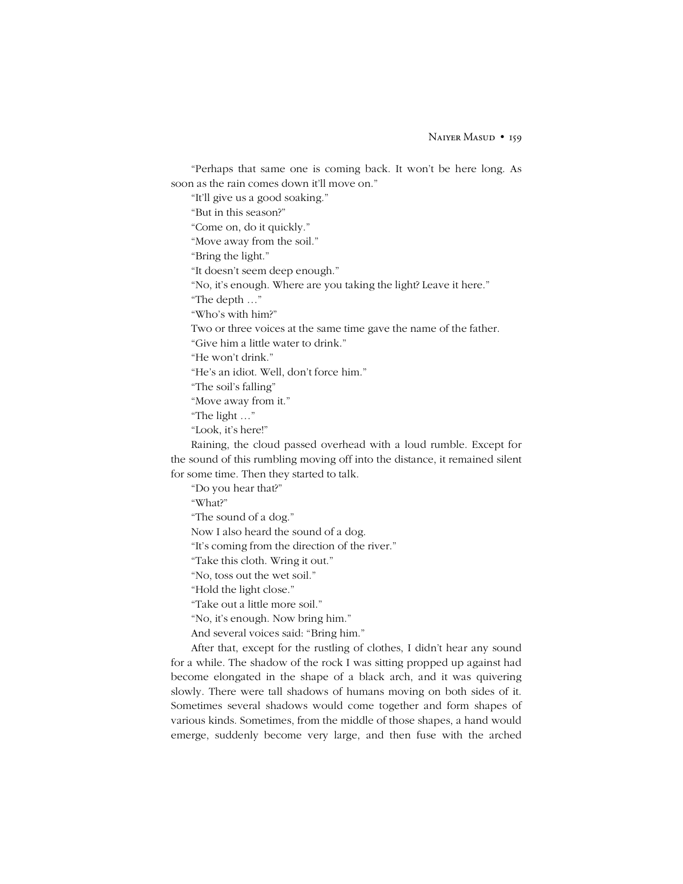"Perhaps that same one is coming back. It won't be here long. As soon as the rain comes down it'll move on."

"It'll give us a good soaking."

"But in this season?"

"Come on, do it quickly."

"Move away from the soil."

"Bring the light."

"It doesn't seem deep enough."

"No, it's enough. Where are you taking the light? Leave it here."

"The depth …"

"Who's with him?"

Two or three voices at the same time gave the name of the father.

"Give him a little water to drink."

"He won't drink."

"He's an idiot. Well, don't force him."

"The soil's falling"

"Move away from it."

"The light …"

"Look, it's here!"

Raining, the cloud passed overhead with a loud rumble. Except for the sound of this rumbling moving off into the distance, it remained silent for some time. Then they started to talk.

"Do you hear that?"

"What?"

"The sound of a dog."

Now I also heard the sound of a dog.

"It's coming from the direction of the river."

"Take this cloth. Wring it out."

"No, toss out the wet soil."

"Hold the light close."

"Take out a little more soil."

"No, it's enough. Now bring him."

And several voices said: "Bring him."

After that, except for the rustling of clothes, I didn't hear any sound for a while. The shadow of the rock I was sitting propped up against had become elongated in the shape of a black arch, and it was quivering slowly. There were tall shadows of humans moving on both sides of it. Sometimes several shadows would come together and form shapes of various kinds. Sometimes, from the middle of those shapes, a hand would emerge, suddenly become very large, and then fuse with the arched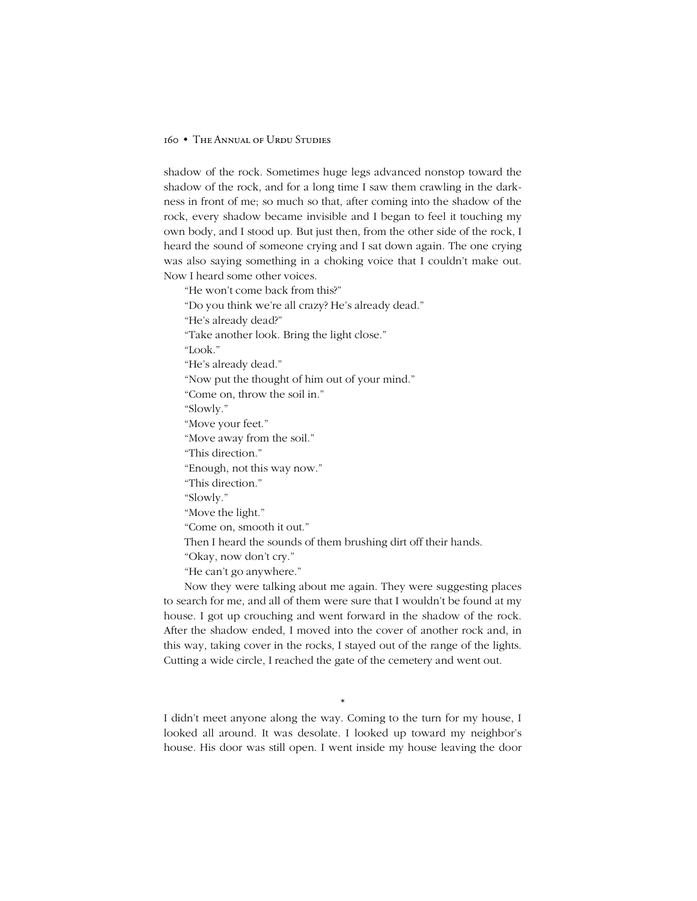shadow of the rock. Sometimes huge legs advanced nonstop toward the shadow of the rock, and for a long time I saw them crawling in the darkness in front of me; so much so that, after coming into the shadow of the rock, every shadow became invisible and I began to feel it touching my own body, and I stood up. But just then, from the other side of the rock, I heard the sound of someone crying and I sat down again. The one crying was also saying something in a choking voice that I couldn't make out. Now I heard some other voices.

"He won't come back from this?"

"Do you think we're all crazy? He's already dead."

"He's already dead?"

"Take another look. Bring the light close."

"Look."

"He's already dead."

"Now put the thought of him out of your mind."

"Come on, throw the soil in."

"Slowly."

"Move your feet."

"Move away from the soil."

"This direction."

"Enough, not this way now."

"This direction."

"Slowly."

"Move the light."

"Come on, smooth it out."

Then I heard the sounds of them brushing dirt off their hands.

"Okay, now don't cry."

"He can't go anywhere."

Now they were talking about me again. They were suggesting places to search for me, and all of them were sure that I wouldn't be found at my house. I got up crouching and went forward in the shadow of the rock. After the shadow ended, I moved into the cover of another rock and, in this way, taking cover in the rocks, I stayed out of the range of the lights. Cutting a wide circle, I reached the gate of the cemetery and went out.

*

I didn't meet anyone along the way. Coming to the turn for my house, I looked all around. It was desolate. I looked up toward my neighbor's house. His door was still open. I went inside my house leaving the door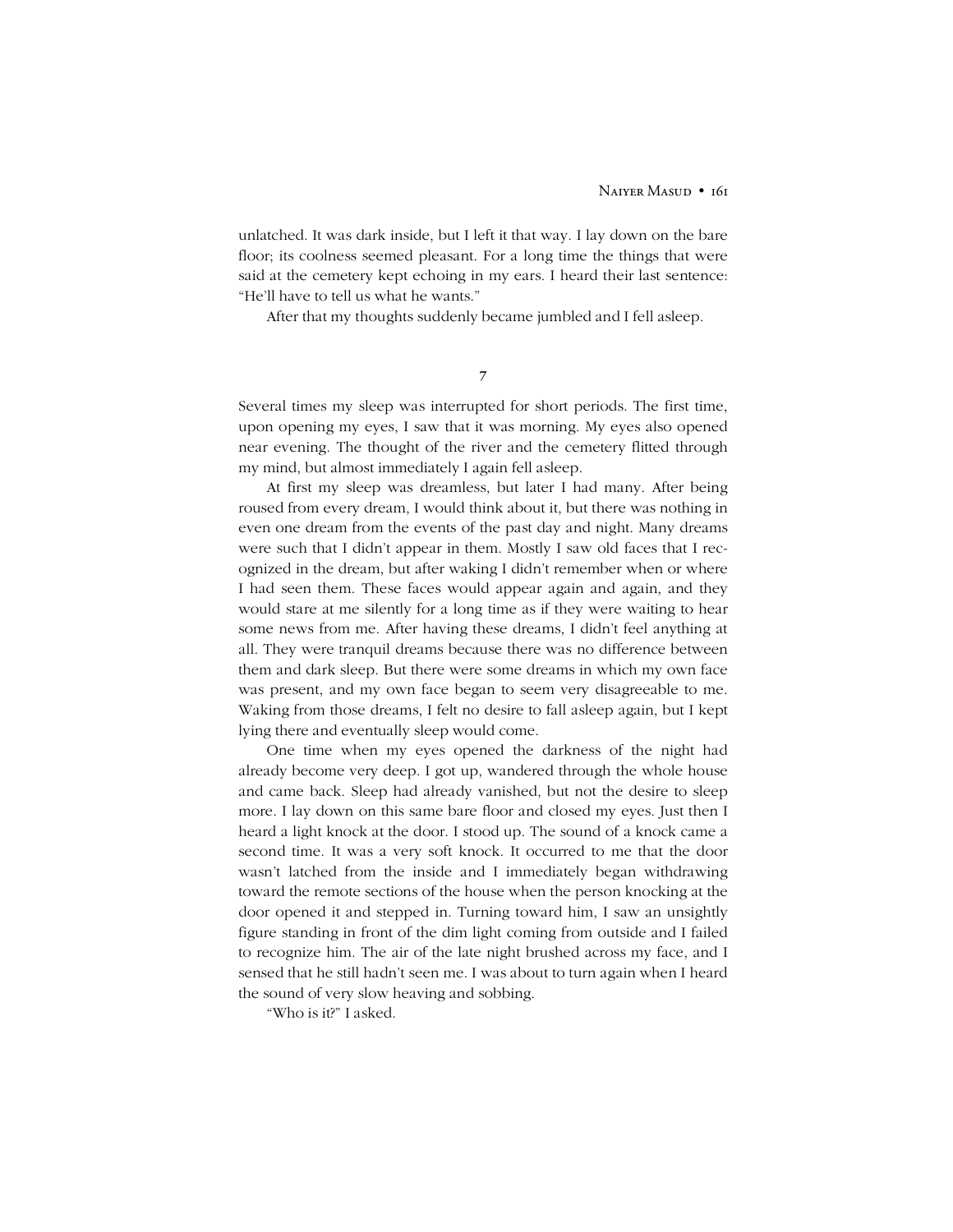unlatched. It was dark inside, but I left it that way. I lay down on the bare floor; its coolness seemed pleasant. For a long time the things that were said at the cemetery kept echoing in my ears. I heard their last sentence: "He'll have to tell us what he wants."

After that my thoughts suddenly became jumbled and I fell asleep.

## 7

Several times my sleep was interrupted for short periods. The first time, upon opening my eyes, I saw that it was morning. My eyes also opened near evening. The thought of the river and the cemetery flitted through my mind, but almost immediately I again fell asleep.

At first my sleep was dreamless, but later I had many. After being roused from every dream, I would think about it, but there was nothing in even one dream from the events of the past day and night. Many dreams were such that I didn't appear in them. Mostly I saw old faces that I recognized in the dream, but after waking I didn't remember when or where I had seen them. These faces would appear again and again, and they would stare at me silently for a long time as if they were waiting to hear some news from me. After having these dreams, I didn't feel anything at all. They were tranquil dreams because there was no difference between them and dark sleep. But there were some dreams in which my own face was present, and my own face began to seem very disagreeable to me. Waking from those dreams, I felt no desire to fall asleep again, but I kept lying there and eventually sleep would come.

One time when my eyes opened the darkness of the night had already become very deep. I got up, wandered through the whole house and came back. Sleep had already vanished, but not the desire to sleep more. I lay down on this same bare floor and closed my eyes. Just then I heard a light knock at the door. I stood up. The sound of a knock came a second time. It was a very soft knock. It occurred to me that the door wasn't latched from the inside and I immediately began withdrawing toward the remote sections of the house when the person knocking at the door opened it and stepped in. Turning toward him, I saw an unsightly figure standing in front of the dim light coming from outside and I failed to recognize him. The air of the late night brushed across my face, and I sensed that he still hadn't seen me. I was about to turn again when I heard the sound of very slow heaving and sobbing.

"Who is it?" I asked.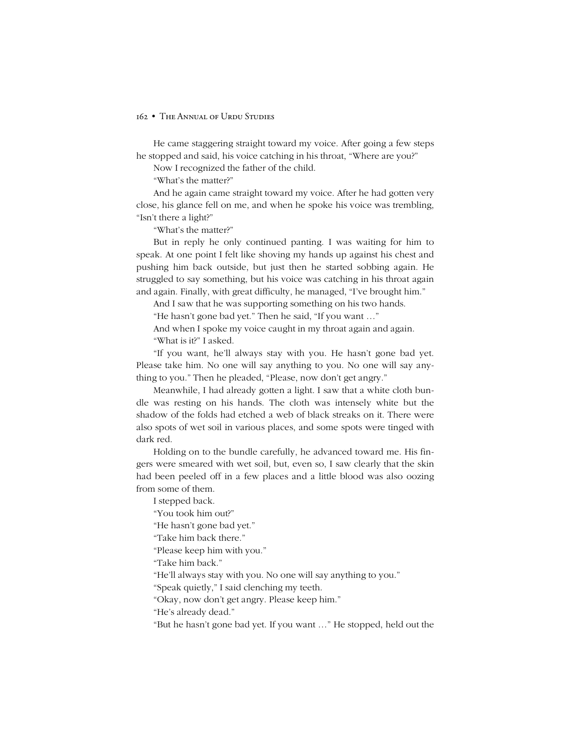He came staggering straight toward my voice. After going a few steps he stopped and said, his voice catching in his throat, "Where are you?"

Now I recognized the father of the child.

"What's the matter?"

And he again came straight toward my voice. After he had gotten very close, his glance fell on me, and when he spoke his voice was trembling, "Isn't there a light?"

"What's the matter?"

But in reply he only continued panting. I was waiting for him to speak. At one point I felt like shoving my hands up against his chest and pushing him back outside, but just then he started sobbing again. He struggled to say something, but his voice was catching in his throat again and again. Finally, with great difficulty, he managed, "I've brought him."

And I saw that he was supporting something on his two hands.

"He hasn't gone bad yet." Then he said, "If you want …"

And when I spoke my voice caught in my throat again and again.

"What is it?" I asked.

"If you want, he'll always stay with you. He hasn't gone bad yet. Please take him. No one will say anything to you. No one will say anything to you." Then he pleaded, "Please, now don't get angry."

Meanwhile, I had already gotten a light. I saw that a white cloth bundle was resting on his hands. The cloth was intensely white but the shadow of the folds had etched a web of black streaks on it. There were also spots of wet soil in various places, and some spots were tinged with dark red.

Holding on to the bundle carefully, he advanced toward me. His fingers were smeared with wet soil, but, even so, I saw clearly that the skin had been peeled off in a few places and a little blood was also oozing from some of them.

I stepped back.

"You took him out?"

"He hasn't gone bad yet."

"Take him back there."

"Please keep him with you."

"Take him back."

"He'll always stay with you. No one will say anything to you."

"Speak quietly," I said clenching my teeth.

"Okay, now don't get angry. Please keep him."

"He's already dead."

"But he hasn't gone bad yet. If you want …" He stopped, held out the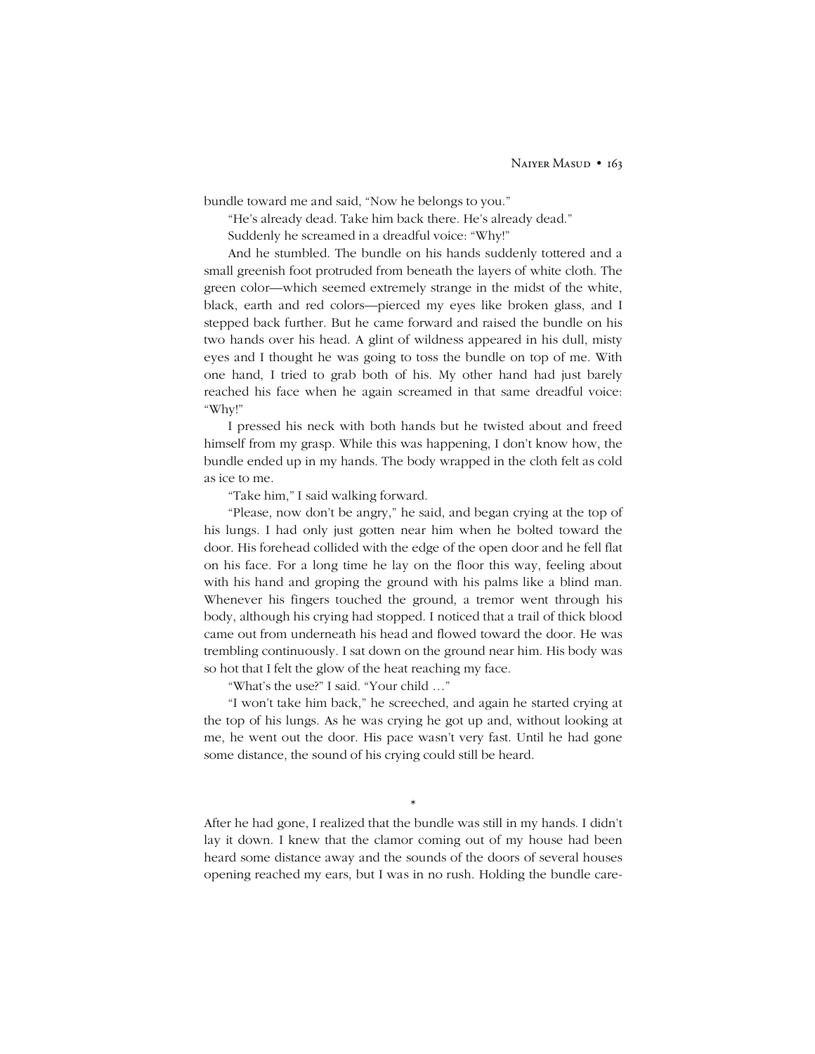bundle toward me and said, "Now he belongs to you."

"He's already dead. Take him back there. He's already dead."

Suddenly he screamed in a dreadful voice: "Why!"

And he stumbled. The bundle on his hands suddenly tottered and a small greenish foot protruded from beneath the layers of white cloth. The green color—which seemed extremely strange in the midst of the white, black, earth and red colors—pierced my eyes like broken glass, and I stepped back further. But he came forward and raised the bundle on his two hands over his head. A glint of wildness appeared in his dull, misty eyes and I thought he was going to toss the bundle on top of me. With one hand, I tried to grab both of his. My other hand had just barely reached his face when he again screamed in that same dreadful voice: "Why!"

I pressed his neck with both hands but he twisted about and freed himself from my grasp. While this was happening, I don't know how, the bundle ended up in my hands. The body wrapped in the cloth felt as cold as ice to me.

"Take him," I said walking forward.

"Please, now don't be angry," he said, and began crying at the top of his lungs. I had only just gotten near him when he bolted toward the door. His forehead collided with the edge of the open door and he fell flat on his face. For a long time he lay on the floor this way, feeling about with his hand and groping the ground with his palms like a blind man. Whenever his fingers touched the ground, a tremor went through his body, although his crying had stopped. I noticed that a trail of thick blood came out from underneath his head and flowed toward the door. He was trembling continuously. I sat down on the ground near him. His body was so hot that I felt the glow of the heat reaching my face.

"What's the use?" I said. "Your child …"

"I won't take him back," he screeched, and again he started crying at the top of his lungs. As he was crying he got up and, without looking at me, he went out the door. His pace wasn't very fast. Until he had gone some distance, the sound of his crying could still be heard.

*

After he had gone, I realized that the bundle was still in my hands. I didn't lay it down. I knew that the clamor coming out of my house had been heard some distance away and the sounds of the doors of several houses opening reached my ears, but I was in no rush. Holding the bundle care-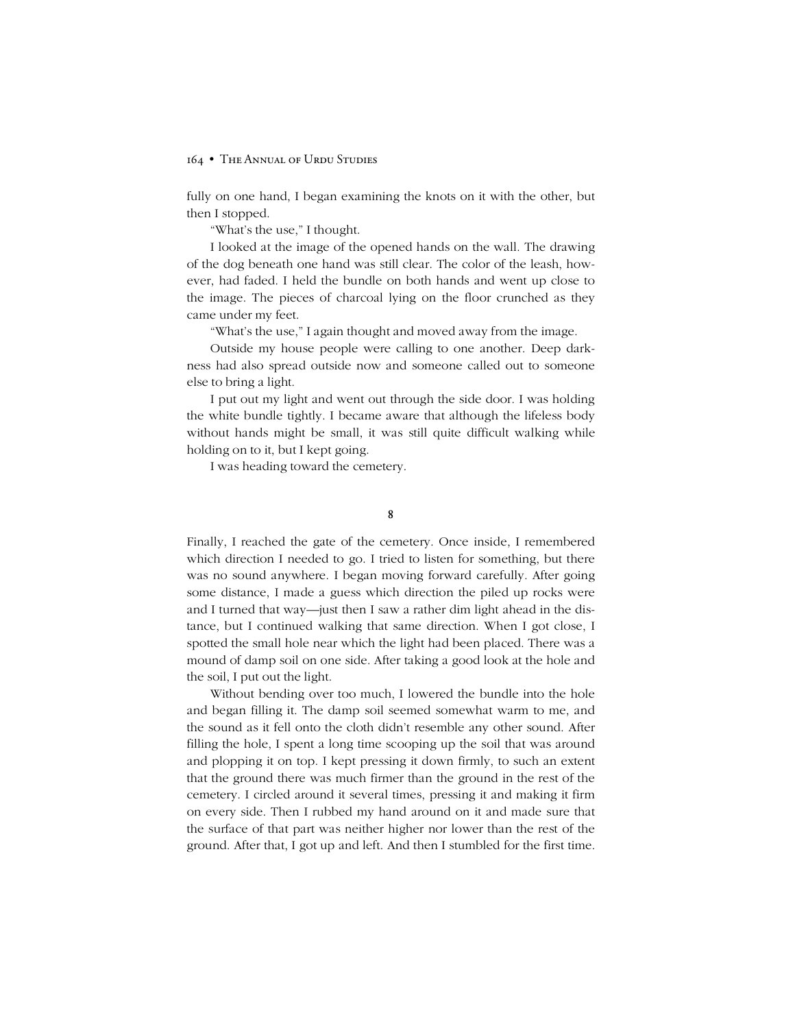fully on one hand, I began examining the knots on it with the other, but then I stopped.

"What's the use," I thought.

I looked at the image of the opened hands on the wall. The drawing of the dog beneath one hand was still clear. The color of the leash, however, had faded. I held the bundle on both hands and went up close to the image. The pieces of charcoal lying on the floor crunched as they came under my feet.

"What's the use," I again thought and moved away from the image.

Outside my house people were calling to one another. Deep darkness had also spread outside now and someone called out to someone else to bring a light.

I put out my light and went out through the side door. I was holding the white bundle tightly. I became aware that although the lifeless body without hands might be small, it was still quite difficult walking while holding on to it, but I kept going.

I was heading toward the cemetery.

## 8

Finally, I reached the gate of the cemetery. Once inside, I remembered which direction I needed to go. I tried to listen for something, but there was no sound anywhere. I began moving forward carefully. After going some distance, I made a guess which direction the piled up rocks were and I turned that way—just then I saw a rather dim light ahead in the distance, but I continued walking that same direction. When I got close, I spotted the small hole near which the light had been placed. There was a mound of damp soil on one side. After taking a good look at the hole and the soil, I put out the light.

Without bending over too much, I lowered the bundle into the hole and began filling it. The damp soil seemed somewhat warm to me, and the sound as it fell onto the cloth didn't resemble any other sound. After filling the hole, I spent a long time scooping up the soil that was around and plopping it on top. I kept pressing it down firmly, to such an extent that the ground there was much firmer than the ground in the rest of the cemetery. I circled around it several times, pressing it and making it firm on every side. Then I rubbed my hand around on it and made sure that the surface of that part was neither higher nor lower than the rest of the ground. After that, I got up and left. And then I stumbled for the first time.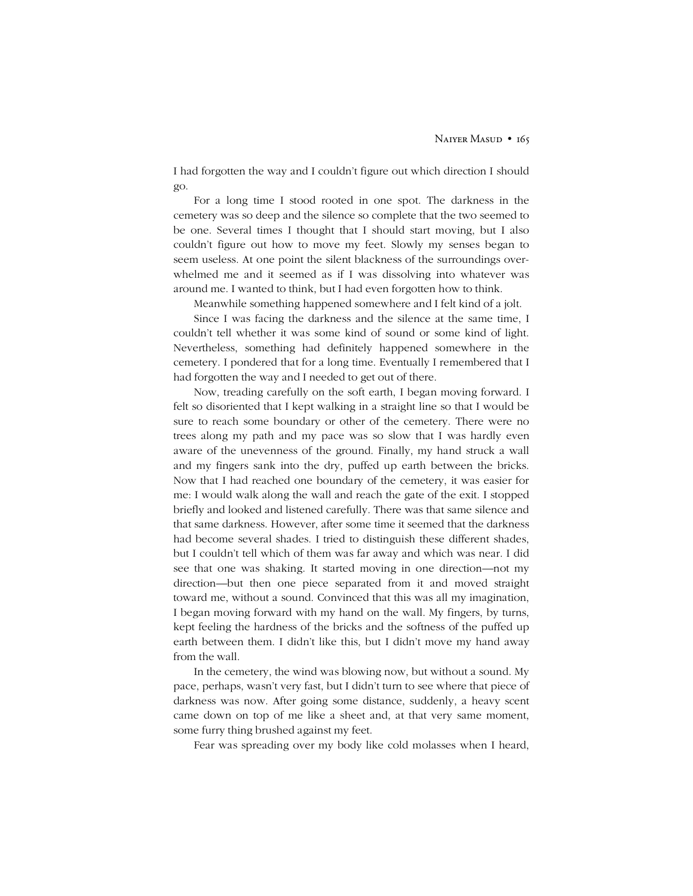I had forgotten the way and I couldn't figure out which direction I should go.

For a long time I stood rooted in one spot. The darkness in the cemetery was so deep and the silence so complete that the two seemed to be one. Several times I thought that I should start moving, but I also couldn't figure out how to move my feet. Slowly my senses began to seem useless. At one point the silent blackness of the surroundings overwhelmed me and it seemed as if I was dissolving into whatever was around me. I wanted to think, but I had even forgotten how to think.

Meanwhile something happened somewhere and I felt kind of a jolt.

Since I was facing the darkness and the silence at the same time, I couldn't tell whether it was some kind of sound or some kind of light. Nevertheless, something had definitely happened somewhere in the cemetery. I pondered that for a long time. Eventually I remembered that I had forgotten the way and I needed to get out of there.

Now, treading carefully on the soft earth, I began moving forward. I felt so disoriented that I kept walking in a straight line so that I would be sure to reach some boundary or other of the cemetery. There were no trees along my path and my pace was so slow that I was hardly even aware of the unevenness of the ground. Finally, my hand struck a wall and my fingers sank into the dry, puffed up earth between the bricks. Now that I had reached one boundary of the cemetery, it was easier for me: I would walk along the wall and reach the gate of the exit. I stopped briefly and looked and listened carefully. There was that same silence and that same darkness. However, after some time it seemed that the darkness had become several shades. I tried to distinguish these different shades, but I couldn't tell which of them was far away and which was near. I did see that one was shaking. It started moving in one direction—not my direction—but then one piece separated from it and moved straight toward me, without a sound. Convinced that this was all my imagination, I began moving forward with my hand on the wall. My fingers, by turns, kept feeling the hardness of the bricks and the softness of the puffed up earth between them. I didn't like this, but I didn't move my hand away from the wall.

In the cemetery, the wind was blowing now, but without a sound. My pace, perhaps, wasn't very fast, but I didn't turn to see where that piece of darkness was now. After going some distance, suddenly, a heavy scent came down on top of me like a sheet and, at that very same moment, some furry thing brushed against my feet.

Fear was spreading over my body like cold molasses when I heard,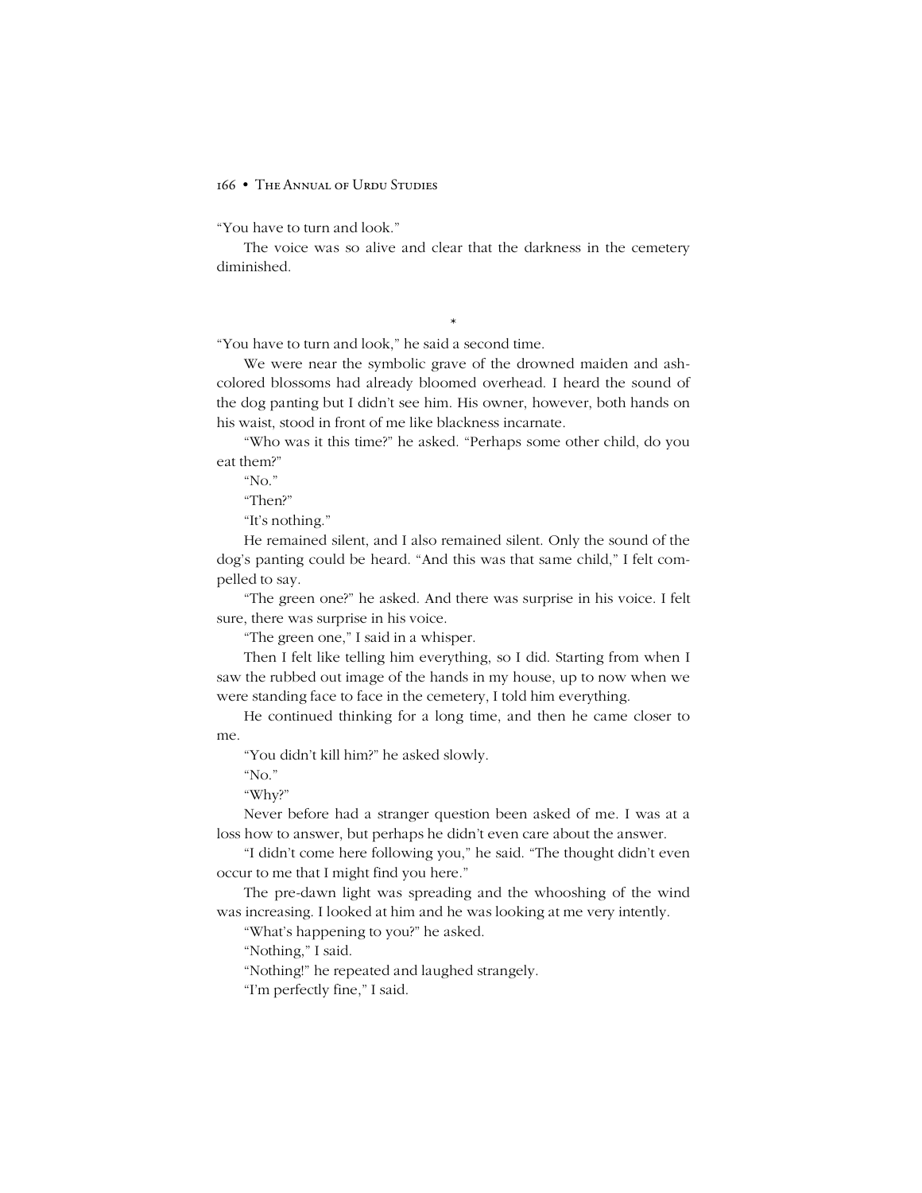"You have to turn and look."

The voice was so alive and clear that the darkness in the cemetery diminished.

*

"You have to turn and look," he said a second time.

We were near the symbolic grave of the drowned maiden and ash-colored blossoms had already bloomed overhead. I heard the sound of the dog panting but I didn't see him. His owner, however, both hands on his waist, stood in front of me like blackness incarnate.

"Who was it this time?" he asked. "Perhaps some other child, do you eat them?"

"No."

"Then?"

"It's nothing."

He remained silent, and I also remained silent. Only the sound of the dog's panting could be heard. "And this was that same child," I felt compelled to say.

"The green one?" he asked. And there was surprise in his voice. I felt sure, there was surprise in his voice.

"The green one," I said in a whisper.

Then I felt like telling him everything, so I did. Starting from when I saw the rubbed out image of the hands in my house, up to now when we were standing face to face in the cemetery, I told him everything.

He continued thinking for a long time, and then he came closer to me.

"You didn't kill him?" he asked slowly.

"No."

"Why?"

Never before had a stranger question been asked of me. I was at a loss how to answer, but perhaps he didn't even care about the answer.

"I didn't come here following you," he said. "The thought didn't even occur to me that I might find you here."

The pre-dawn light was spreading and the whooshing of the wind was increasing. I looked at him and he was looking at me very intently.

"What's happening to you?" he asked.

"Nothing," I said.

"Nothing!" he repeated and laughed strangely.

"I'm perfectly fine," I said.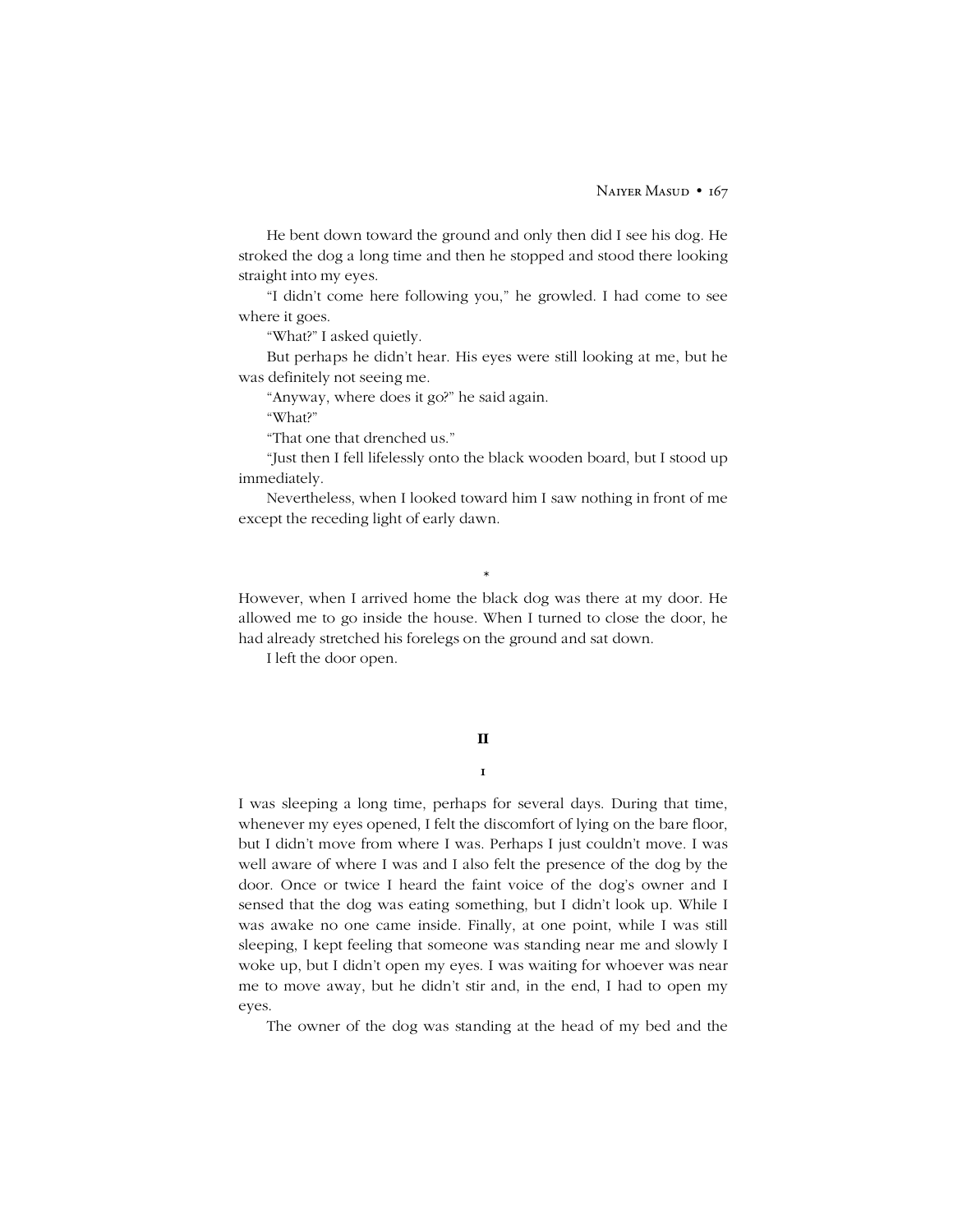He bent down toward the ground and only then did I see his dog. He stroked the dog a long time and then he stopped and stood there looking straight into my eyes.

"I didn't come here following you," he growled. I had come to see where it goes.

"What?" I asked quietly.

But perhaps he didn't hear. His eyes were still looking at me, but he was definitely not seeing me.

"Anyway, where does it go?" he said again.

"What?"

"That one that drenched us."

"Just then I fell lifelessly onto the black wooden board, but I stood up immediately.

Nevertheless, when I looked toward him I saw nothing in front of me except the receding light of early dawn.

*

However, when I arrived home the black dog was there at my door. He allowed me to go inside the house. When I turned to close the door, he had already stretched his forelegs on the ground and sat down.

I left the door open.

## II

### 1

I was sleeping a long time, perhaps for several days. During that time, whenever my eyes opened, I felt the discomfort of lying on the bare floor, but I didn't move from where I was. Perhaps I just couldn't move. I was well aware of where I was and I also felt the presence of the dog by the door. Once or twice I heard the faint voice of the dog's owner and I sensed that the dog was eating something, but I didn't look up. While I was awake no one came inside. Finally, at one point, while I was still sleeping, I kept feeling that someone was standing near me and slowly I woke up, but I didn't open my eyes. I was waiting for whoever was near me to move away, but he didn't stir and, in the end, I had to open my eyes.

The owner of the dog was standing at the head of my bed and the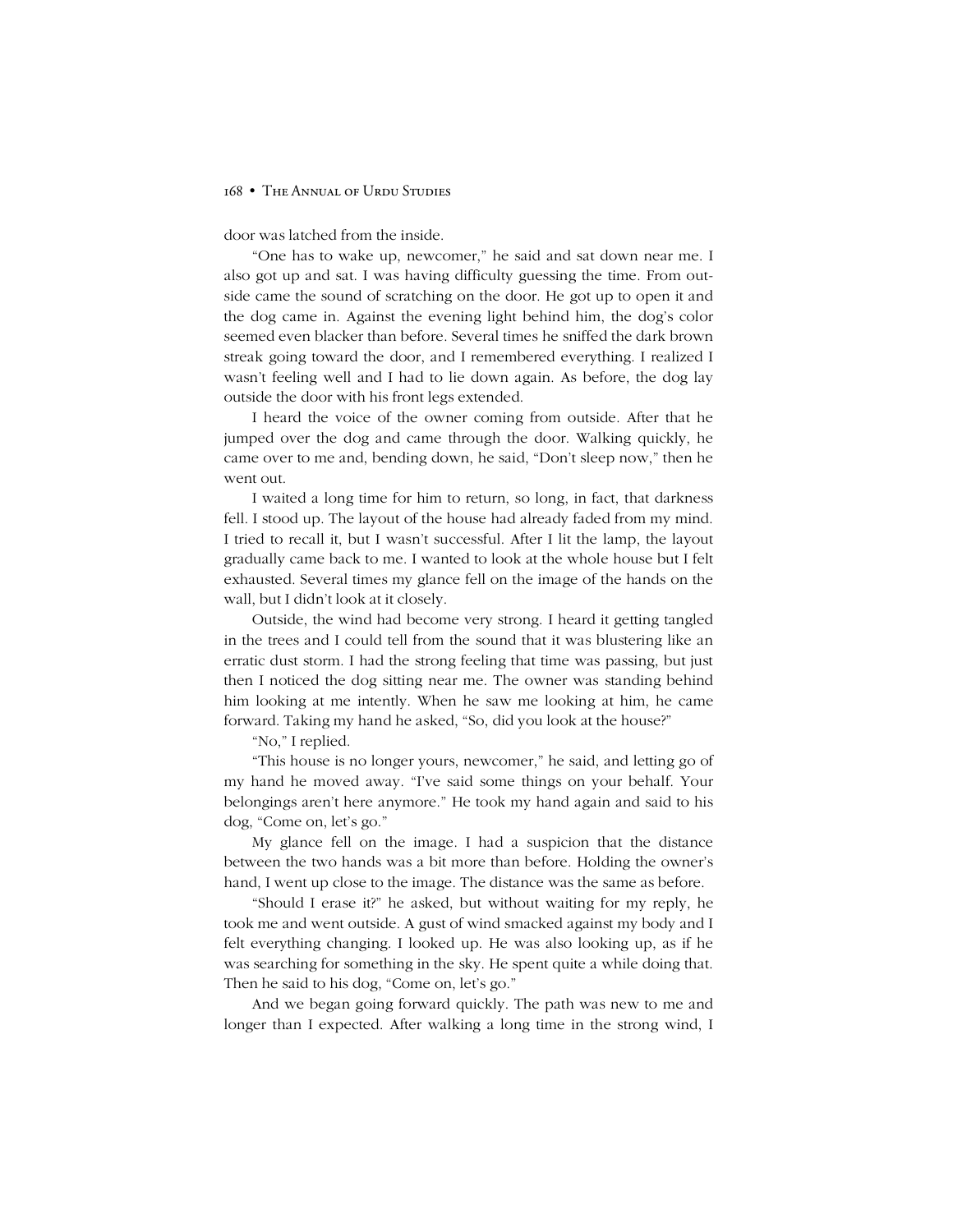door was latched from the inside.

"One has to wake up, newcomer," he said and sat down near me. I also got up and sat. I was having difficulty guessing the time. From outside came the sound of scratching on the door. He got up to open it and the dog came in. Against the evening light behind him, the dog's color seemed even blacker than before. Several times he sniffed the dark brown streak going toward the door, and I remembered everything. I realized I wasn't feeling well and I had to lie down again. As before, the dog lay outside the door with his front legs extended.

I heard the voice of the owner coming from outside. After that he jumped over the dog and came through the door. Walking quickly, he came over to me and, bending down, he said, "Don't sleep now," then he went out.

I waited a long time for him to return, so long, in fact, that darkness fell. I stood up. The layout of the house had already faded from my mind. I tried to recall it, but I wasn't successful. After I lit the lamp, the layout gradually came back to me. I wanted to look at the whole house but I felt exhausted. Several times my glance fell on the image of the hands on the wall, but I didn't look at it closely.

Outside, the wind had become very strong. I heard it getting tangled in the trees and I could tell from the sound that it was blustering like an erratic dust storm. I had the strong feeling that time was passing, but just then I noticed the dog sitting near me. The owner was standing behind him looking at me intently. When he saw me looking at him, he came forward. Taking my hand he asked, "So, did you look at the house?"

"No," I replied.

"This house is no longer yours, newcomer," he said, and letting go of my hand he moved away. "I've said some things on your behalf. Your belongings aren't here anymore." He took my hand again and said to his dog, "Come on, let's go."

My glance fell on the image. I had a suspicion that the distance between the two hands was a bit more than before. Holding the owner's hand, I went up close to the image. The distance was the same as before.

"Should I erase it?" he asked, but without waiting for my reply, he took me and went outside. A gust of wind smacked against my body and I felt everything changing. I looked up. He was also looking up, as if he was searching for something in the sky. He spent quite a while doing that. Then he said to his dog, "Come on, let's go."

And we began going forward quickly. The path was new to me and longer than I expected. After walking a long time in the strong wind, I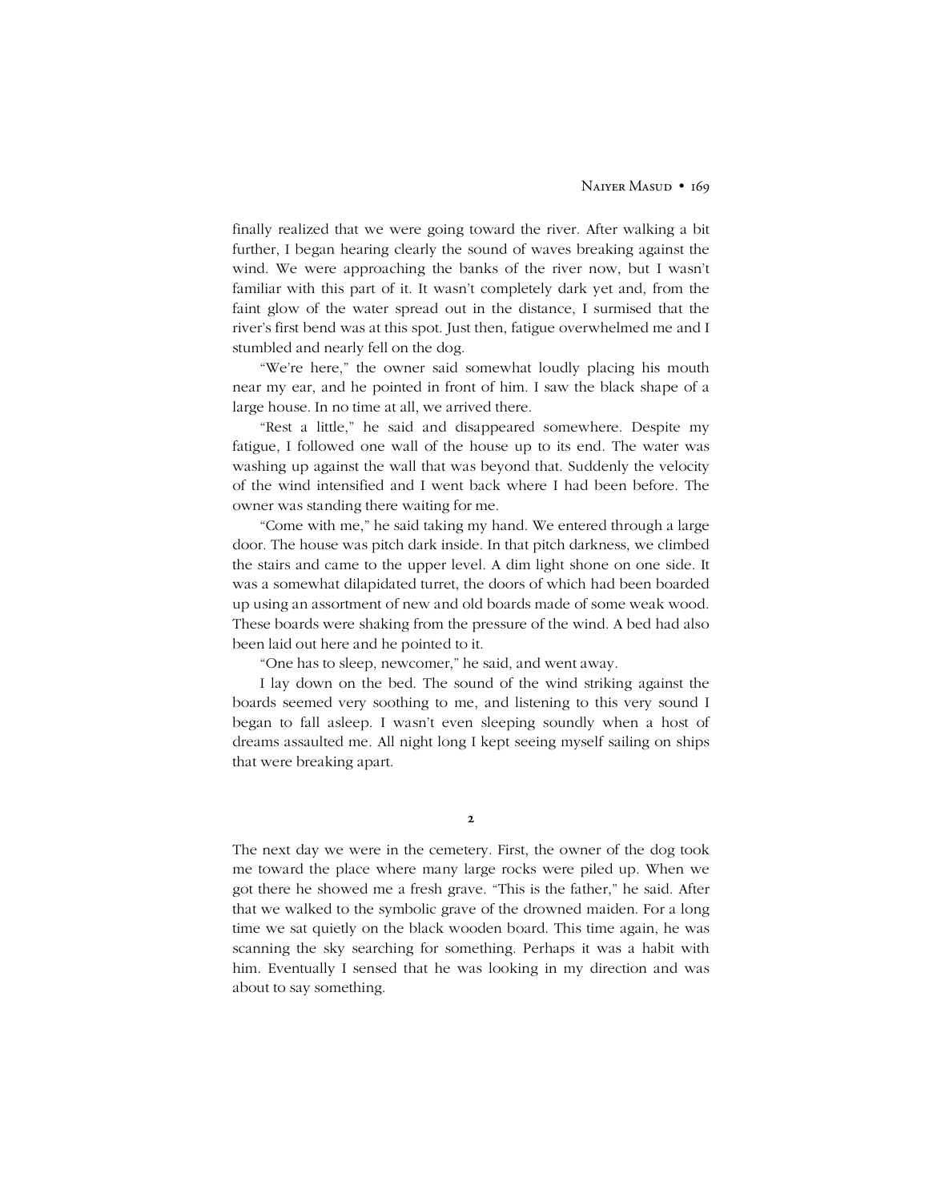finally realized that we were going toward the river. After walking a bit further, I began hearing clearly the sound of waves breaking against the wind. We were approaching the banks of the river now, but I wasn't familiar with this part of it. It wasn't completely dark yet and, from the faint glow of the water spread out in the distance, I surmised that the river's first bend was at this spot. Just then, fatigue overwhelmed me and I stumbled and nearly fell on the dog.

"We're here," the owner said somewhat loudly placing his mouth near my ear, and he pointed in front of him. I saw the black shape of a large house. In no time at all, we arrived there.

"Rest a little," he said and disappeared somewhere. Despite my fatigue, I followed one wall of the house up to its end. The water was washing up against the wall that was beyond that. Suddenly the velocity of the wind intensified and I went back where I had been before. The owner was standing there waiting for me.

"Come with me," he said taking my hand. We entered through a large door. The house was pitch dark inside. In that pitch darkness, we climbed the stairs and came to the upper level. A dim light shone on one side. It was a somewhat dilapidated turret, the doors of which had been boarded up using an assortment of new and old boards made of some weak wood. These boards were shaking from the pressure of the wind. A bed had also been laid out here and he pointed to it.

"One has to sleep, newcomer," he said, and went away.

I lay down on the bed. The sound of the wind striking against the boards seemed very soothing to me, and listening to this very sound I began to fall asleep. I wasn't even sleeping soundly when a host of dreams assaulted me. All night long I kept seeing myself sailing on ships that were breaking apart.

## 2

The next day we were in the cemetery. First, the owner of the dog took me toward the place where many large rocks were piled up. When we got there he showed me a fresh grave. "This is the father," he said. After that we walked to the symbolic grave of the drowned maiden. For a long time we sat quietly on the black wooden board. This time again, he was scanning the sky searching for something. Perhaps it was a habit with him. Eventually I sensed that he was looking in my direction and was about to say something.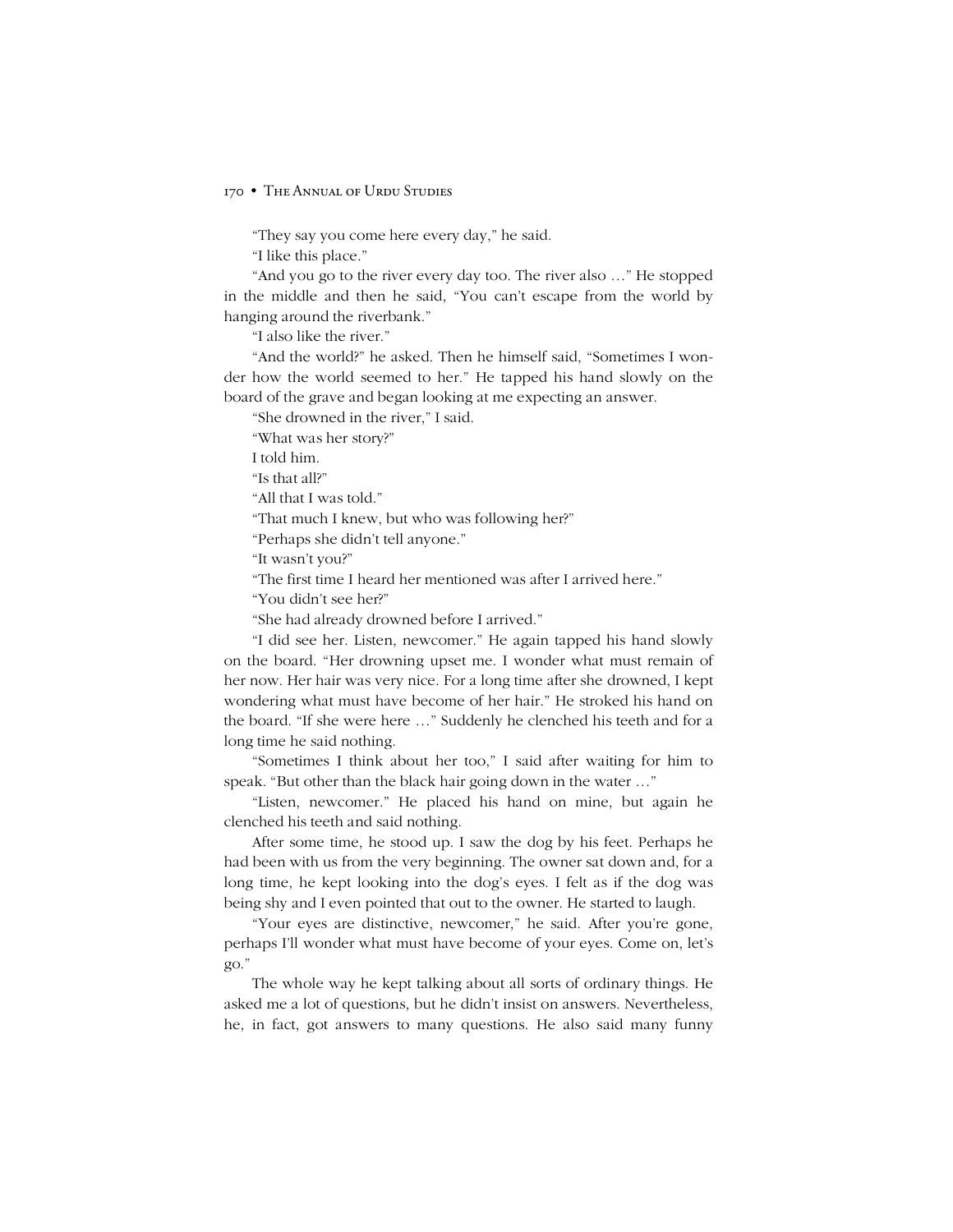"They say you come here every day," he said.

"I like this place."

"And you go to the river every day too. The river also …" He stopped in the middle and then he said, "You can't escape from the world by hanging around the riverbank."

"I also like the river."

"And the world?" he asked. Then he himself said, "Sometimes I wonder how the world seemed to her." He tapped his hand slowly on the board of the grave and began looking at me expecting an answer.

"She drowned in the river," I said.

"What was her story?"

I told him.

"Is that all?"

"All that I was told."

"That much I knew, but who was following her?"

"Perhaps she didn't tell anyone."

"It wasn't you?"

"The first time I heard her mentioned was after I arrived here."

"You didn't see her?"

"She had already drowned before I arrived."

"I did see her. Listen, newcomer." He again tapped his hand slowly on the board. "Her drowning upset me. I wonder what must remain of her now. Her hair was very nice. For a long time after she drowned, I kept wondering what must have become of her hair." He stroked his hand on the board. "If she were here …" Suddenly he clenched his teeth and for a long time he said nothing.

"Sometimes I think about her too," I said after waiting for him to speak. "But other than the black hair going down in the water …"

"Listen, newcomer." He placed his hand on mine, but again he clenched his teeth and said nothing.

After some time, he stood up. I saw the dog by his feet. Perhaps he had been with us from the very beginning. The owner sat down and, for a long time, he kept looking into the dog's eyes. I felt as if the dog was being shy and I even pointed that out to the owner. He started to laugh.

"Your eyes are distinctive, newcomer," he said. After you're gone, perhaps I'll wonder what must have become of your eyes. Come on, let's go."

The whole way he kept talking about all sorts of ordinary things. He asked me a lot of questions, but he didn't insist on answers. Nevertheless, he, in fact, got answers to many questions. He also said many funny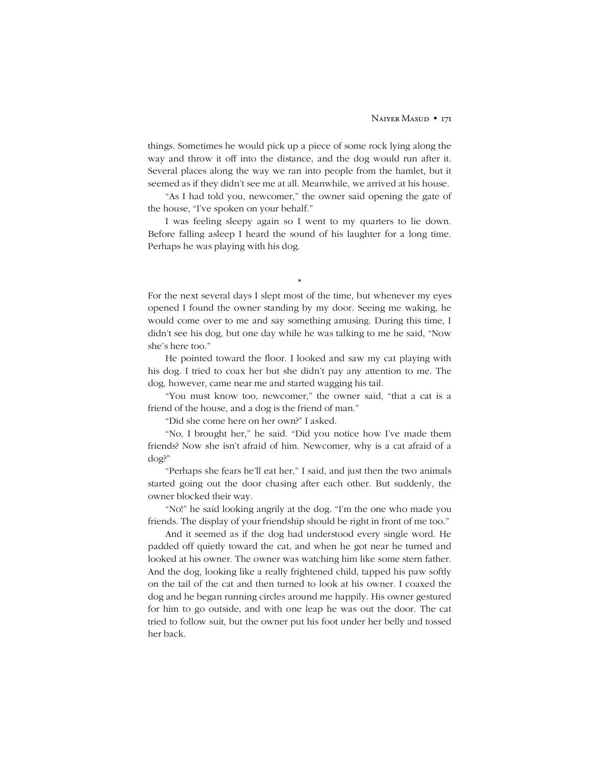things. Sometimes he would pick up a piece of some rock lying along the way and throw it off into the distance, and the dog would run after it. Several places along the way we ran into people from the hamlet, but it seemed as if they didn't see me at all. Meanwhile, we arrived at his house.

"As I had told you, newcomer," the owner said opening the gate of the house, "I've spoken on your behalf."

I was feeling sleepy again so I went to my quarters to lie down. Before falling asleep I heard the sound of his laughter for a long time. Perhaps he was playing with his dog.

*

For the next several days I slept most of the time, but whenever my eyes opened I found the owner standing by my door. Seeing me waking, he would come over to me and say something amusing. During this time, I didn't see his dog, but one day while he was talking to me he said, "Now she's here too."

He pointed toward the floor. I looked and saw my cat playing with his dog. I tried to coax her but she didn't pay any attention to me. The dog, however, came near me and started wagging his tail.

"You must know too, newcomer," the owner said, "that a cat is a friend of the house, and a dog is the friend of man."

"Did she come here on her own?" I asked.

"No, I brought her," he said. "Did you notice how I've made them friends? Now she isn't afraid of him. Newcomer, why is a cat afraid of a dog?"

"Perhaps she fears he'll eat her," I said, and just then the two animals started going out the door chasing after each other. But suddenly, the owner blocked their way.

"No!" he said looking angrily at the dog. "I'm the one who made you friends. The display of your friendship should be right in front of me too."

And it seemed as if the dog had understood every single word. He padded off quietly toward the cat, and when he got near he turned and looked at his owner. The owner was watching him like some stern father. And the dog, looking like a really frightened child, tapped his paw softly on the tail of the cat and then turned to look at his owner. I coaxed the dog and he began running circles around me happily. His owner gestured for him to go outside, and with one leap he was out the door. The cat tried to follow suit, but the owner put his foot under her belly and tossed her back.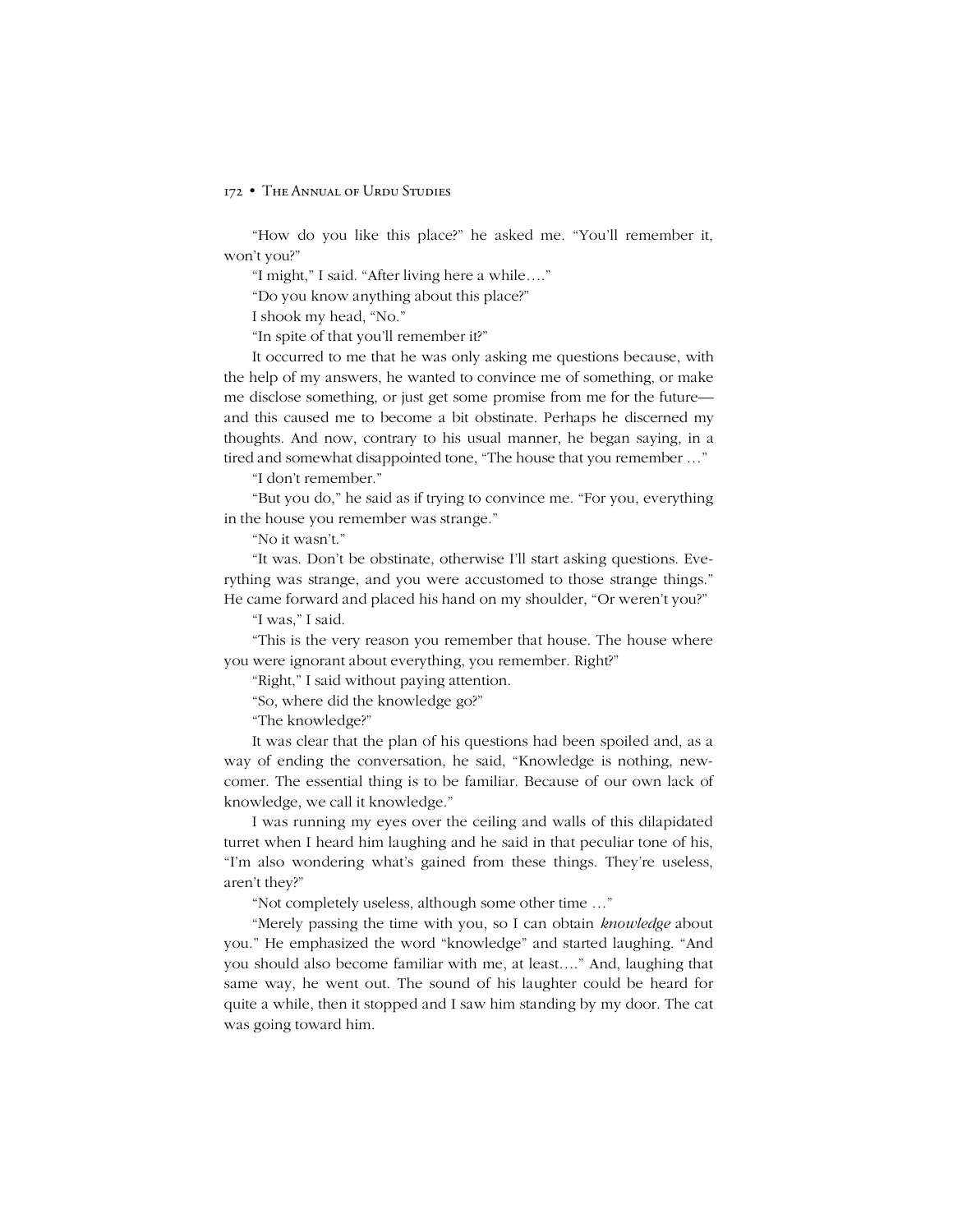"How do you like this place?" he asked me. "You'll remember it, won't you?"

"I might," I said. "After living here a while…."

"Do you know anything about this place?"

I shook my head, "No."

"In spite of that you'll remember it?"

It occurred to me that he was only asking me questions because, with the help of my answers, he wanted to convince me of something, or make me disclose something, or just get some promise from me for the future—and this caused me to become a bit obstinate. Perhaps he discerned my thoughts. And now, contrary to his usual manner, he began saying, in a tired and somewhat disappointed tone, "The house that you remember …"

"I don't remember."

"But you do," he said as if trying to convince me. "For you, everything in the house you remember was strange."

"No it wasn't."

"It was. Don't be obstinate, otherwise I'll start asking questions. Everything was strange, and you were accustomed to those strange things." He came forward and placed his hand on my shoulder, "Or weren't you?"

"I was," I said.

"This is the very reason you remember that house. The house where you were ignorant about everything, you remember. Right?"

"Right," I said without paying attention.

"So, where did the knowledge go?"

"The knowledge?"

It was clear that the plan of his questions had been spoiled and, as a way of ending the conversation, he said, "Knowledge is nothing, newcomer. The essential thing is to be familiar. Because of our own lack of knowledge, we call it knowledge."

I was running my eyes over the ceiling and walls of this dilapidated turret when I heard him laughing and he said in that peculiar tone of his, "I'm also wondering what's gained from these things. They're useless, aren't they?"

"Not completely useless, although some other time …"

"Merely passing the time with you, so I can obtain *knowledge* about you." He emphasized the word "knowledge" and started laughing. "And you should also become familiar with me, at least…." And, laughing that same way, he went out. The sound of his laughter could be heard for quite a while, then it stopped and I saw him standing by my door. The cat was going toward him.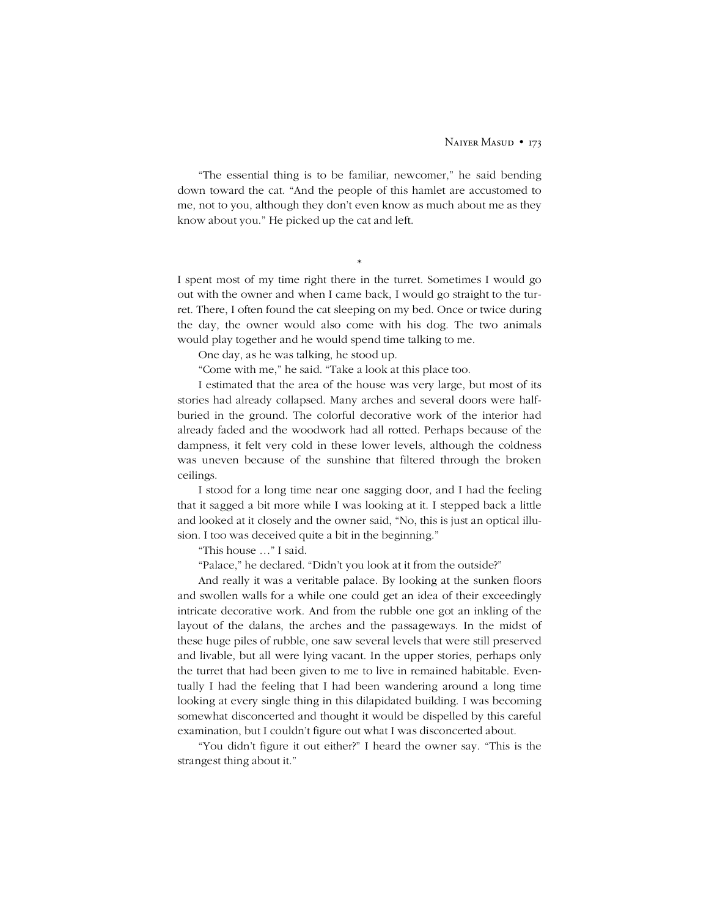"The essential thing is to be familiar, newcomer," he said bending down toward the cat. "And the people of this hamlet are accustomed to me, not to you, although they don't even know as much about me as they know about you." He picked up the cat and left.

*

I spent most of my time right there in the turret. Sometimes I would go out with the owner and when I came back, I would go straight to the turret. There, I often found the cat sleeping on my bed. Once or twice during the day, the owner would also come with his dog. The two animals would play together and he would spend time talking to me.

One day, as he was talking, he stood up.

"Come with me," he said. "Take a look at this place too.

I estimated that the area of the house was very large, but most of its stories had already collapsed. Many arches and several doors were half-buried in the ground. The colorful decorative work of the interior had already faded and the woodwork had all rotted. Perhaps because of the dampness, it felt very cold in these lower levels, although the coldness was uneven because of the sunshine that filtered through the broken ceilings.

I stood for a long time near one sagging door, and I had the feeling that it sagged a bit more while I was looking at it. I stepped back a little and looked at it closely and the owner said, "No, this is just an optical illusion. I too was deceived quite a bit in the beginning."

"This house …" I said.

"Palace," he declared. "Didn't you look at it from the outside?"

And really it was a veritable palace. By looking at the sunken floors and swollen walls for a while one could get an idea of their exceedingly intricate decorative work. And from the rubble one got an inkling of the layout of the dalans, the arches and the passageways. In the midst of these huge piles of rubble, one saw several levels that were still preserved and livable, but all were lying vacant. In the upper stories, perhaps only the turret that had been given to me to live in remained habitable. Eventually I had the feeling that I had been wandering around a long time looking at every single thing in this dilapidated building. I was becoming somewhat disconcerted and thought it would be dispelled by this careful examination, but I couldn't figure out what I was disconcerted about.

"You didn't figure it out either?" I heard the owner say. "This is the strangest thing about it."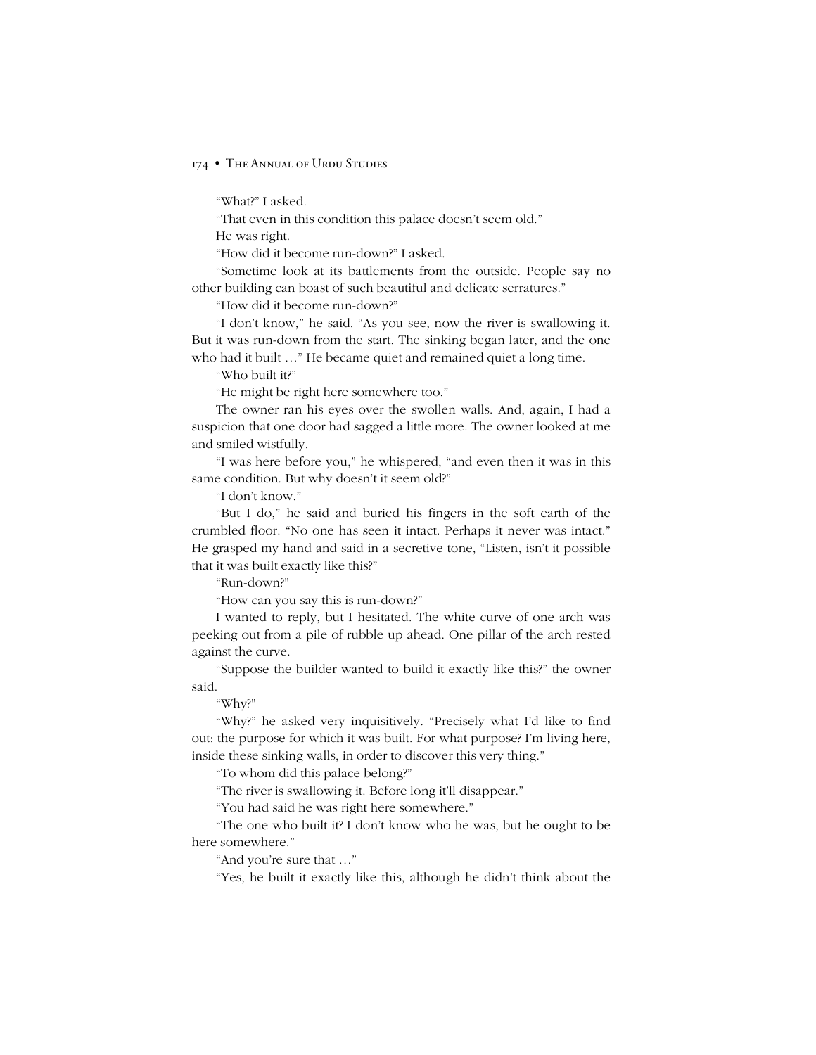"What?" I asked.

"That even in this condition this palace doesn't seem old."

He was right.

"How did it become run-down?" I asked.

"Sometime look at its battlements from the outside. People say no other building can boast of such beautiful and delicate serratures."

"How did it become run-down?"

"I don't know," he said. "As you see, now the river is swallowing it. But it was run-down from the start. The sinking began later, and the one who had it built …" He became quiet and remained quiet a long time.

"Who built it?"

"He might be right here somewhere too."

The owner ran his eyes over the swollen walls. And, again, I had a suspicion that one door had sagged a little more. The owner looked at me and smiled wistfully.

"I was here before you," he whispered, "and even then it was in this same condition. But why doesn't it seem old?"

"I don't know."

"But I do," he said and buried his fingers in the soft earth of the crumbled floor. "No one has seen it intact. Perhaps it never was intact." He grasped my hand and said in a secretive tone, "Listen, isn't it possible that it was built exactly like this?"

"Run-down?"

"How can you say this is run-down?"

I wanted to reply, but I hesitated. The white curve of one arch was peeking out from a pile of rubble up ahead. One pillar of the arch rested against the curve.

"Suppose the builder wanted to build it exactly like this?" the owner said.

"Why?"

"Why?" he asked very inquisitively. "Precisely what I'd like to find out: the purpose for which it was built. For what purpose? I'm living here, inside these sinking walls, in order to discover this very thing."

"To whom did this palace belong?"

"The river is swallowing it. Before long it'll disappear."

"You had said he was right here somewhere."

"The one who built it? I don't know who he was, but he ought to be here somewhere."

"And you're sure that …"

"Yes, he built it exactly like this, although he didn't think about the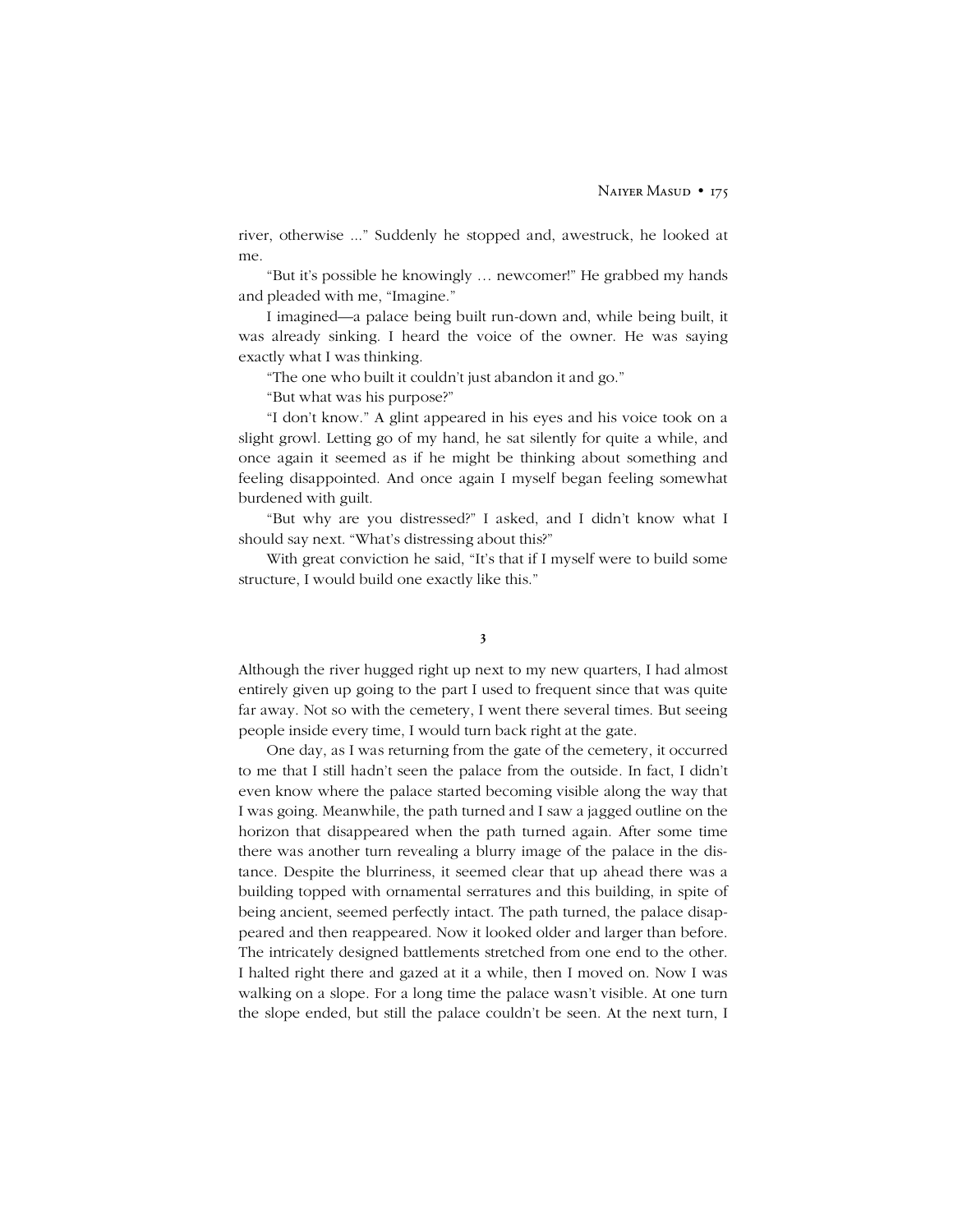river, otherwise ...” Suddenly he stopped and, awestruck, he looked at me.

“But it’s possible he knowingly … newcomer!” He grabbed my hands and pleaded with me, “Imagine.”

I imagined—a palace being built run-down and, while being built, it was already sinking. I heard the voice of the owner. He was saying exactly what I was thinking.

“The one who built it couldn’t just abandon it and go.”

“But what was his purpose?”

“I don’t know.” A glint appeared in his eyes and his voice took on a slight growl. Letting go of my hand, he sat silently for quite a while, and once again it seemed as if he might be thinking about something and feeling disappointed. And once again I myself began feeling somewhat burdened with guilt.

“But why are you distressed?” I asked, and I didn’t know what I should say next. “What’s distressing about this?”

With great conviction he said, “It’s that if I myself were to build some structure, I would build one exactly like this.”

## 3

Although the river hugged right up next to my new quarters, I had almost entirely given up going to the part I used to frequent since that was quite far away. Not so with the cemetery, I went there several times. But seeing people inside every time, I would turn back right at the gate.

One day, as I was returning from the gate of the cemetery, it occurred to me that I still hadn’t seen the palace from the outside. In fact, I didn’t even know where the palace started becoming visible along the way that I was going. Meanwhile, the path turned and I saw a jagged outline on the horizon that disappeared when the path turned again. After some time there was another turn revealing a blurry image of the palace in the distance. Despite the blurriness, it seemed clear that up ahead there was a building topped with ornamental serratures and this building, in spite of being ancient, seemed perfectly intact. The path turned, the palace disappeared and then reappeared. Now it looked older and larger than before. The intricately designed battlements stretched from one end to the other. I halted right there and gazed at it a while, then I moved on. Now I was walking on a slope. For a long time the palace wasn’t visible. At one turn the slope ended, but still the palace couldn’t be seen. At the next turn, I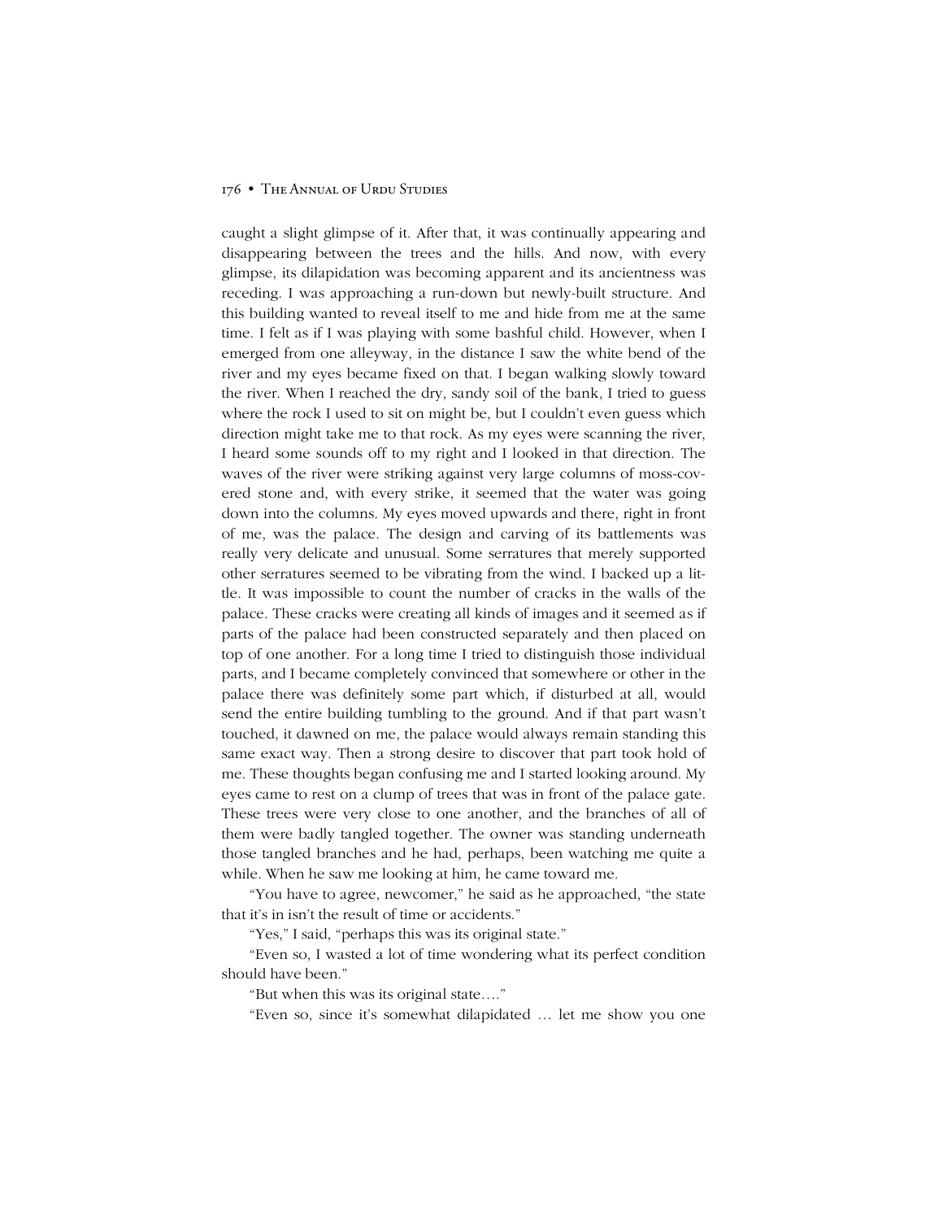caught a slight glimpse of it. After that, it was continually appearing and disappearing between the trees and the hills. And now, with every glimpse, its dilapidation was becoming apparent and its ancientness was receding. I was approaching a run-down but newly-built structure. And this building wanted to reveal itself to me and hide from me at the same time. I felt as if I was playing with some bashful child. However, when I emerged from one alleyway, in the distance I saw the white bend of the river and my eyes became fixed on that. I began walking slowly toward the river. When I reached the dry, sandy soil of the bank, I tried to guess where the rock I used to sit on might be, but I couldn't even guess which direction might take me to that rock. As my eyes were scanning the river, I heard some sounds off to my right and I looked in that direction. The waves of the river were striking against very large columns of moss-covered stone and, with every strike, it seemed that the water was going down into the columns. My eyes moved upwards and there, right in front of me, was the palace. The design and carving of its battlements was really very delicate and unusual. Some serratures that merely supported other serratures seemed to be vibrating from the wind. I backed up a little. It was impossible to count the number of cracks in the walls of the palace. These cracks were creating all kinds of images and it seemed as if parts of the palace had been constructed separately and then placed on top of one another. For a long time I tried to distinguish those individual parts, and I became completely convinced that somewhere or other in the palace there was definitely some part which, if disturbed at all, would send the entire building tumbling to the ground. And if that part wasn't touched, it dawned on me, the palace would always remain standing this same exact way. Then a strong desire to discover that part took hold of me. These thoughts began confusing me and I started looking around. My eyes came to rest on a clump of trees that was in front of the palace gate. These trees were very close to one another, and the branches of all of them were badly tangled together. The owner was standing underneath those tangled branches and he had, perhaps, been watching me quite a while. When he saw me looking at him, he came toward me.

"You have to agree, newcomer," he said as he approached, "the state that it's in isn't the result of time or accidents."

"Yes," I said, "perhaps this was its original state."

"Even so, I wasted a lot of time wondering what its perfect condition should have been."

"But when this was its original state…."

"Even so, since it's somewhat dilapidated … let me show you one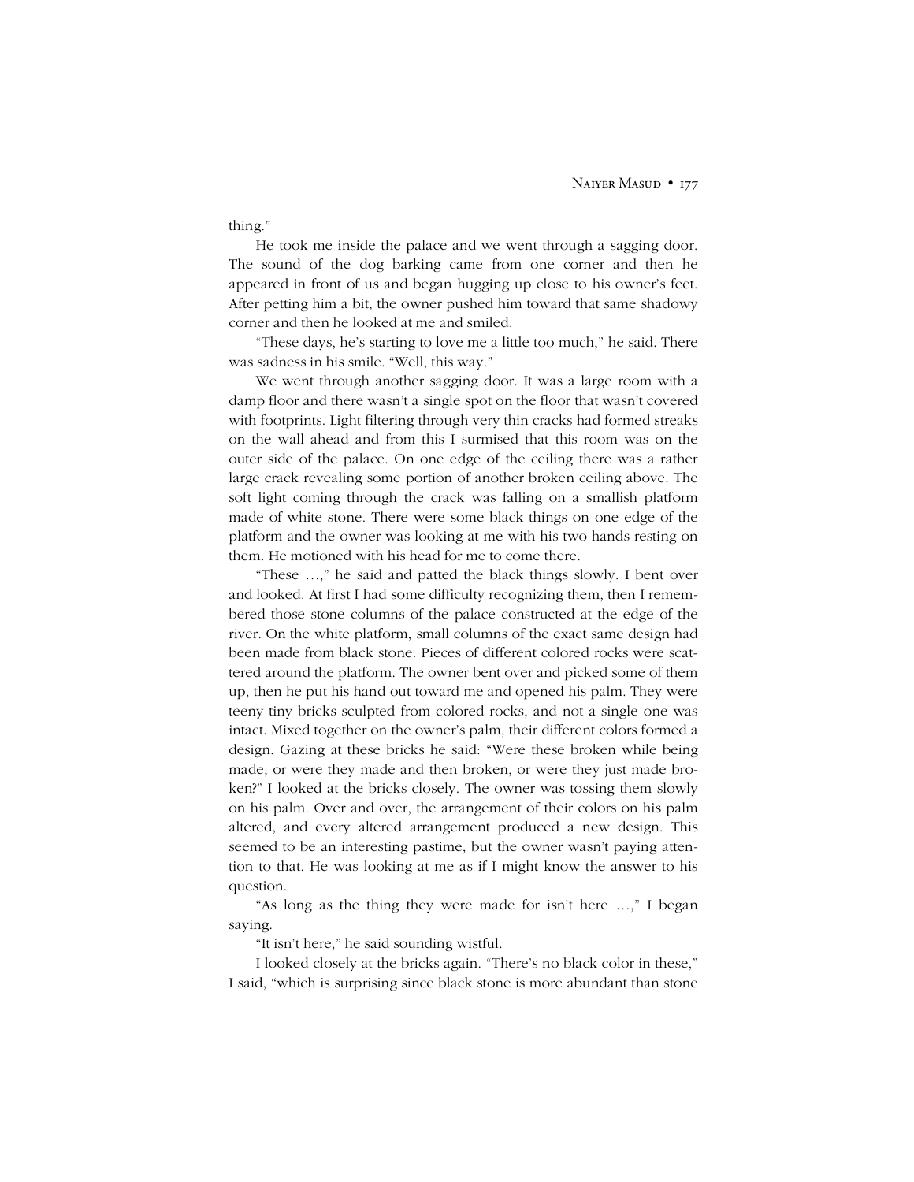thing."

He took me inside the palace and we went through a sagging door. The sound of the dog barking came from one corner and then he appeared in front of us and began hugging up close to his owner's feet. After petting him a bit, the owner pushed him toward that same shadowy corner and then he looked at me and smiled.

"These days, he's starting to love me a little too much," he said. There was sadness in his smile. "Well, this way."

We went through another sagging door. It was a large room with a damp floor and there wasn't a single spot on the floor that wasn't covered with footprints. Light filtering through very thin cracks had formed streaks on the wall ahead and from this I surmised that this room was on the outer side of the palace. On one edge of the ceiling there was a rather large crack revealing some portion of another broken ceiling above. The soft light coming through the crack was falling on a smallish platform made of white stone. There were some black things on one edge of the platform and the owner was looking at me with his two hands resting on them. He motioned with his head for me to come there.

"These …," he said and patted the black things slowly. I bent over and looked. At first I had some difficulty recognizing them, then I remembered those stone columns of the palace constructed at the edge of the river. On the white platform, small columns of the exact same design had been made from black stone. Pieces of different colored rocks were scattered around the platform. The owner bent over and picked some of them up, then he put his hand out toward me and opened his palm. They were teeny tiny bricks sculpted from colored rocks, and not a single one was intact. Mixed together on the owner's palm, their different colors formed a design. Gazing at these bricks he said: "Were these broken while being made, or were they made and then broken, or were they just made broken?" I looked at the bricks closely. The owner was tossing them slowly on his palm. Over and over, the arrangement of their colors on his palm altered, and every altered arrangement produced a new design. This seemed to be an interesting pastime, but the owner wasn't paying attention to that. He was looking at me as if I might know the answer to his question.

"As long as the thing they were made for isn't here …," I began saying.

"It isn't here," he said sounding wistful.

I looked closely at the bricks again. "There's no black color in these," I said, "which is surprising since black stone is more abundant than stone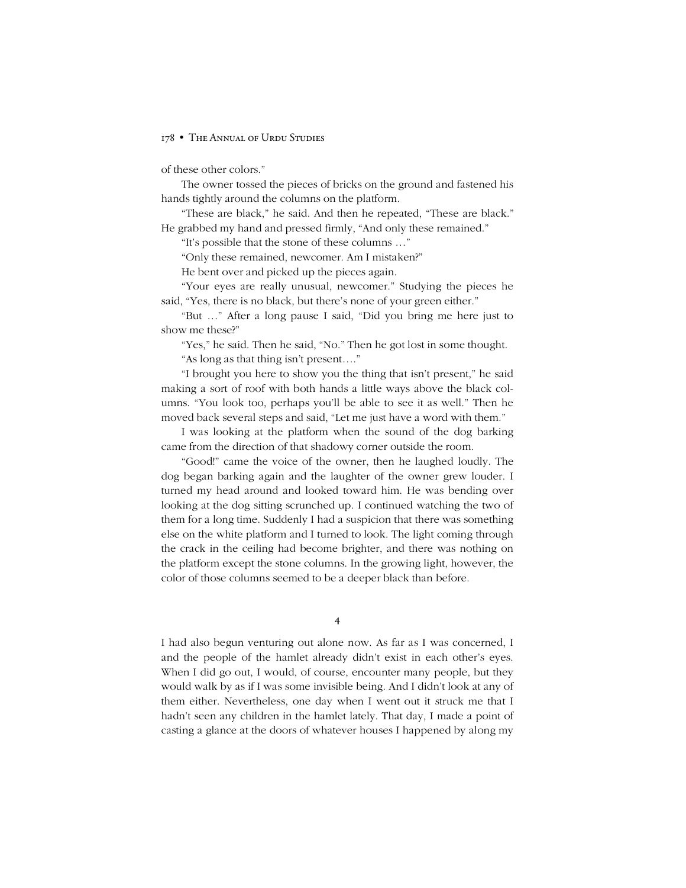of these other colors."

The owner tossed the pieces of bricks on the ground and fastened his hands tightly around the columns on the platform.

"These are black," he said. And then he repeated, "These are black." He grabbed my hand and pressed firmly, "And only these remained."

"It's possible that the stone of these columns …"

"Only these remained, newcomer. Am I mistaken?"

He bent over and picked up the pieces again.

"Your eyes are really unusual, newcomer." Studying the pieces he said, "Yes, there is no black, but there's none of your green either."

"But …" After a long pause I said, "Did you bring me here just to show me these?"

"Yes," he said. Then he said, "No." Then he got lost in some thought.

"As long as that thing isn't present…."

"I brought you here to show you the thing that isn't present," he said making a sort of roof with both hands a little ways above the black columns. "You look too, perhaps you'll be able to see it as well." Then he moved back several steps and said, "Let me just have a word with them."

I was looking at the platform when the sound of the dog barking came from the direction of that shadowy corner outside the room.

"Good!" came the voice of the owner, then he laughed loudly. The dog began barking again and the laughter of the owner grew louder. I turned my head around and looked toward him. He was bending over looking at the dog sitting scrunched up. I continued watching the two of them for a long time. Suddenly I had a suspicion that there was something else on the white platform and I turned to look. The light coming through the crack in the ceiling had become brighter, and there was nothing on the platform except the stone columns. In the growing light, however, the color of those columns seemed to be a deeper black than before.

## 4

I had also begun venturing out alone now. As far as I was concerned, I and the people of the hamlet already didn't exist in each other's eyes. When I did go out, I would, of course, encounter many people, but they would walk by as if I was some invisible being. And I didn't look at any of them either. Nevertheless, one day when I went out it struck me that I hadn't seen any children in the hamlet lately. That day, I made a point of casting a glance at the doors of whatever houses I happened by along my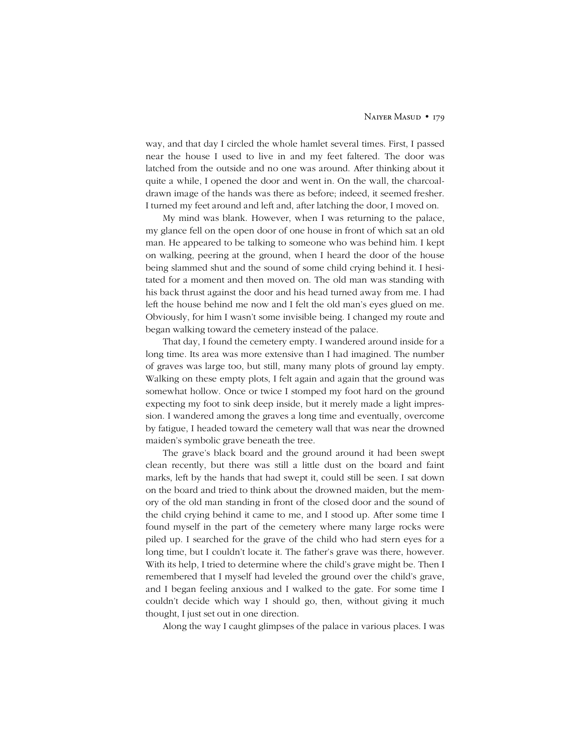way, and that day I circled the whole hamlet several times. First, I passed near the house I used to live in and my feet faltered. The door was latched from the outside and no one was around. After thinking about it quite a while, I opened the door and went in. On the wall, the charcoal-drawn image of the hands was there as before; indeed, it seemed fresher. I turned my feet around and left and, after latching the door, I moved on.

My mind was blank. However, when I was returning to the palace, my glance fell on the open door of one house in front of which sat an old man. He appeared to be talking to someone who was behind him. I kept on walking, peering at the ground, when I heard the door of the house being slammed shut and the sound of some child crying behind it. I hesitated for a moment and then moved on. The old man was standing with his back thrust against the door and his head turned away from me. I had left the house behind me now and I felt the old man's eyes glued on me. Obviously, for him I wasn't some invisible being. I changed my route and began walking toward the cemetery instead of the palace.

That day, I found the cemetery empty. I wandered around inside for a long time. Its area was more extensive than I had imagined. The number of graves was large too, but still, many many plots of ground lay empty. Walking on these empty plots, I felt again and again that the ground was somewhat hollow. Once or twice I stomped my foot hard on the ground expecting my foot to sink deep inside, but it merely made a light impression. I wandered among the graves a long time and eventually, overcome by fatigue, I headed toward the cemetery wall that was near the drowned maiden's symbolic grave beneath the tree.

The grave's black board and the ground around it had been swept clean recently, but there was still a little dust on the board and faint marks, left by the hands that had swept it, could still be seen. I sat down on the board and tried to think about the drowned maiden, but the memory of the old man standing in front of the closed door and the sound of the child crying behind it came to me, and I stood up. After some time I found myself in the part of the cemetery where many large rocks were piled up. I searched for the grave of the child who had stern eyes for a long time, but I couldn't locate it. The father's grave was there, however. With its help, I tried to determine where the child's grave might be. Then I remembered that I myself had leveled the ground over the child's grave, and I began feeling anxious and I walked to the gate. For some time I couldn't decide which way I should go, then, without giving it much thought, I just set out in one direction.

Along the way I caught glimpses of the palace in various places. I was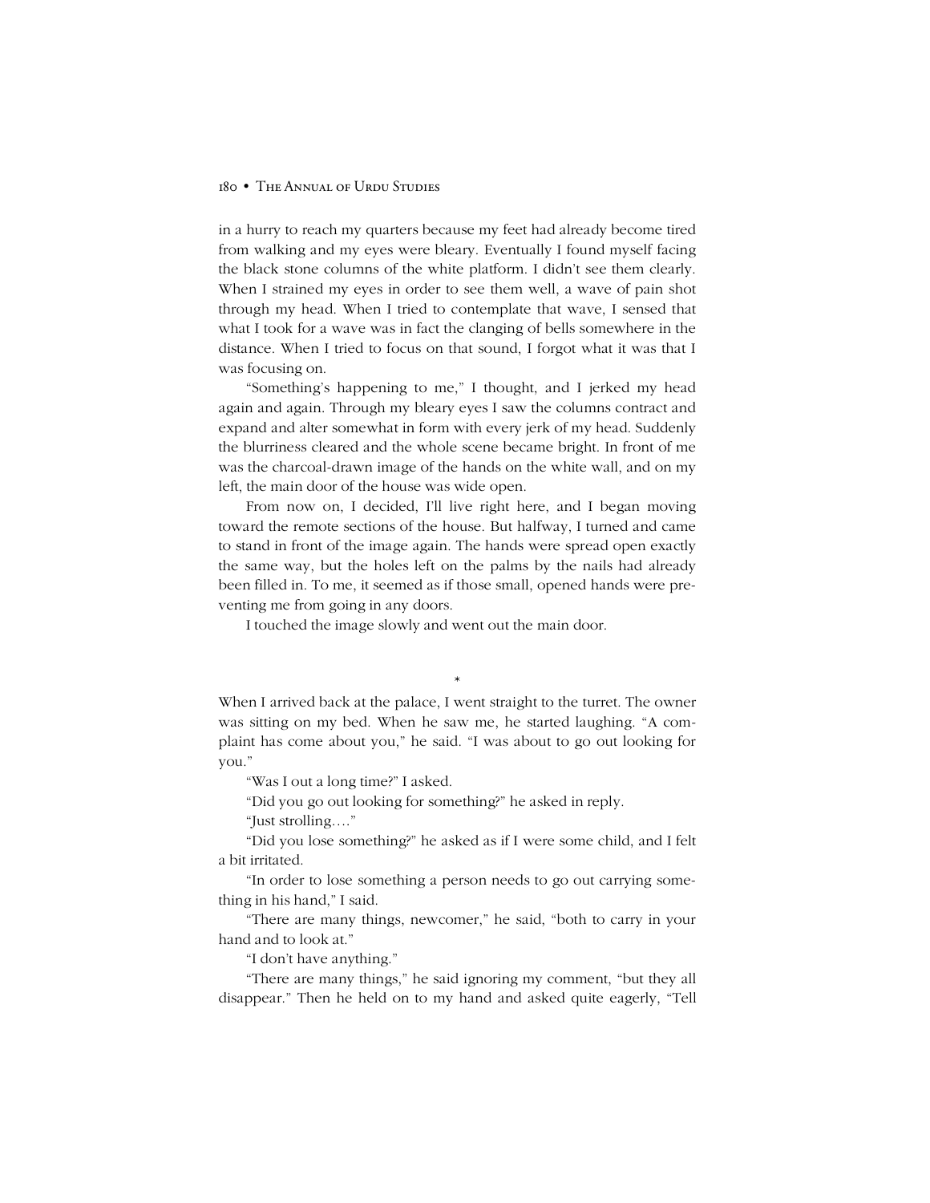in a hurry to reach my quarters because my feet had already become tired from walking and my eyes were bleary. Eventually I found myself facing the black stone columns of the white platform. I didn't see them clearly. When I strained my eyes in order to see them well, a wave of pain shot through my head. When I tried to contemplate that wave, I sensed that what I took for a wave was in fact the clanging of bells somewhere in the distance. When I tried to focus on that sound, I forgot what it was that I was focusing on.

"Something's happening to me," I thought, and I jerked my head again and again. Through my bleary eyes I saw the columns contract and expand and alter somewhat in form with every jerk of my head. Suddenly the blurriness cleared and the whole scene became bright. In front of me was the charcoal-drawn image of the hands on the white wall, and on my left, the main door of the house was wide open.

From now on, I decided, I'll live right here, and I began moving toward the remote sections of the house. But halfway, I turned and came to stand in front of the image again. The hands were spread open exactly the same way, but the holes left on the palms by the nails had already been filled in. To me, it seemed as if those small, opened hands were preventing me from going in any doors.

I touched the image slowly and went out the main door.

*

When I arrived back at the palace, I went straight to the turret. The owner was sitting on my bed. When he saw me, he started laughing. "A complaint has come about you," he said. "I was about to go out looking for you."

"Was I out a long time?" I asked.

"Did you go out looking for something?" he asked in reply.

"Just strolling…."

"Did you lose something?" he asked as if I were some child, and I felt a bit irritated.

"In order to lose something a person needs to go out carrying something in his hand," I said.

"There are many things, newcomer," he said, "both to carry in your hand and to look at."

"I don't have anything."

"There are many things," he said ignoring my comment, "but they all disappear." Then he held on to my hand and asked quite eagerly, "Tell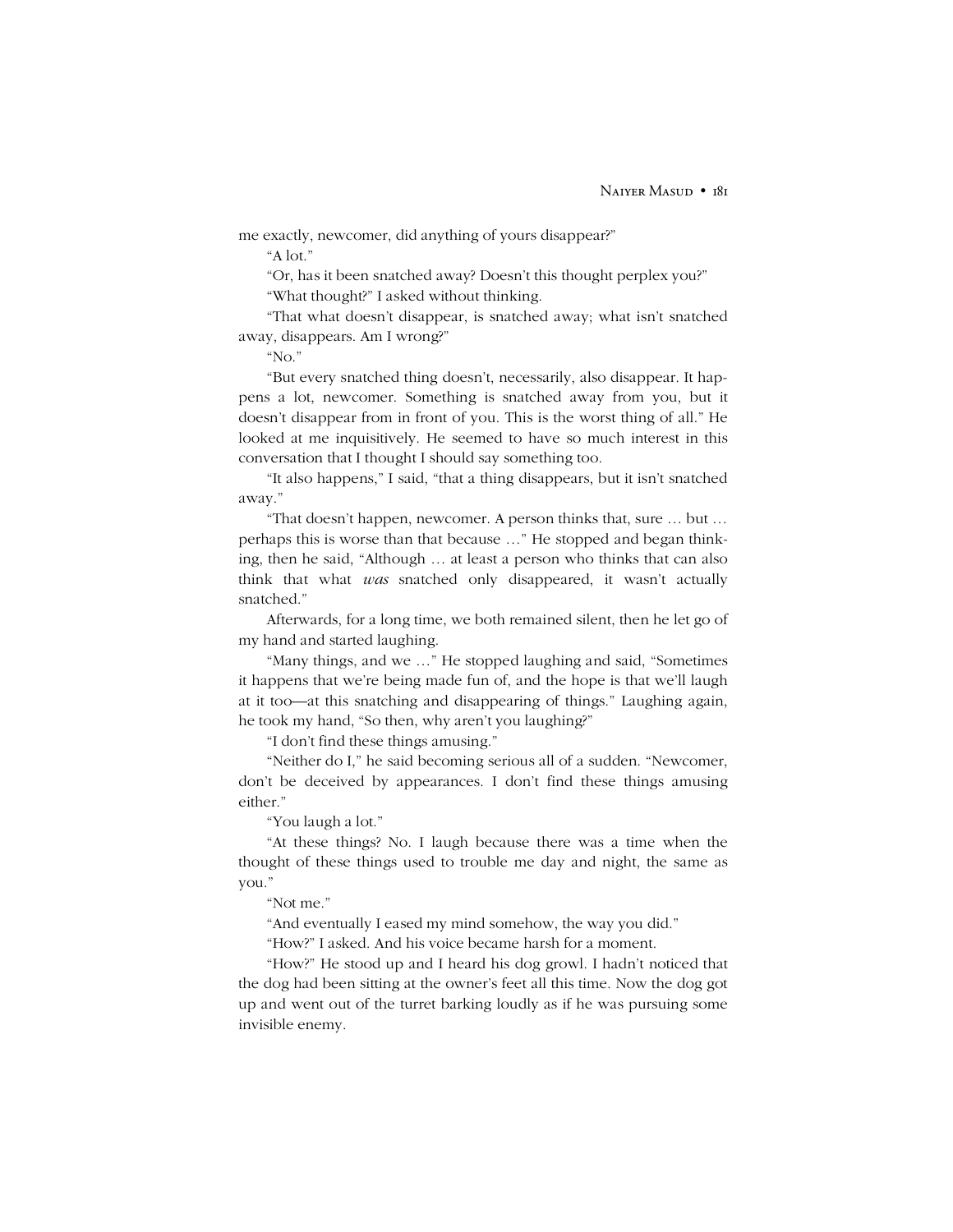me exactly, newcomer, did anything of yours disappear?"

"A lot."

"Or, has it been snatched away? Doesn't this thought perplex you?"

"What thought?" I asked without thinking.

"That what doesn't disappear, is snatched away; what isn't snatched away, disappears. Am I wrong?"

"No."

"But every snatched thing doesn't, necessarily, also disappear. It happens a lot, newcomer. Something is snatched away from you, but it doesn't disappear from in front of you. This is the worst thing of all." He looked at me inquisitively. He seemed to have so much interest in this conversation that I thought I should say something too.

"It also happens," I said, "that a thing disappears, but it isn't snatched away."

"That doesn't happen, newcomer. A person thinks that, sure … but … perhaps this is worse than that because …" He stopped and began thinking, then he said, "Although … at least a person who thinks that can also think that what *was* snatched only disappeared, it wasn't actually snatched."

Afterwards, for a long time, we both remained silent, then he let go of my hand and started laughing.

"Many things, and we …" He stopped laughing and said, "Sometimes it happens that we're being made fun of, and the hope is that we'll laugh at it too—at this snatching and disappearing of things." Laughing again, he took my hand, "So then, why aren't you laughing?"

"I don't find these things amusing."

"Neither do I," he said becoming serious all of a sudden. "Newcomer, don't be deceived by appearances. I don't find these things amusing either."

"You laugh a lot."

"At these things? No. I laugh because there was a time when the thought of these things used to trouble me day and night, the same as you."

"Not me."

"And eventually I eased my mind somehow, the way you did."

"How?" I asked. And his voice became harsh for a moment.

"How?" He stood up and I heard his dog growl. I hadn't noticed that the dog had been sitting at the owner's feet all this time. Now the dog got up and went out of the turret barking loudly as if he was pursuing some invisible enemy.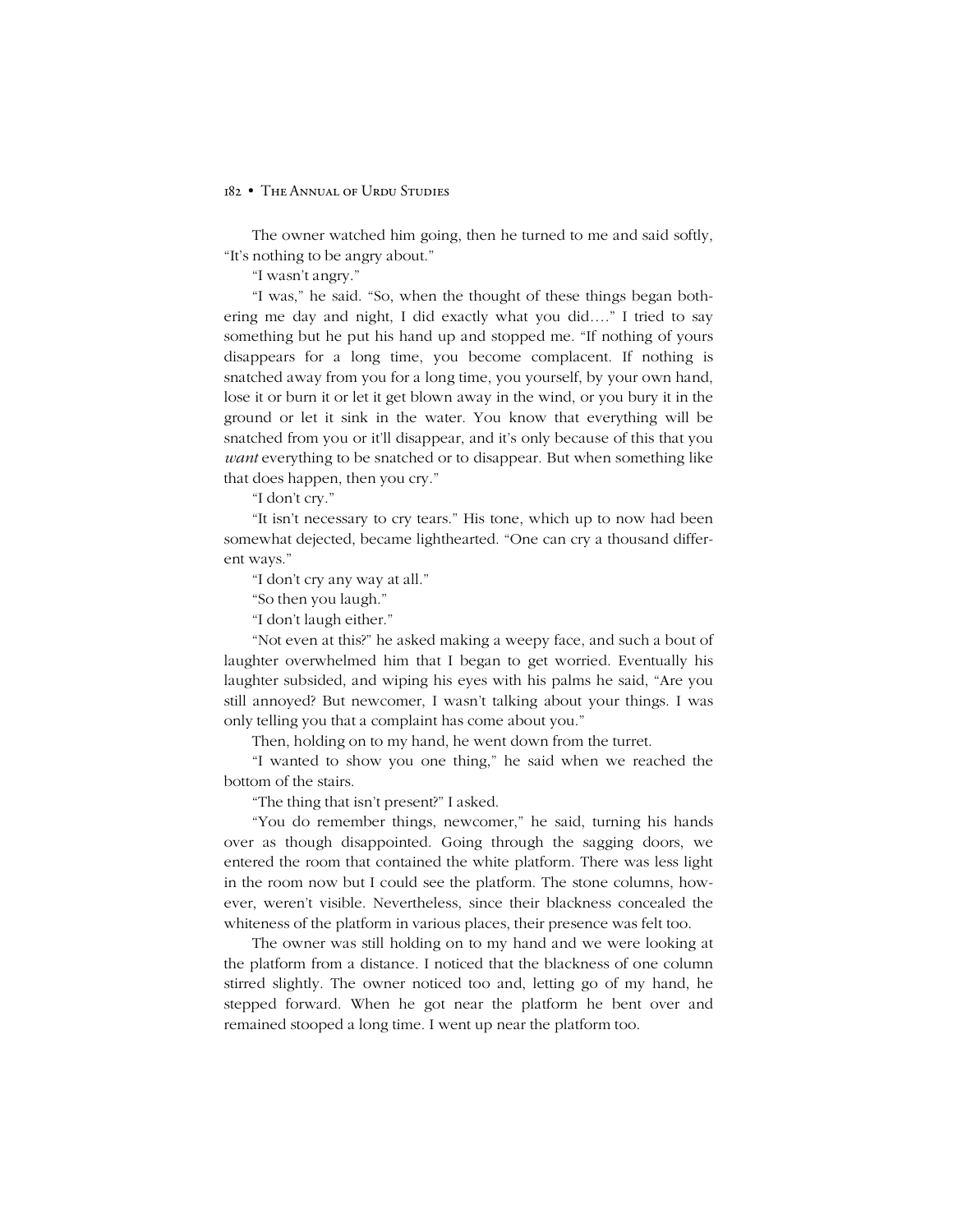The owner watched him going, then he turned to me and said softly, "It's nothing to be angry about."

"I wasn't angry."

"I was," he said. "So, when the thought of these things began bothering me day and night, I did exactly what you did…." I tried to say something but he put his hand up and stopped me. "If nothing of yours disappears for a long time, you become complacent. If nothing is snatched away from you for a long time, you yourself, by your own hand, lose it or burn it or let it get blown away in the wind, or you bury it in the ground or let it sink in the water. You know that everything will be snatched from you or it'll disappear, and it's only because of this that you *want* everything to be snatched or to disappear. But when something like that does happen, then you cry."

"I don't cry."

"It isn't necessary to cry tears." His tone, which up to now had been somewhat dejected, became lighthearted. "One can cry a thousand different ways."

"I don't cry any way at all."

"So then you laugh."

"I don't laugh either."

"Not even at this?" he asked making a weepy face, and such a bout of laughter overwhelmed him that I began to get worried. Eventually his laughter subsided, and wiping his eyes with his palms he said, "Are you still annoyed? But newcomer, I wasn't talking about your things. I was only telling you that a complaint has come about you."

Then, holding on to my hand, he went down from the turret.

"I wanted to show you one thing," he said when we reached the bottom of the stairs.

"The thing that isn't present?" I asked.

"You do remember things, newcomer," he said, turning his hands over as though disappointed. Going through the sagging doors, we entered the room that contained the white platform. There was less light in the room now but I could see the platform. The stone columns, however, weren't visible. Nevertheless, since their blackness concealed the whiteness of the platform in various places, their presence was felt too.

The owner was still holding on to my hand and we were looking at the platform from a distance. I noticed that the blackness of one column stirred slightly. The owner noticed too and, letting go of my hand, he stepped forward. When he got near the platform he bent over and remained stooped a long time. I went up near the platform too.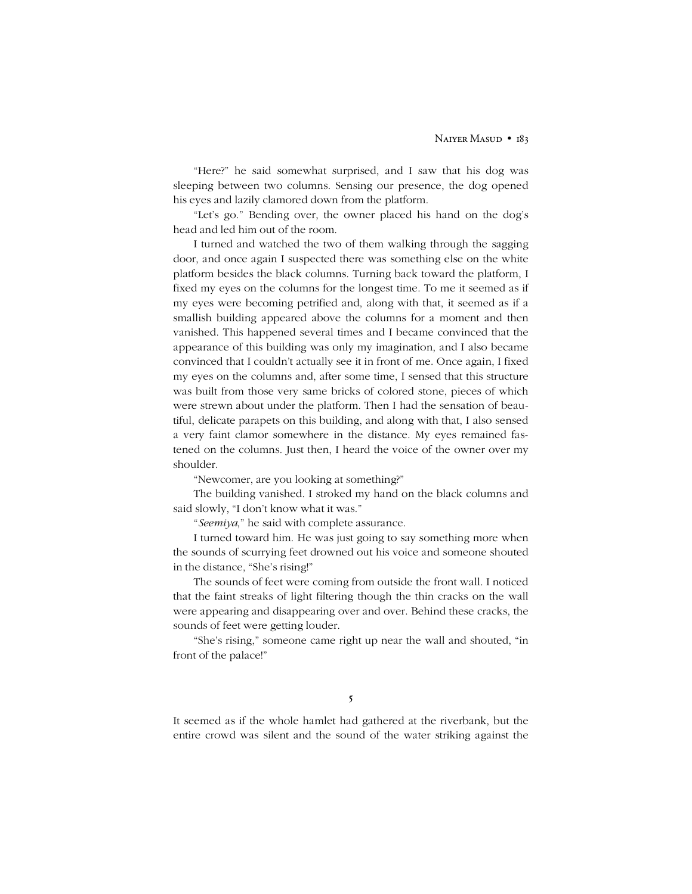"Here?" he said somewhat surprised, and I saw that his dog was sleeping between two columns. Sensing our presence, the dog opened his eyes and lazily clamored down from the platform.

"Let's go." Bending over, the owner placed his hand on the dog's head and led him out of the room.

I turned and watched the two of them walking through the sagging door, and once again I suspected there was something else on the white platform besides the black columns. Turning back toward the platform, I fixed my eyes on the columns for the longest time. To me it seemed as if my eyes were becoming petrified and, along with that, it seemed as if a smallish building appeared above the columns for a moment and then vanished. This happened several times and I became convinced that the appearance of this building was only my imagination, and I also became convinced that I couldn't actually see it in front of me. Once again, I fixed my eyes on the columns and, after some time, I sensed that this structure was built from those very same bricks of colored stone, pieces of which were strewn about under the platform. Then I had the sensation of beautiful, delicate parapets on this building, and along with that, I also sensed a very faint clamor somewhere in the distance. My eyes remained fastened on the columns. Just then, I heard the voice of the owner over my shoulder.

"Newcomer, are you looking at something?"

The building vanished. I stroked my hand on the black columns and said slowly, "I don't know what it was."

"*Seemiya*," he said with complete assurance.

I turned toward him. He was just going to say something more when the sounds of scurrying feet drowned out his voice and someone shouted in the distance, "She's rising!"

The sounds of feet were coming from outside the front wall. I noticed that the faint streaks of light filtering though the thin cracks on the wall were appearing and disappearing over and over. Behind these cracks, the sounds of feet were getting louder.

"She's rising," someone came right up near the wall and shouted, "in front of the palace!"

## 5

It seemed as if the whole hamlet had gathered at the riverbank, but the entire crowd was silent and the sound of the water striking against the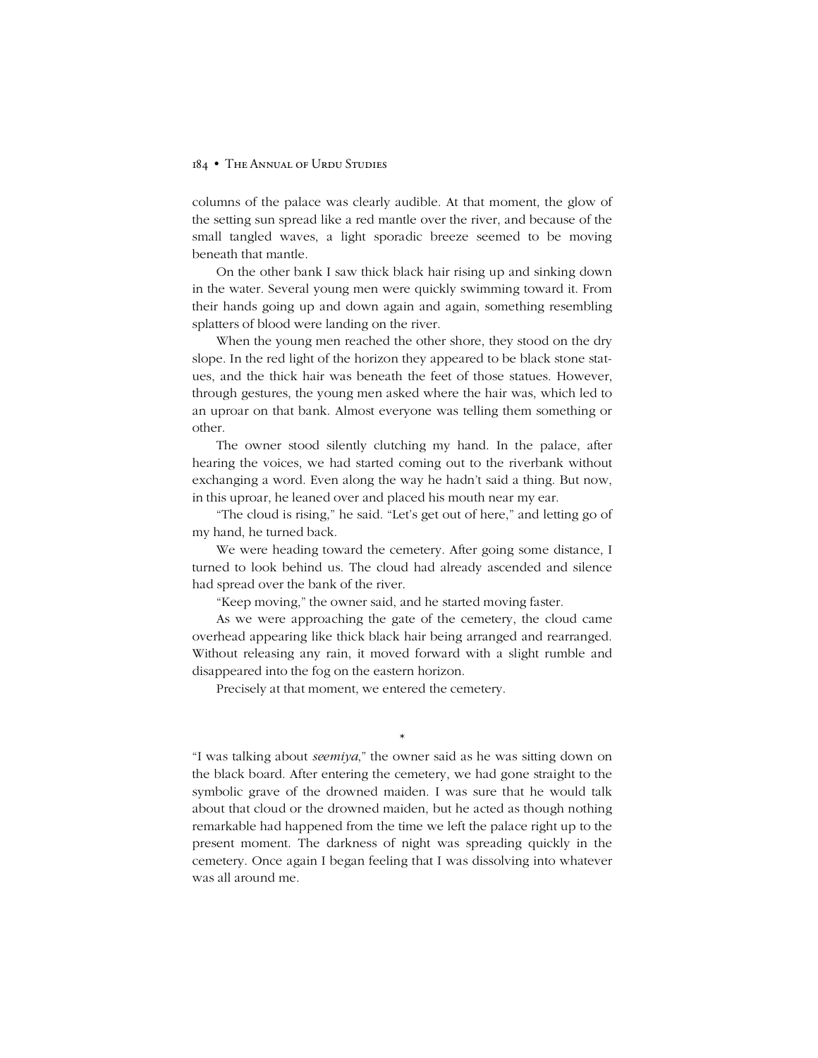columns of the palace was clearly audible. At that moment, the glow of the setting sun spread like a red mantle over the river, and because of the small tangled waves, a light sporadic breeze seemed to be moving beneath that mantle.

On the other bank I saw thick black hair rising up and sinking down in the water. Several young men were quickly swimming toward it. From their hands going up and down again and again, something resembling splatters of blood were landing on the river.

When the young men reached the other shore, they stood on the dry slope. In the red light of the horizon they appeared to be black stone statues, and the thick hair was beneath the feet of those statues. However, through gestures, the young men asked where the hair was, which led to an uproar on that bank. Almost everyone was telling them something or other.

The owner stood silently clutching my hand. In the palace, after hearing the voices, we had started coming out to the riverbank without exchanging a word. Even along the way he hadn't said a thing. But now, in this uproar, he leaned over and placed his mouth near my ear.

"The cloud is rising," he said. "Let's get out of here," and letting go of my hand, he turned back.

We were heading toward the cemetery. After going some distance, I turned to look behind us. The cloud had already ascended and silence had spread over the bank of the river.

"Keep moving," the owner said, and he started moving faster.

As we were approaching the gate of the cemetery, the cloud came overhead appearing like thick black hair being arranged and rearranged. Without releasing any rain, it moved forward with a slight rumble and disappeared into the fog on the eastern horizon.

Precisely at that moment, we entered the cemetery.

*

"I was talking about *seemiya*," the owner said as he was sitting down on the black board. After entering the cemetery, we had gone straight to the symbolic grave of the drowned maiden. I was sure that he would talk about that cloud or the drowned maiden, but he acted as though nothing remarkable had happened from the time we left the palace right up to the present moment. The darkness of night was spreading quickly in the cemetery. Once again I began feeling that I was dissolving into whatever was all around me.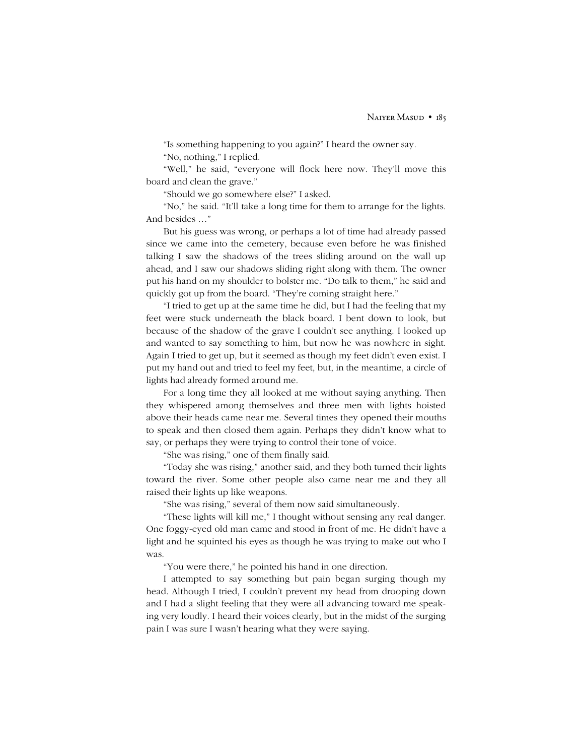"Is something happening to you again?" I heard the owner say.

"No, nothing," I replied.

"Well," he said, "everyone will flock here now. They'll move this board and clean the grave."

"Should we go somewhere else?" I asked.

"No," he said. "It'll take a long time for them to arrange for the lights. And besides …"

But his guess was wrong, or perhaps a lot of time had already passed since we came into the cemetery, because even before he was finished talking I saw the shadows of the trees sliding around on the wall up ahead, and I saw our shadows sliding right along with them. The owner put his hand on my shoulder to bolster me. "Do talk to them," he said and quickly got up from the board. "They're coming straight here."

"I tried to get up at the same time he did, but I had the feeling that my feet were stuck underneath the black board. I bent down to look, but because of the shadow of the grave I couldn't see anything. I looked up and wanted to say something to him, but now he was nowhere in sight. Again I tried to get up, but it seemed as though my feet didn't even exist. I put my hand out and tried to feel my feet, but, in the meantime, a circle of lights had already formed around me.

For a long time they all looked at me without saying anything. Then they whispered among themselves and three men with lights hoisted above their heads came near me. Several times they opened their mouths to speak and then closed them again. Perhaps they didn't know what to say, or perhaps they were trying to control their tone of voice.

"She was rising," one of them finally said.

"Today she was rising," another said, and they both turned their lights toward the river. Some other people also came near me and they all raised their lights up like weapons.

"She was rising," several of them now said simultaneously.

"These lights will kill me," I thought without sensing any real danger. One foggy-eyed old man came and stood in front of me. He didn't have a light and he squinted his eyes as though he was trying to make out who I was.

"You were there," he pointed his hand in one direction.

I attempted to say something but pain began surging though my head. Although I tried, I couldn't prevent my head from drooping down and I had a slight feeling that they were all advancing toward me speaking very loudly. I heard their voices clearly, but in the midst of the surging pain I was sure I wasn't hearing what they were saying.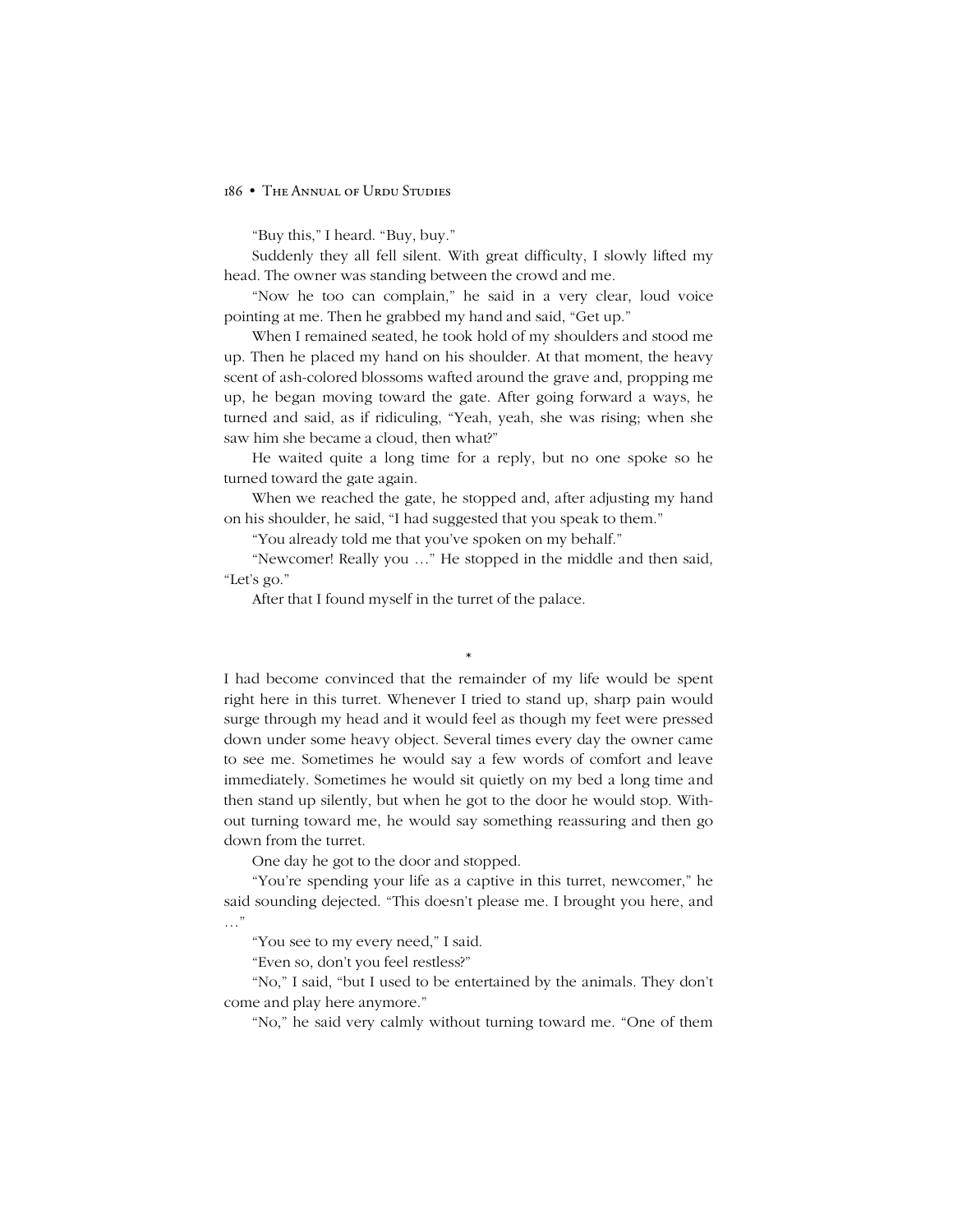"Buy this," I heard. "Buy, buy."

Suddenly they all fell silent. With great difficulty, I slowly lifted my head. The owner was standing between the crowd and me.

"Now he too can complain," he said in a very clear, loud voice pointing at me. Then he grabbed my hand and said, "Get up."

When I remained seated, he took hold of my shoulders and stood me up. Then he placed my hand on his shoulder. At that moment, the heavy scent of ash-colored blossoms wafted around the grave and, propping me up, he began moving toward the gate. After going forward a ways, he turned and said, as if ridiculing, "Yeah, yeah, she was rising; when she saw him she became a cloud, then what?"

He waited quite a long time for a reply, but no one spoke so he turned toward the gate again.

When we reached the gate, he stopped and, after adjusting my hand on his shoulder, he said, "I had suggested that you speak to them."

"You already told me that you've spoken on my behalf."

"Newcomer! Really you …" He stopped in the middle and then said, "Let's go."

After that I found myself in the turret of the palace.

*

I had become convinced that the remainder of my life would be spent right here in this turret. Whenever I tried to stand up, sharp pain would surge through my head and it would feel as though my feet were pressed down under some heavy object. Several times every day the owner came to see me. Sometimes he would say a few words of comfort and leave immediately. Sometimes he would sit quietly on my bed a long time and then stand up silently, but when he got to the door he would stop. Without turning toward me, he would say something reassuring and then go down from the turret.

One day he got to the door and stopped.

"You're spending your life as a captive in this turret, newcomer," he said sounding dejected. "This doesn't please me. I brought you here, and …"

"You see to my every need," I said.

"Even so, don't you feel restless?"

"No," I said, "but I used to be entertained by the animals. They don't come and play here anymore."

"No," he said very calmly without turning toward me. "One of them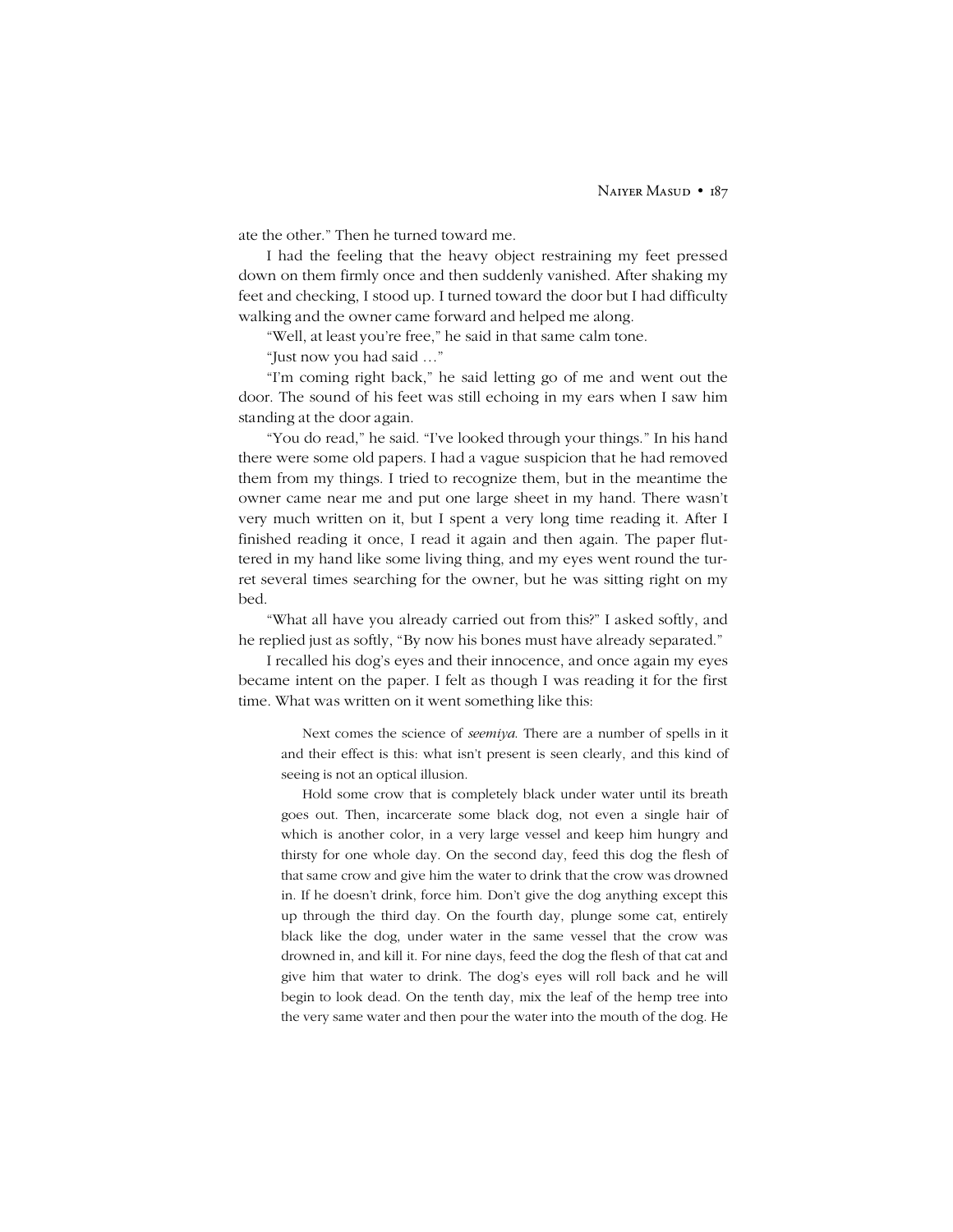ate the other." Then he turned toward me.

I had the feeling that the heavy object restraining my feet pressed down on them firmly once and then suddenly vanished. After shaking my feet and checking, I stood up. I turned toward the door but I had difficulty walking and the owner came forward and helped me along.

"Well, at least you're free," he said in that same calm tone.

"Just now you had said …"

"I'm coming right back," he said letting go of me and went out the door. The sound of his feet was still echoing in my ears when I saw him standing at the door again.

"You do read," he said. "I've looked through your things." In his hand there were some old papers. I had a vague suspicion that he had removed them from my things. I tried to recognize them, but in the meantime the owner came near me and put one large sheet in my hand. There wasn't very much written on it, but I spent a very long time reading it. After I finished reading it once, I read it again and then again. The paper fluttered in my hand like some living thing, and my eyes went round the turret several times searching for the owner, but he was sitting right on my bed.

"What all have you already carried out from this?" I asked softly, and he replied just as softly, "By now his bones must have already separated."

I recalled his dog's eyes and their innocence, and once again my eyes became intent on the paper. I felt as though I was reading it for the first time. What was written on it went something like this:

> Next comes the science of *seemiya*. There are a number of spells in it and their effect is this: what isn't present is seen clearly, and this kind of seeing is not an optical illusion.
>
> Hold some crow that is completely black under water until its breath goes out. Then, incarcerate some black dog, not even a single hair of which is another color, in a very large vessel and keep him hungry and thirsty for one whole day. On the second day, feed this dog the flesh of that same crow and give him the water to drink that the crow was drowned in. If he doesn't drink, force him. Don't give the dog anything except this up through the third day. On the fourth day, plunge some cat, entirely black like the dog, under water in the same vessel that the crow was drowned in, and kill it. For nine days, feed the dog the flesh of that cat and give him that water to drink. The dog's eyes will roll back and he will begin to look dead. On the tenth day, mix the leaf of the hemp tree into the very same water and then pour the water into the mouth of the dog. He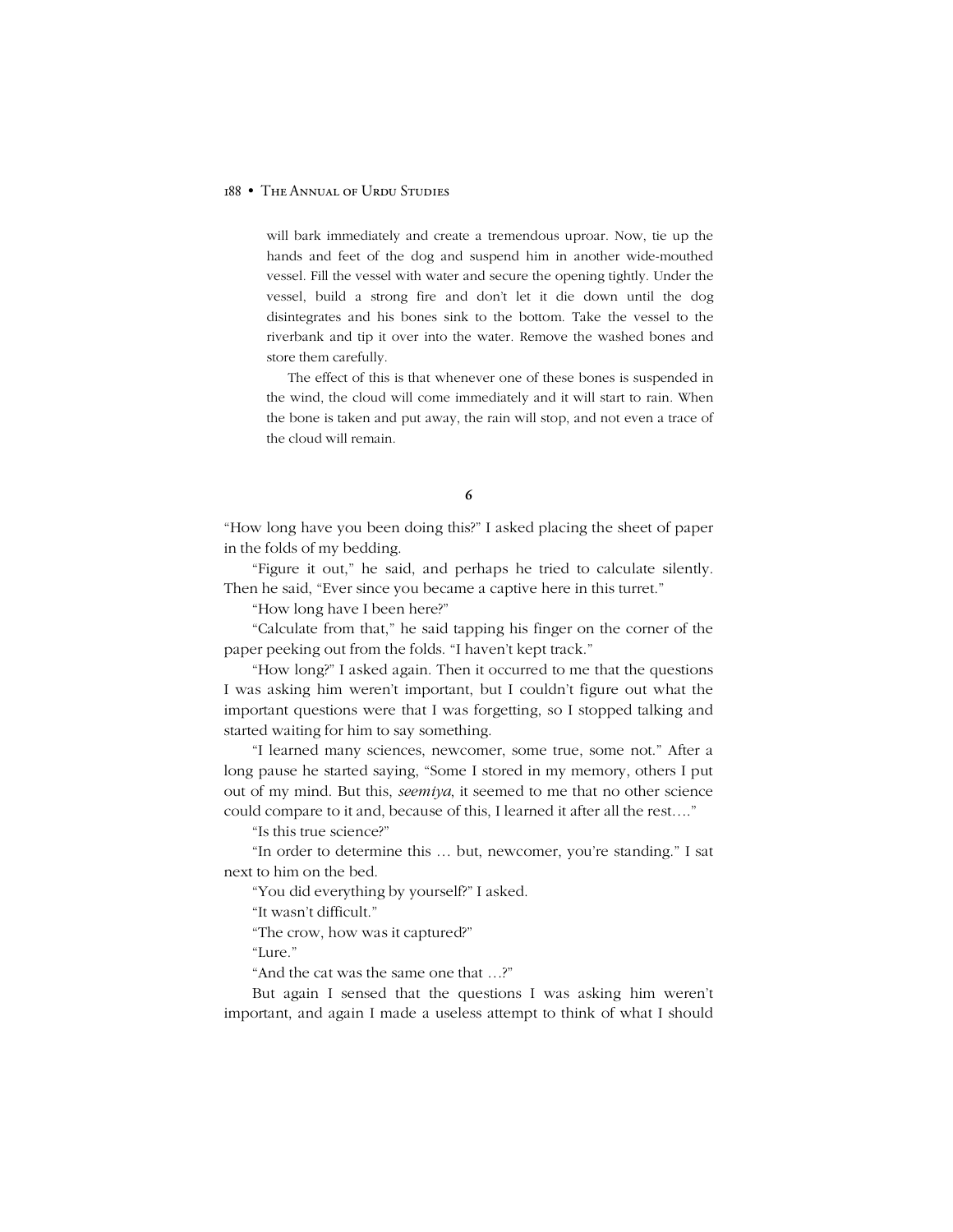> will bark immediately and create a tremendous uproar. Now, tie up the hands and feet of the dog and suspend him in another wide-mouthed vessel. Fill the vessel with water and secure the opening tightly. Under the vessel, build a strong fire and don't let it die down until the dog disintegrates and his bones sink to the bottom. Take the vessel to the riverbank and tip it over into the water. Remove the washed bones and store them carefully.
>
> The effect of this is that whenever one of these bones is suspended in the wind, the cloud will come immediately and it will start to rain. When the bone is taken and put away, the rain will stop, and not even a trace of the cloud will remain.

**6**

"How long have you been doing this?" I asked placing the sheet of paper in the folds of my bedding.

"Figure it out," he said, and perhaps he tried to calculate silently. Then he said, "Ever since you became a captive here in this turret."

"How long have I been here?"

"Calculate from that," he said tapping his finger on the corner of the paper peeking out from the folds. "I haven't kept track."

"How long?" I asked again. Then it occurred to me that the questions I was asking him weren't important, but I couldn't figure out what the important questions were that I was forgetting, so I stopped talking and started waiting for him to say something.

"I learned many sciences, newcomer, some true, some not." After a long pause he started saying, "Some I stored in my memory, others I put out of my mind. But this, *seemiya*, it seemed to me that no other science could compare to it and, because of this, I learned it after all the rest…."

"Is this true science?"

"In order to determine this … but, newcomer, you're standing." I sat next to him on the bed.

"You did everything by yourself?" I asked.

"It wasn't difficult."

"The crow, how was it captured?"

"Lure."

"And the cat was the same one that …?"

But again I sensed that the questions I was asking him weren't important, and again I made a useless attempt to think of what I should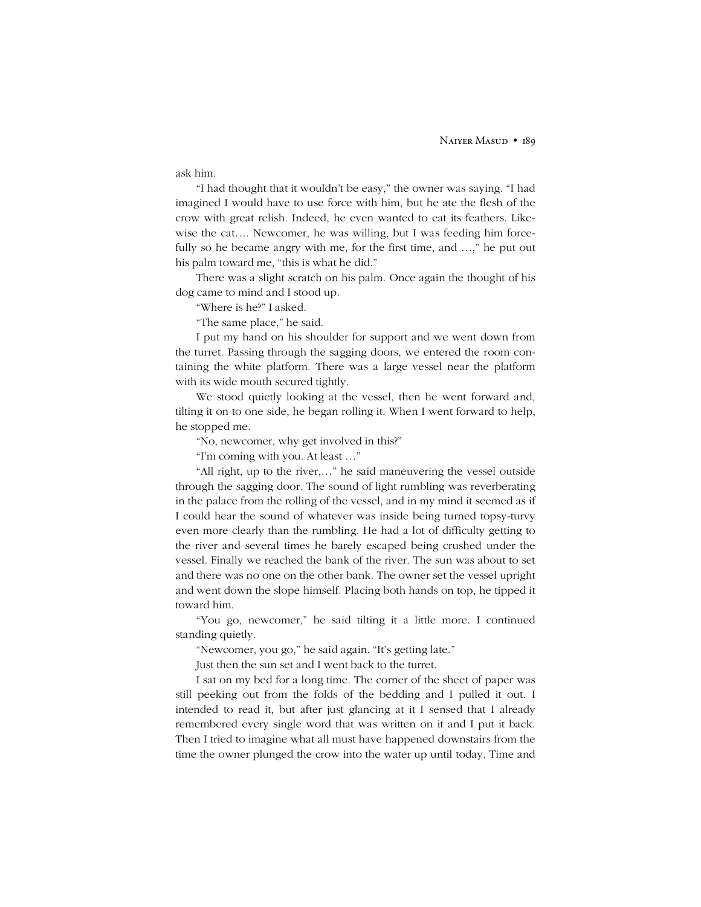ask him.

"I had thought that it wouldn't be easy," the owner was saying. "I had imagined I would have to use force with him, but he ate the flesh of the crow with great relish. Indeed, he even wanted to eat its feathers. Likewise the cat…. Newcomer, he was willing, but I was feeding him forcefully so he became angry with me, for the first time, and …," he put out his palm toward me, "this is what he did."

There was a slight scratch on his palm. Once again the thought of his dog came to mind and I stood up.

"Where is he?" I asked.

"The same place," he said.

I put my hand on his shoulder for support and we went down from the turret. Passing through the sagging doors, we entered the room containing the white platform. There was a large vessel near the platform with its wide mouth secured tightly.

We stood quietly looking at the vessel, then he went forward and, tilting it on to one side, he began rolling it. When I went forward to help, he stopped me.

"No, newcomer, why get involved in this?"

"I'm coming with you. At least …"

"All right, up to the river,…" he said maneuvering the vessel outside through the sagging door. The sound of light rumbling was reverberating in the palace from the rolling of the vessel, and in my mind it seemed as if I could hear the sound of whatever was inside being turned topsy-turvy even more clearly than the rumbling. He had a lot of difficulty getting to the river and several times he barely escaped being crushed under the vessel. Finally we reached the bank of the river. The sun was about to set and there was no one on the other bank. The owner set the vessel upright and went down the slope himself. Placing both hands on top, he tipped it toward him.

"You go, newcomer," he said tilting it a little more. I continued standing quietly.

"Newcomer, you go," he said again. "It's getting late."

Just then the sun set and I went back to the turret.

I sat on my bed for a long time. The corner of the sheet of paper was still peeking out from the folds of the bedding and I pulled it out. I intended to read it, but after just glancing at it I sensed that I already remembered every single word that was written on it and I put it back. Then I tried to imagine what all must have happened downstairs from the time the owner plunged the crow into the water up until today. Time and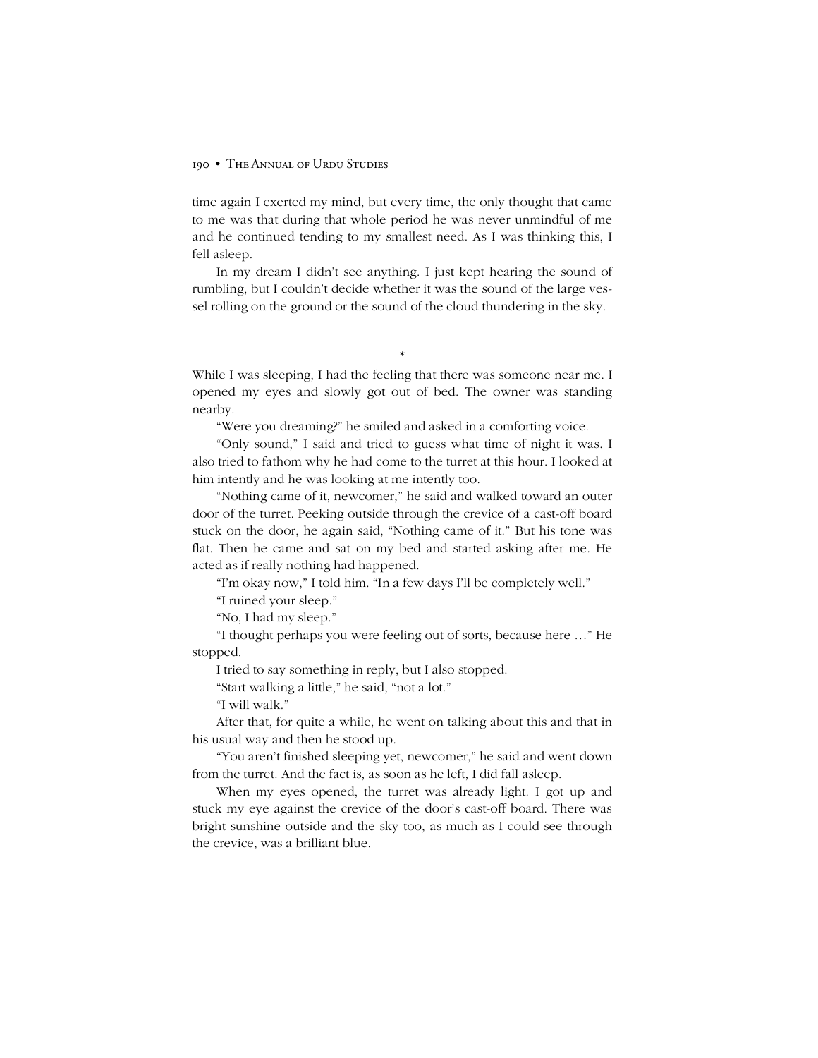time again I exerted my mind, but every time, the only thought that came to me was that during that whole period he was never unmindful of me and he continued tending to my smallest need. As I was thinking this, I fell asleep.

In my dream I didn't see anything. I just kept hearing the sound of rumbling, but I couldn't decide whether it was the sound of the large vessel rolling on the ground or the sound of the cloud thundering in the sky.

*

While I was sleeping, I had the feeling that there was someone near me. I opened my eyes and slowly got out of bed. The owner was standing nearby.

"Were you dreaming?" he smiled and asked in a comforting voice.

"Only sound," I said and tried to guess what time of night it was. I also tried to fathom why he had come to the turret at this hour. I looked at him intently and he was looking at me intently too.

"Nothing came of it, newcomer," he said and walked toward an outer door of the turret. Peeking outside through the crevice of a cast-off board stuck on the door, he again said, "Nothing came of it." But his tone was flat. Then he came and sat on my bed and started asking after me. He acted as if really nothing had happened.

"I'm okay now," I told him. "In a few days I'll be completely well."

"I ruined your sleep."

"No, I had my sleep."

"I thought perhaps you were feeling out of sorts, because here …" He stopped.

I tried to say something in reply, but I also stopped.

"Start walking a little," he said, "not a lot."

"I will walk."

After that, for quite a while, he went on talking about this and that in his usual way and then he stood up.

"You aren't finished sleeping yet, newcomer," he said and went down from the turret. And the fact is, as soon as he left, I did fall asleep.

When my eyes opened, the turret was already light. I got up and stuck my eye against the crevice of the door's cast-off board. There was bright sunshine outside and the sky too, as much as I could see through the crevice, was a brilliant blue.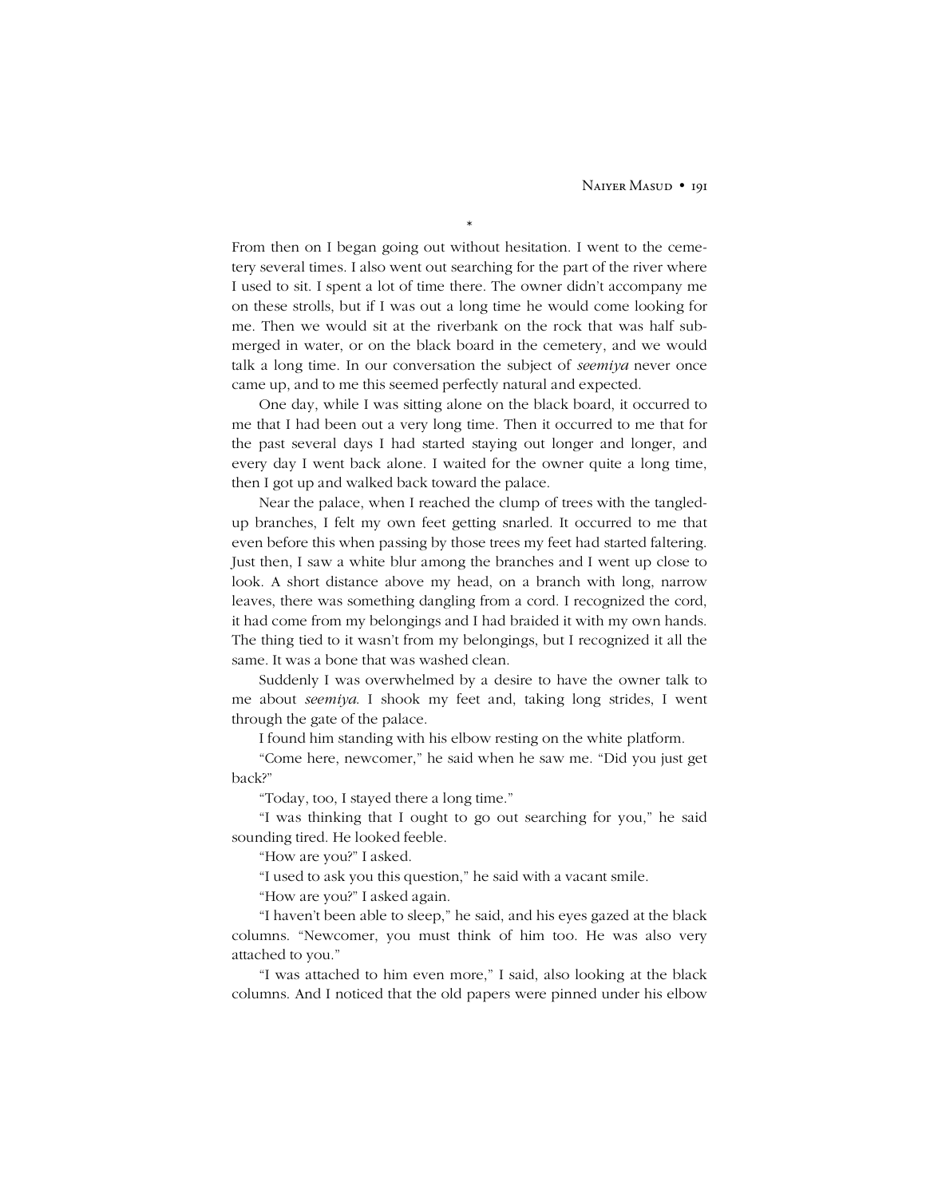*

From then on I began going out without hesitation. I went to the cemetery several times. I also went out searching for the part of the river where I used to sit. I spent a lot of time there. The owner didn't accompany me on these strolls, but if I was out a long time he would come looking for me. Then we would sit at the riverbank on the rock that was half submerged in water, or on the black board in the cemetery, and we would talk a long time. In our conversation the subject of *seemiya* never once came up, and to me this seemed perfectly natural and expected.

One day, while I was sitting alone on the black board, it occurred to me that I had been out a very long time. Then it occurred to me that for the past several days I had started staying out longer and longer, and every day I went back alone. I waited for the owner quite a long time, then I got up and walked back toward the palace.

Near the palace, when I reached the clump of trees with the tangled-up branches, I felt my own feet getting snarled. It occurred to me that even before this when passing by those trees my feet had started faltering. Just then, I saw a white blur among the branches and I went up close to look. A short distance above my head, on a branch with long, narrow leaves, there was something dangling from a cord. I recognized the cord, it had come from my belongings and I had braided it with my own hands. The thing tied to it wasn't from my belongings, but I recognized it all the same. It was a bone that was washed clean.

Suddenly I was overwhelmed by a desire to have the owner talk to me about *seemiya*. I shook my feet and, taking long strides, I went through the gate of the palace.

I found him standing with his elbow resting on the white platform.

"Come here, newcomer," he said when he saw me. "Did you just get back?"

"Today, too, I stayed there a long time."

"I was thinking that I ought to go out searching for you," he said sounding tired. He looked feeble.

"How are you?" I asked.

"I used to ask you this question," he said with a vacant smile.

"How are you?" I asked again.

"I haven't been able to sleep," he said, and his eyes gazed at the black columns. "Newcomer, you must think of him too. He was also very attached to you."

"I was attached to him even more," I said, also looking at the black columns. And I noticed that the old papers were pinned under his elbow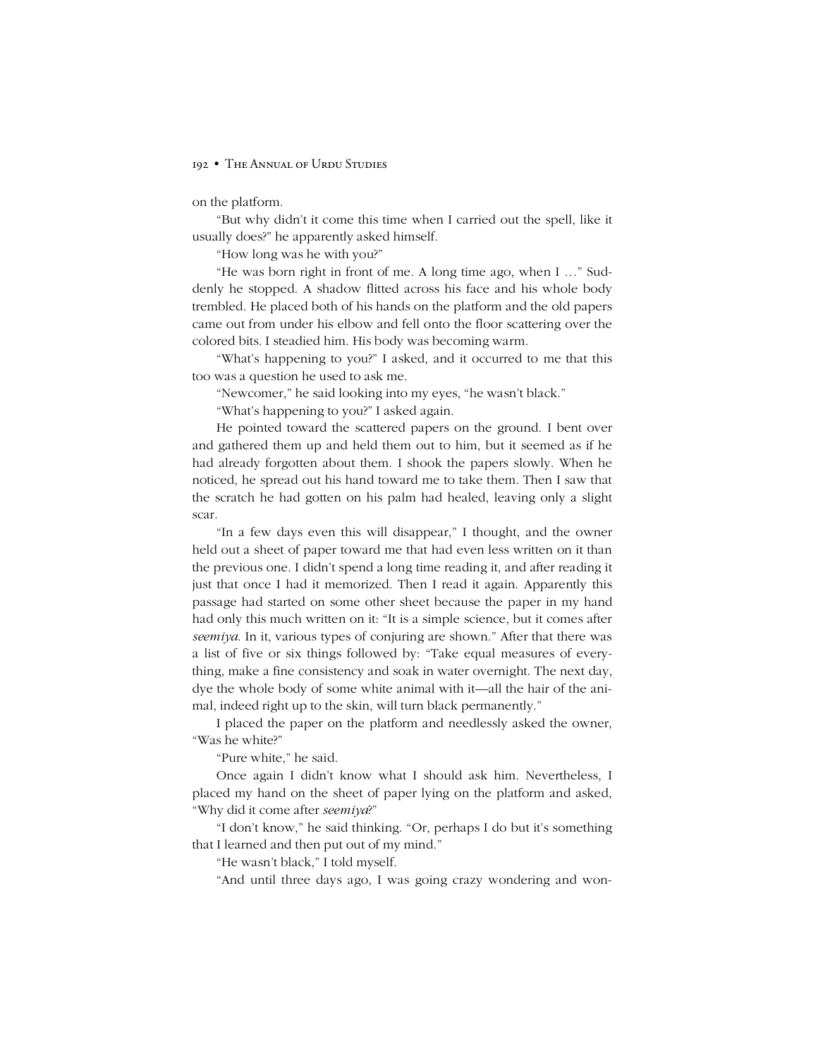on the platform.

"But why didn't it come this time when I carried out the spell, like it usually does?" he apparently asked himself.

"How long was he with you?"

"He was born right in front of me. A long time ago, when I …" Suddenly he stopped. A shadow flitted across his face and his whole body trembled. He placed both of his hands on the platform and the old papers came out from under his elbow and fell onto the floor scattering over the colored bits. I steadied him. His body was becoming warm.

"What's happening to you?" I asked, and it occurred to me that this too was a question he used to ask me.

"Newcomer," he said looking into my eyes, "he wasn't black."

"What's happening to you?" I asked again.

He pointed toward the scattered papers on the ground. I bent over and gathered them up and held them out to him, but it seemed as if he had already forgotten about them. I shook the papers slowly. When he noticed, he spread out his hand toward me to take them. Then I saw that the scratch he had gotten on his palm had healed, leaving only a slight scar.

"In a few days even this will disappear," I thought, and the owner held out a sheet of paper toward me that had even less written on it than the previous one. I didn't spend a long time reading it, and after reading it just that once I had it memorized. Then I read it again. Apparently this passage had started on some other sheet because the paper in my hand had only this much written on it: "It is a simple science, but it comes after *seemiya*. In it, various types of conjuring are shown." After that there was a list of five or six things followed by: "Take equal measures of everything, make a fine consistency and soak in water overnight. The next day, dye the whole body of some white animal with it—all the hair of the animal, indeed right up to the skin, will turn black permanently."

I placed the paper on the platform and needlessly asked the owner, "Was he white?"

"Pure white," he said.

Once again I didn't know what I should ask him. Nevertheless, I placed my hand on the sheet of paper lying on the platform and asked, "Why did it come after *seemiya*?"

"I don't know," he said thinking. "Or, perhaps I do but it's something that I learned and then put out of my mind."

"He wasn't black," I told myself.

"And until three days ago, I was going crazy wondering and won-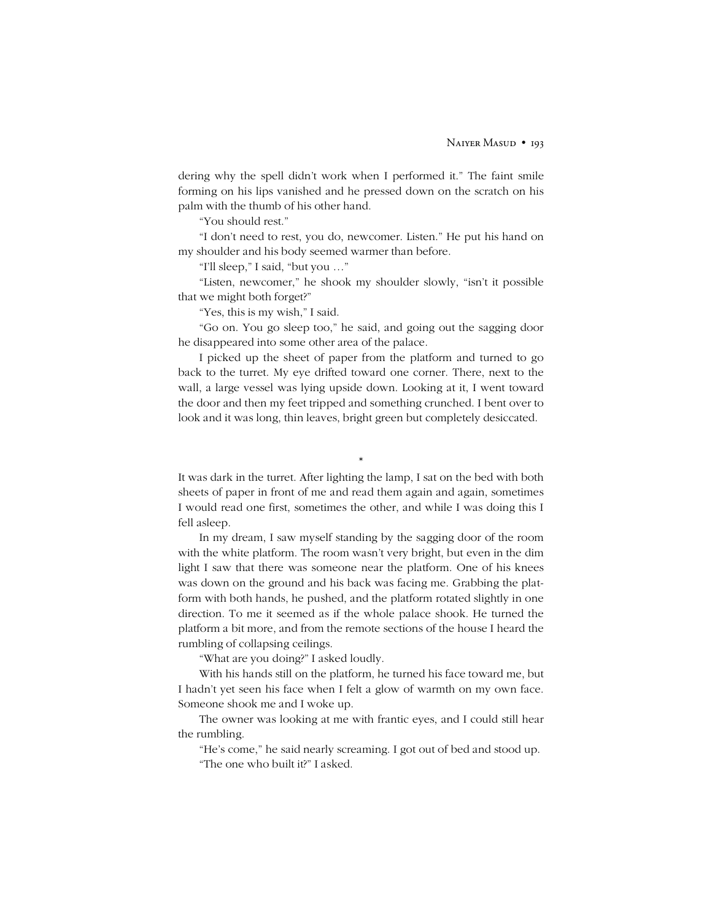dering why the spell didn't work when I performed it." The faint smile forming on his lips vanished and he pressed down on the scratch on his palm with the thumb of his other hand.

"You should rest."

"I don't need to rest, you do, newcomer. Listen." He put his hand on my shoulder and his body seemed warmer than before.

"I'll sleep," I said, "but you …"

"Listen, newcomer," he shook my shoulder slowly, "isn't it possible that we might both forget?"

"Yes, this is my wish," I said.

"Go on. You go sleep too," he said, and going out the sagging door he disappeared into some other area of the palace.

I picked up the sheet of paper from the platform and turned to go back to the turret. My eye drifted toward one corner. There, next to the wall, a large vessel was lying upside down. Looking at it, I went toward the door and then my feet tripped and something crunched. I bent over to look and it was long, thin leaves, bright green but completely desiccated.

*

It was dark in the turret. After lighting the lamp, I sat on the bed with both sheets of paper in front of me and read them again and again, sometimes I would read one first, sometimes the other, and while I was doing this I fell asleep.

In my dream, I saw myself standing by the sagging door of the room with the white platform. The room wasn't very bright, but even in the dim light I saw that there was someone near the platform. One of his knees was down on the ground and his back was facing me. Grabbing the platform with both hands, he pushed, and the platform rotated slightly in one direction. To me it seemed as if the whole palace shook. He turned the platform a bit more, and from the remote sections of the house I heard the rumbling of collapsing ceilings.

"What are you doing?" I asked loudly.

With his hands still on the platform, he turned his face toward me, but I hadn't yet seen his face when I felt a glow of warmth on my own face. Someone shook me and I woke up.

The owner was looking at me with frantic eyes, and I could still hear the rumbling.

"He's come," he said nearly screaming. I got out of bed and stood up.

"The one who built it?" I asked.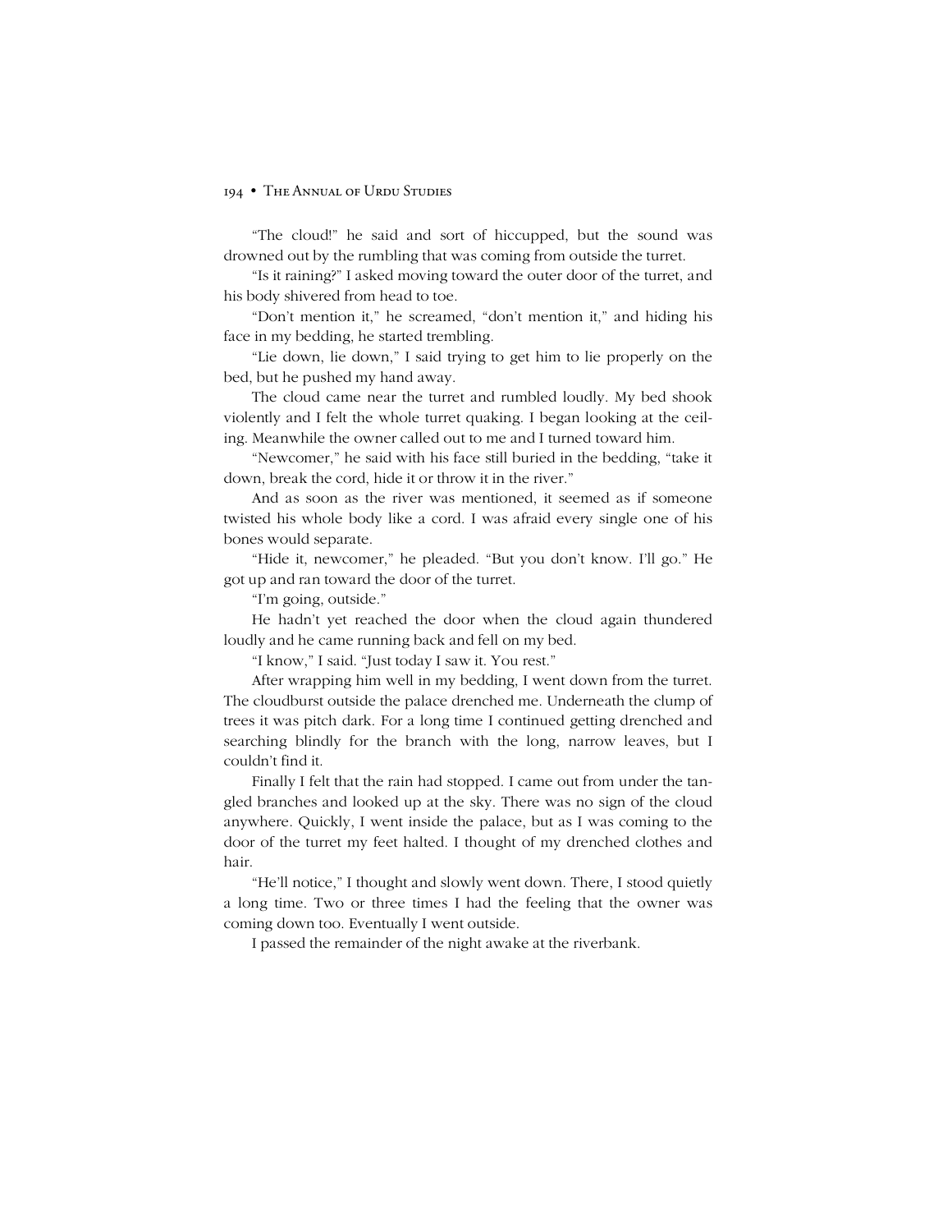"The cloud!" he said and sort of hiccupped, but the sound was drowned out by the rumbling that was coming from outside the turret.

"Is it raining?" I asked moving toward the outer door of the turret, and his body shivered from head to toe.

"Don't mention it," he screamed, "don't mention it," and hiding his face in my bedding, he started trembling.

"Lie down, lie down," I said trying to get him to lie properly on the bed, but he pushed my hand away.

The cloud came near the turret and rumbled loudly. My bed shook violently and I felt the whole turret quaking. I began looking at the ceiling. Meanwhile the owner called out to me and I turned toward him.

"Newcomer," he said with his face still buried in the bedding, "take it down, break the cord, hide it or throw it in the river."

And as soon as the river was mentioned, it seemed as if someone twisted his whole body like a cord. I was afraid every single one of his bones would separate.

"Hide it, newcomer," he pleaded. "But you don't know. I'll go." He got up and ran toward the door of the turret.

"I'm going, outside."

He hadn't yet reached the door when the cloud again thundered loudly and he came running back and fell on my bed.

"I know," I said. "Just today I saw it. You rest."

After wrapping him well in my bedding, I went down from the turret. The cloudburst outside the palace drenched me. Underneath the clump of trees it was pitch dark. For a long time I continued getting drenched and searching blindly for the branch with the long, narrow leaves, but I couldn't find it.

Finally I felt that the rain had stopped. I came out from under the tangled branches and looked up at the sky. There was no sign of the cloud anywhere. Quickly, I went inside the palace, but as I was coming to the door of the turret my feet halted. I thought of my drenched clothes and hair.

"He'll notice," I thought and slowly went down. There, I stood quietly a long time. Two or three times I had the feeling that the owner was coming down too. Eventually I went outside.

I passed the remainder of the night awake at the riverbank.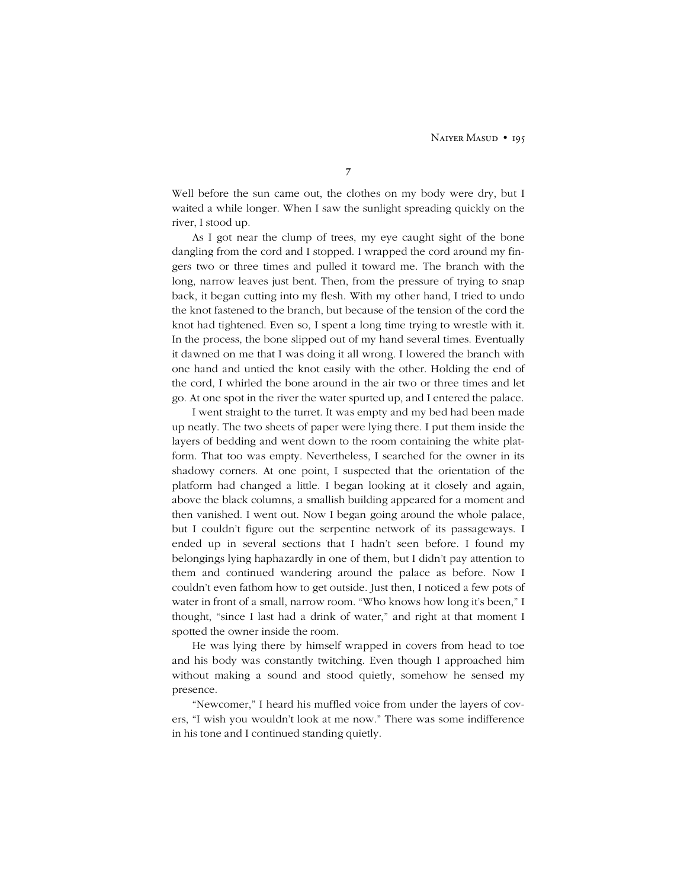7

Well before the sun came out, the clothes on my body were dry, but I waited a while longer. When I saw the sunlight spreading quickly on the river, I stood up.

As I got near the clump of trees, my eye caught sight of the bone dangling from the cord and I stopped. I wrapped the cord around my fingers two or three times and pulled it toward me. The branch with the long, narrow leaves just bent. Then, from the pressure of trying to snap back, it began cutting into my flesh. With my other hand, I tried to undo the knot fastened to the branch, but because of the tension of the cord the knot had tightened. Even so, I spent a long time trying to wrestle with it. In the process, the bone slipped out of my hand several times. Eventually it dawned on me that I was doing it all wrong. I lowered the branch with one hand and untied the knot easily with the other. Holding the end of the cord, I whirled the bone around in the air two or three times and let go. At one spot in the river the water spurted up, and I entered the palace.

I went straight to the turret. It was empty and my bed had been made up neatly. The two sheets of paper were lying there. I put them inside the layers of bedding and went down to the room containing the white platform. That too was empty. Nevertheless, I searched for the owner in its shadowy corners. At one point, I suspected that the orientation of the platform had changed a little. I began looking at it closely and again, above the black columns, a smallish building appeared for a moment and then vanished. I went out. Now I began going around the whole palace, but I couldn't figure out the serpentine network of its passageways. I ended up in several sections that I hadn't seen before. I found my belongings lying haphazardly in one of them, but I didn't pay attention to them and continued wandering around the palace as before. Now I couldn't even fathom how to get outside. Just then, I noticed a few pots of water in front of a small, narrow room. "Who knows how long it's been," I thought, "since I last had a drink of water," and right at that moment I spotted the owner inside the room.

He was lying there by himself wrapped in covers from head to toe and his body was constantly twitching. Even though I approached him without making a sound and stood quietly, somehow he sensed my presence.

"Newcomer," I heard his muffled voice from under the layers of covers, "I wish you wouldn't look at me now." There was some indifference in his tone and I continued standing quietly.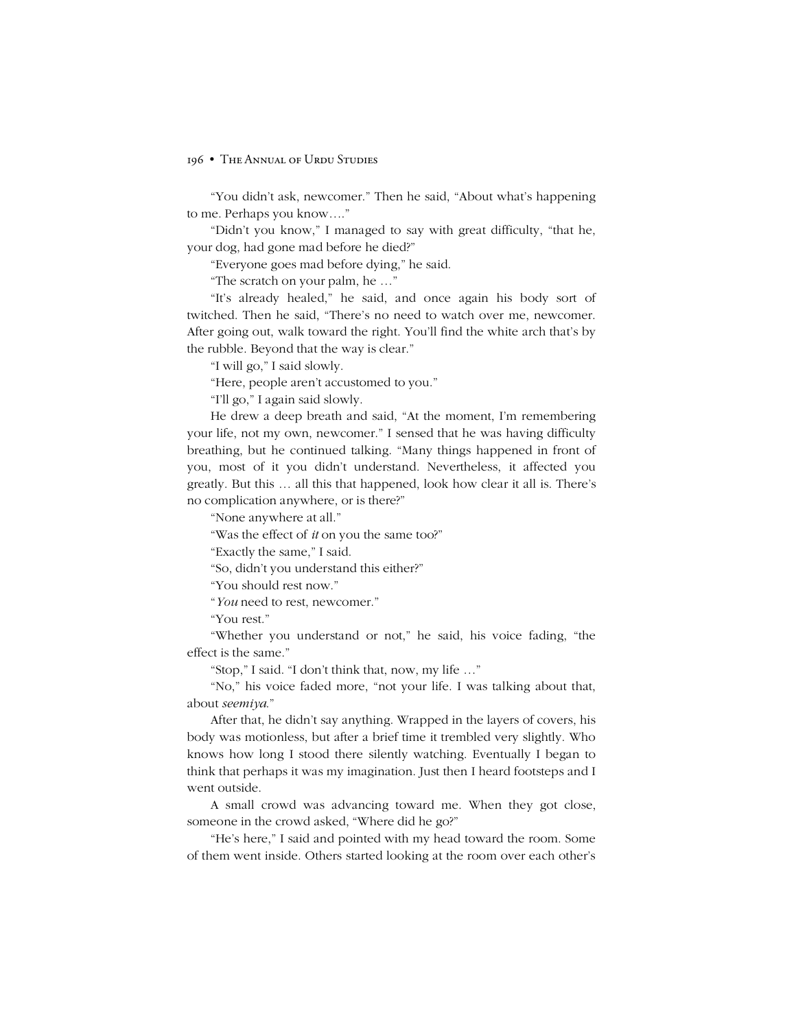"You didn't ask, newcomer." Then he said, "About what's happening to me. Perhaps you know…."

"Didn't you know," I managed to say with great difficulty, "that he, your dog, had gone mad before he died?"

"Everyone goes mad before dying," he said.

"The scratch on your palm, he …"

"It's already healed," he said, and once again his body sort of twitched. Then he said, "There's no need to watch over me, newcomer. After going out, walk toward the right. You'll find the white arch that's by the rubble. Beyond that the way is clear."

"I will go," I said slowly.

"Here, people aren't accustomed to you."

"I'll go," I again said slowly.

He drew a deep breath and said, "At the moment, I'm remembering your life, not my own, newcomer." I sensed that he was having difficulty breathing, but he continued talking. "Many things happened in front of you, most of it you didn't understand. Nevertheless, it affected you greatly. But this … all this that happened, look how clear it all is. There's no complication anywhere, or is there?"

"None anywhere at all."

"Was the effect of *it* on you the same too?"

"Exactly the same," I said.

"So, didn't you understand this either?"

"You should rest now."

"*You* need to rest, newcomer."

"You rest."

"Whether you understand or not," he said, his voice fading, "the effect is the same."

"Stop," I said. "I don't think that, now, my life …"

"No," his voice faded more, "not your life. I was talking about that, about *seemiya*."

After that, he didn't say anything. Wrapped in the layers of covers, his body was motionless, but after a brief time it trembled very slightly. Who knows how long I stood there silently watching. Eventually I began to think that perhaps it was my imagination. Just then I heard footsteps and I went outside.

A small crowd was advancing toward me. When they got close, someone in the crowd asked, "Where did he go?"

"He's here," I said and pointed with my head toward the room. Some of them went inside. Others started looking at the room over each other's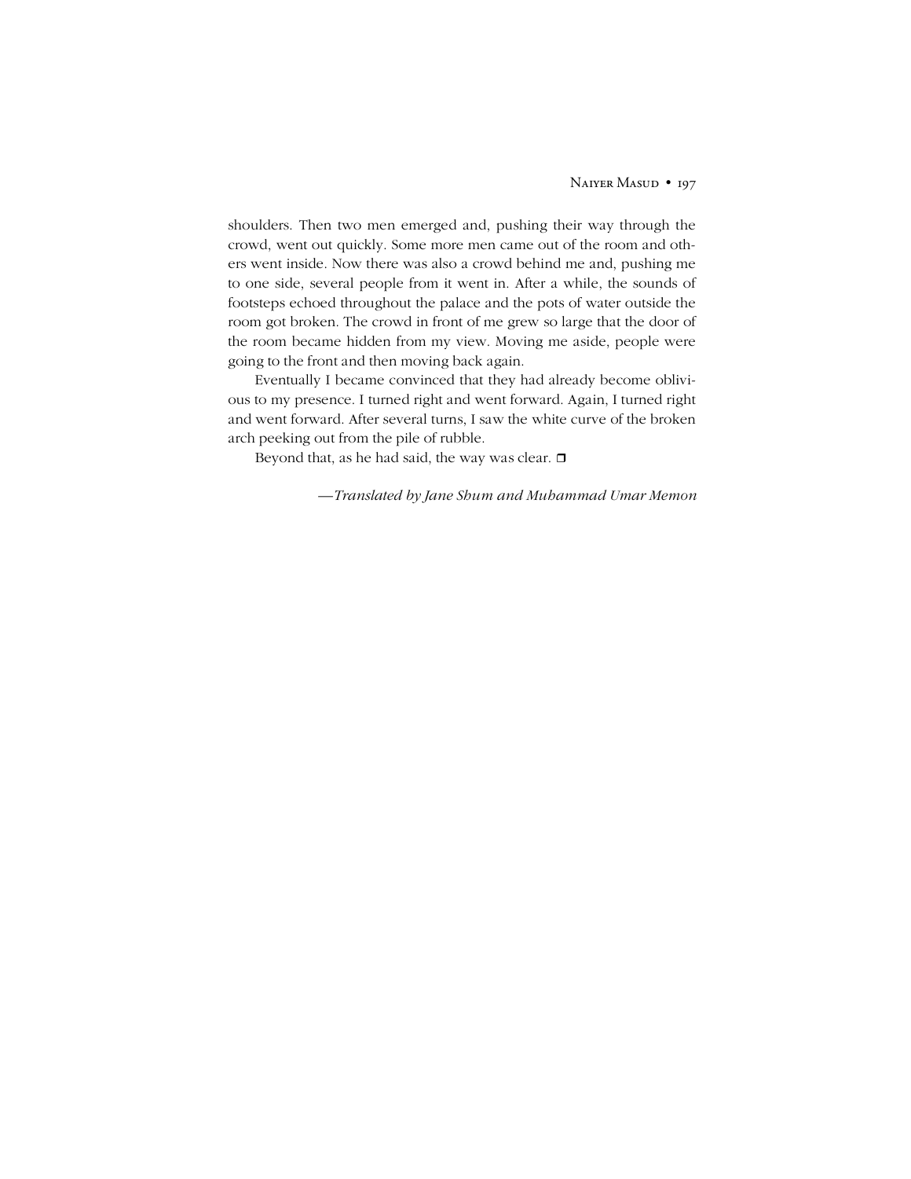shoulders. Then two men emerged and, pushing their way through the crowd, went out quickly. Some more men came out of the room and others went inside. Now there was also a crowd behind me and, pushing me to one side, several people from it went in. After a while, the sounds of footsteps echoed throughout the palace and the pots of water outside the room got broken. The crowd in front of me grew so large that the door of the room became hidden from my view. Moving me aside, people were going to the front and then moving back again.

Eventually I became convinced that they had already become oblivious to my presence. I turned right and went forward. Again, I turned right and went forward. After several turns, I saw the white curve of the broken arch peeking out from the pile of rubble.

Beyond that, as he had said, the way was clear. ❐

*—Translated by Jane Shum and Muhammad Umar Memon*